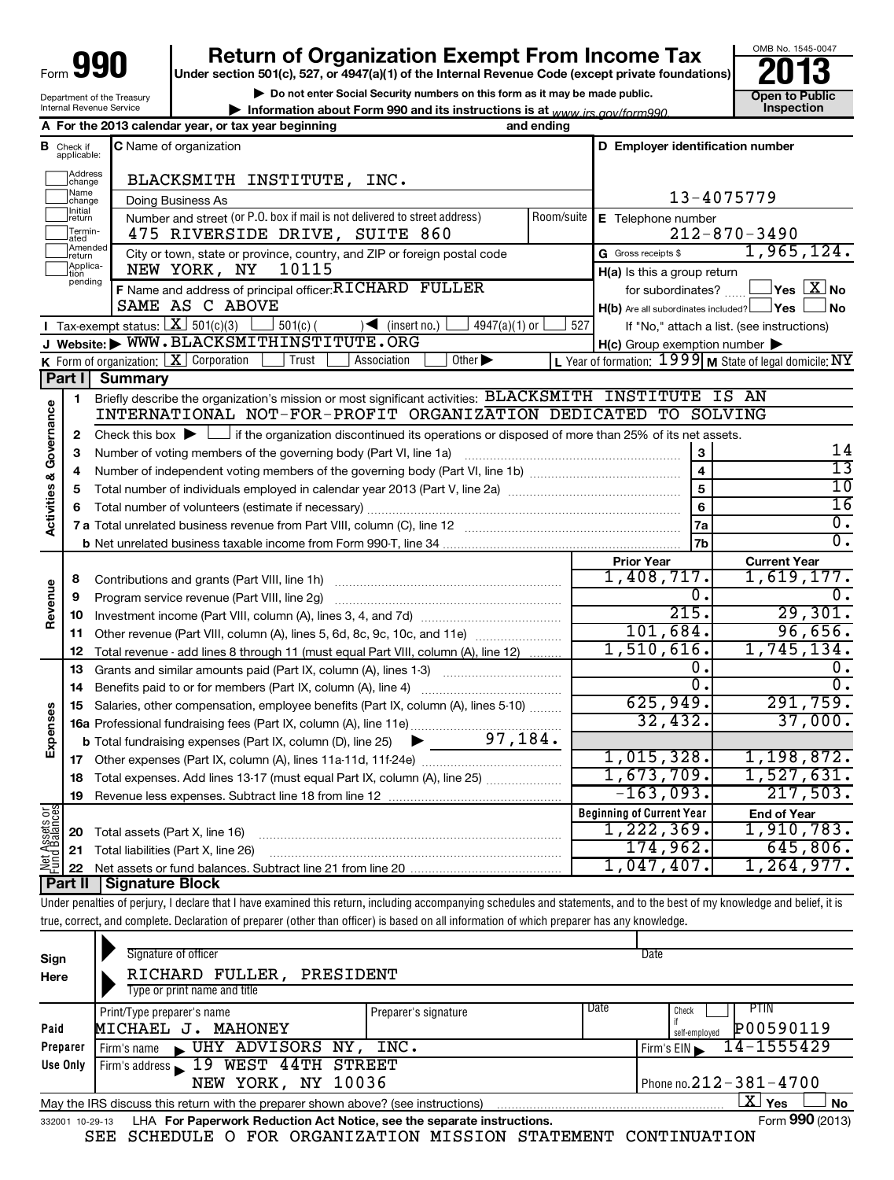Form **990**

# Return of Organization Exempt From Income Tax

**Under section 501(c), 527, or 4947(a)(1) of the Internal Revenue Code (except private foundations)**

▶ Do not enter Social Security numbers on this form as it may be made public.

▶ Information about Form 990 and its instructions is at www.irs.gov/form990.

Department of the Treasury
Internal Revenue Service

OMB No. 1545-0047

**2013**

**Open to Public Inspection**

**A** For the 2013 calendar year, or tax year beginning and ending

**B** Check if applicable: Address change, Name change, Initial return, Terminated, Amended return, Application pending

**C** Name of organization: BLACKSMITH INSTITUTE, INC.

Doing Business As

Number and street (or P.O. box if mail is not delivered to street address) Room/suite: 475 RIVERSIDE DRIVE, SUITE 860

City or town, state or province, country, and ZIP or foreign postal code: NEW YORK, NY 10115

**D** Employer identification number: 13-4075779

**E** Telephone number: 212-870-3490

**G** Gross receipts $ 1,965,124.

**F** Name and address of principal officer: RICHARD FULLER, SAME AS C ABOVE

**H(a)** Is this a group return for subordinates? ☐ Yes ☒ No

**H(b)** Are all subordinates included? ☐ Yes ☐ No — If "No," attach a list. (see instructions)

**I** Tax-exempt status: ☒ 501(c)(3) ☐ 501(c) ( ) ◀ (insert no.) ☐ 4947(a)(1) or ☐ 527

**J** Website: ▶ WWW.BLACKSMITHINSTITUTE.ORG

**H(c)** Group exemption number ▶

**K** Form of organization: ☒ Corporation ☐ Trust ☐ Association ☐ Other ▶

**L** Year of formation: 1999 **M** State of legal domicile: NY

## Part I Summary

**Activities & Governance**

1. Briefly describe the organization's mission or most significant activities: BLACKSMITH INSTITUTE IS AN INTERNATIONAL NOT-FOR-PROFIT ORGANIZATION DEDICATED TO SOLVING
2. Check this box ▶ ☐ if the organization discontinued its operations or disposed of more than 25% of its net assets.

| | | | |
|---|---|---|---|
| 3 | Number of voting members of the governing body (Part VI, line 1a) | 3 | 14 |
| 4 | Number of independent voting members of the governing body (Part VI, line 1b) | 4 | 13 |
| 5 | Total number of individuals employed in calendar year 2013 (Part V, line 2a) | 5 | 10 |
| 6 | Total number of volunteers (estimate if necessary) | 6 | 16 |
| 7a | Total unrelated business revenue from Part VIII, column (C), line 12 | 7a | 0. |
| b | Net unrelated business taxable income from Form 990-T, line 34 | 7b | 0. |

| | | Prior Year | Current Year |
|---|---|---|---|
| **Revenue** | | | |
| 8 | Contributions and grants (Part VIII, line 1h) | 1,408,717. | 1,619,177. |
| 9 | Program service revenue (Part VIII, line 2g) | 0. | 0. |
| 10 | Investment income (Part VIII, column (A), lines 3, 4, and 7d) | 215. | 29,301. |
| 11 | Other revenue (Part VIII, column (A), lines 5, 6d, 8c, 9c, 10c, and 11e) | 101,684. | 96,656. |
| 12 | Total revenue - add lines 8 through 11 (must equal Part VIII, column (A), line 12) | 1,510,616. | 1,745,134. |
| **Expenses** | | | |
| 13 | Grants and similar amounts paid (Part IX, column (A), lines 1-3) | 0. | 0. |
| 14 | Benefits paid to or for members (Part IX, column (A), line 4) | 0. | 0. |
| 15 | Salaries, other compensation, employee benefits (Part IX, column (A), lines 5-10) | 625,949. | 291,759. |
| 16a | Professional fundraising fees (Part IX, column (A), line 11e) | 32,432. | 37,000. |
| b | Total fundraising expenses (Part IX, column (D), line 25) ▶ 97,184. | | |
| 17 | Other expenses (Part IX, column (A), lines 11a-11d, 11f-24e) | 1,015,328. | 1,198,872. |
| 18 | Total expenses. Add lines 13-17 (must equal Part IX, column (A), line 25) | 1,673,709. | 1,527,631. |
| 19 | Revenue less expenses. Subtract line 18 from line 12 | -163,093. | 217,503. |

| | **Net Assets or Fund Balances** | Beginning of Current Year | End of Year |
|---|---|---|---|
| 20 | Total assets (Part X, line 16) | 1,222,369. | 1,910,783. |
| 21 | Total liabilities (Part X, line 26) | 174,962. | 645,806. |
| 22 | Net assets or fund balances. Subtract line 21 from line 20 | 1,047,407. | 1,264,977. |

## Part II Signature Block

Under penalties of perjury, I declare that I have examined this return, including accompanying schedules and statements, and to the best of my knowledge and belief, it is true, correct, and complete. Declaration of preparer (other than officer) is based on all information of which preparer has any knowledge.

**Sign Here**

Signature of officer | Date

RICHARD FULLER, PRESIDENT
Type or print name and title

**Paid Preparer Use Only**

| Print/Type preparer's name | Preparer's signature | Date | Check if self-employed | PTIN |
|---|---|---|---|---|
| MICHAEL J. MAHONEY | | | ☐ | P00590119 |

Firm's name ▶ UHY ADVISORS NY, INC. | Firm's EIN ▶ 14-1555429

Firm's address ▶ 19 WEST 44TH STREET, NEW YORK, NY 10036 | Phone no. 212-381-4700

May the IRS discuss this return with the preparer shown above? (see instructions) ☒ Yes ☐ No

332001 10-29-13 LHA For Paperwork Reduction Act Notice, see the separate instructions. Form **990** (2013)

SEE SCHEDULE O FOR ORGANIZATION MISSION STATEMENT CONTINUATION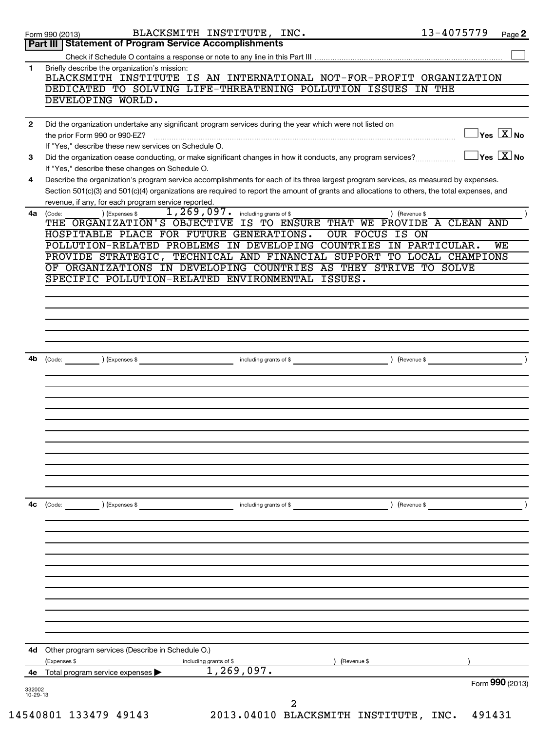Form 990 (2013) BLACKSMITH INSTITUTE, INC. 13-4075779 Page 2

## Part III Statement of Program Service Accomplishments

Check if Schedule O contains a response or note to any line in this Part III ☐

**1** Briefly describe the organization's mission:

BLACKSMITH INSTITUTE IS AN INTERNATIONAL NOT-FOR-PROFIT ORGANIZATION DEDICATED TO SOLVING LIFE-THREATENING POLLUTION ISSUES IN THE DEVELOPING WORLD.

**2** Did the organization undertake any significant program services during the year which were not listed on the prior Form 990 or 990-EZ? ☐ Yes ☒ No

If "Yes," describe these new services on Schedule O.

**3** Did the organization cease conducting, or make significant changes in how it conducts, any program services? ☐ Yes ☒ No

If "Yes," describe these changes on Schedule O.

**4** Describe the organization's program service accomplishments for each of its three largest program services, as measured by expenses. Section 501(c)(3) and 501(c)(4) organizations are required to report the amount of grants and allocations to others, the total expenses, and revenue, if any, for each program service reported.

**4a** (Code: ) (Expenses $ 1,269,097. including grants of $ ) (Revenue $ )

THE ORGANIZATION'S OBJECTIVE IS TO ENSURE THAT WE PROVIDE A CLEAN AND HOSPITABLE PLACE FOR FUTURE GENERATIONS. OUR FOCUS IS ON POLLUTION-RELATED PROBLEMS IN DEVELOPING COUNTRIES IN PARTICULAR. WE PROVIDE STRATEGIC, TECHNICAL AND FINANCIAL SUPPORT TO LOCAL CHAMPIONS OF ORGANIZATIONS IN DEVELOPING COUNTRIES AS THEY STRIVE TO SOLVE SPECIFIC POLLUTION-RELATED ENVIRONMENTAL ISSUES.

**4b** (Code: ) (Expenses $ including grants of $ ) (Revenue $ )

**4c** (Code: ) (Expenses $ including grants of $ ) (Revenue $ )

**4d** Other program services (Describe in Schedule O.)

(Expenses $ including grants of $ ) (Revenue $ )

**4e** Total program service expenses ▶ 1,269,097.

Form 990 (2013)

332002 10-29-13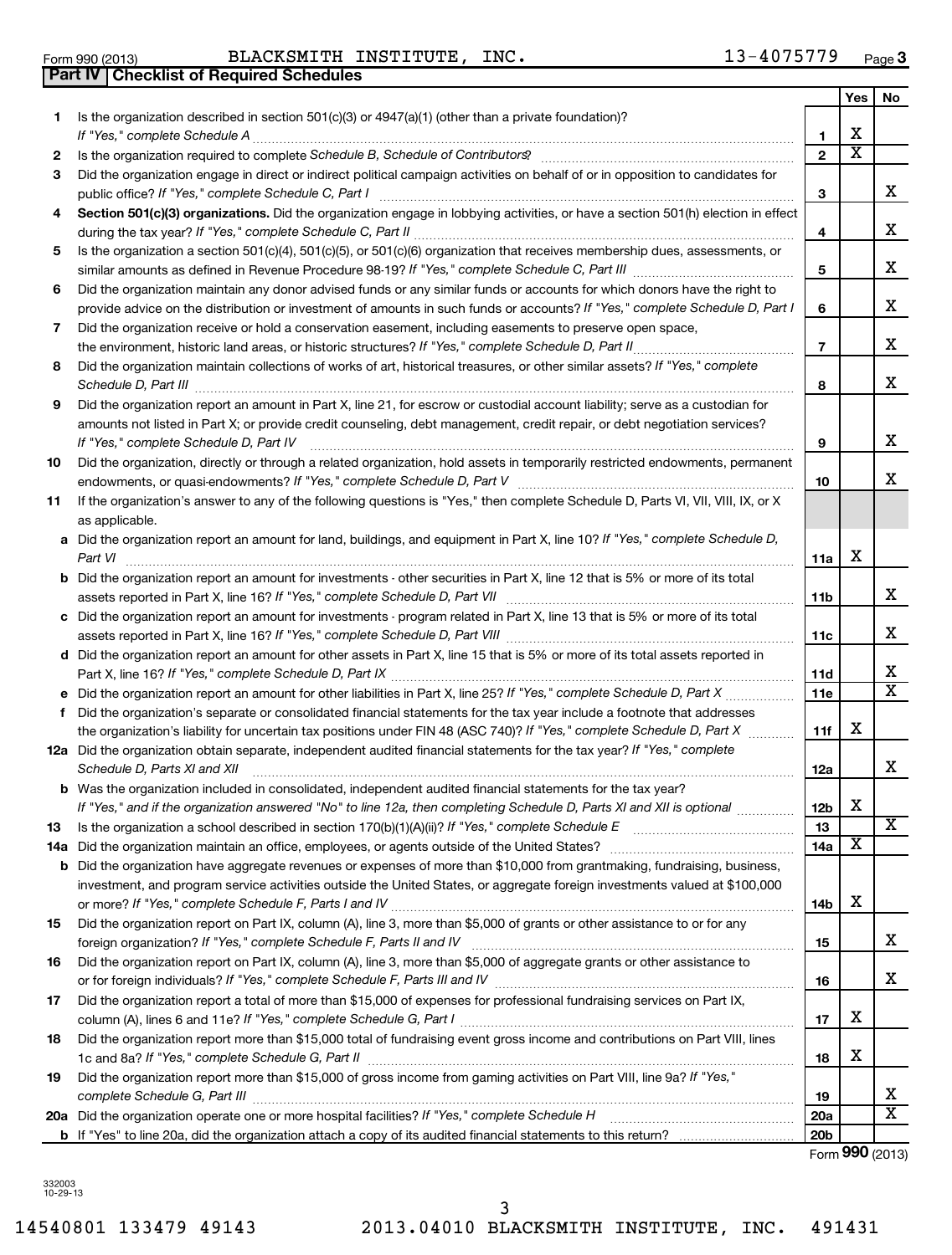Form 990 (2013) BLACKSMITH INSTITUTE, INC. 13-4075779 Page 3

**Part IV Checklist of Required Schedules**

| | | | Yes | No |
|---|---|---|---|---|
| 1 | Is the organization described in section 501(c)(3) or 4947(a)(1) (other than a private foundation)? *If "Yes," complete Schedule A* | 1 | X | |
| 2 | Is the organization required to complete *Schedule B, Schedule of Contributors*? | 2 | X | |
| 3 | Did the organization engage in direct or indirect political campaign activities on behalf of or in opposition to candidates for public office? *If "Yes," complete Schedule C, Part I* | 3 | | X |
| 4 | **Section 501(c)(3) organizations.** Did the organization engage in lobbying activities, or have a section 501(h) election in effect during the tax year? *If "Yes," complete Schedule C, Part II* | 4 | | X |
| 5 | Is the organization a section 501(c)(4), 501(c)(5), or 501(c)(6) organization that receives membership dues, assessments, or similar amounts as defined in Revenue Procedure 98-19? *If "Yes," complete Schedule C, Part III* | 5 | | X |
| 6 | Did the organization maintain any donor advised funds or any similar funds or accounts for which donors have the right to provide advice on the distribution or investment of amounts in such funds or accounts? *If "Yes," complete Schedule D, Part I* | 6 | | X |
| 7 | Did the organization receive or hold a conservation easement, including easements to preserve open space, the environment, historic land areas, or historic structures? *If "Yes," complete Schedule D, Part II* | 7 | | X |
| 8 | Did the organization maintain collections of works of art, historical treasures, or other similar assets? *If "Yes," complete Schedule D, Part III* | 8 | | X |
| 9 | Did the organization report an amount in Part X, line 21, for escrow or custodial account liability; serve as a custodian for amounts not listed in Part X; or provide credit counseling, debt management, credit repair, or debt negotiation services? *If "Yes," complete Schedule D, Part IV* | 9 | | X |
| 10 | Did the organization, directly or through a related organization, hold assets in temporarily restricted endowments, permanent endowments, or quasi-endowments? *If "Yes," complete Schedule D, Part V* | 10 | | X |
| 11 | If the organization's answer to any of the following questions is "Yes," then complete Schedule D, Parts VI, VII, VIII, IX, or X as applicable. | | | |
| a | Did the organization report an amount for land, buildings, and equipment in Part X, line 10? *If "Yes," complete Schedule D, Part VI* | 11a | X | |
| b | Did the organization report an amount for investments - other securities in Part X, line 12 that is 5% or more of its total assets reported in Part X, line 16? *If "Yes," complete Schedule D, Part VII* | 11b | | X |
| c | Did the organization report an amount for investments - program related in Part X, line 13 that is 5% or more of its total assets reported in Part X, line 16? *If "Yes," complete Schedule D, Part VIII* | 11c | | X |
| d | Did the organization report an amount for other assets in Part X, line 15 that is 5% or more of its total assets reported in Part X, line 16? *If "Yes," complete Schedule D, Part IX* | 11d | | X |
| e | Did the organization report an amount for other liabilities in Part X, line 25? *If "Yes," complete Schedule D, Part X* | 11e | | X |
| f | Did the organization's separate or consolidated financial statements for the tax year include a footnote that addresses the organization's liability for uncertain tax positions under FIN 48 (ASC 740)? *If "Yes," complete Schedule D, Part X* | 11f | X | |
| 12a | Did the organization obtain separate, independent audited financial statements for the tax year? *If "Yes," complete Schedule D, Parts XI and XII* | 12a | | X |
| b | Was the organization included in consolidated, independent audited financial statements for the tax year? *If "Yes," and if the organization answered "No" to line 12a, then completing Schedule D, Parts XI and XII is optional* | 12b | X | |
| 13 | Is the organization a school described in section 170(b)(1)(A)(ii)? *If "Yes," complete Schedule E* | 13 | | X |
| 14a | Did the organization maintain an office, employees, or agents outside of the United States? | 14a | X | |
| b | Did the organization have aggregate revenues or expenses of more than $10,000 from grantmaking, fundraising, business, investment, and program service activities outside the United States, or aggregate foreign investments valued at $100,000 or more? *If "Yes," complete Schedule F, Parts I and IV* | 14b | X | |
| 15 | Did the organization report on Part IX, column (A), line 3, more than $5,000 of grants or other assistance to or for any foreign organization? *If "Yes," complete Schedule F, Parts II and IV* | 15 | | X |
| 16 | Did the organization report on Part IX, column (A), line 3, more than $5,000 of aggregate grants or other assistance to or for foreign individuals? *If "Yes," complete Schedule F, Parts III and IV* | 16 | | X |
| 17 | Did the organization report a total of more than $15,000 of expenses for professional fundraising services on Part IX, column (A), lines 6 and 11e? *If "Yes," complete Schedule G, Part I* | 17 | X | |
| 18 | Did the organization report more than $15,000 total of fundraising event gross income and contributions on Part VIII, lines 1c and 8a? *If "Yes," complete Schedule G, Part II* | 18 | X | |
| 19 | Did the organization report more than $15,000 of gross income from gaming activities on Part VIII, line 9a? *If "Yes," complete Schedule G, Part III* | 19 | | X |
| 20a | Did the organization operate one or more hospital facilities? *If "Yes," complete Schedule H* | 20a | | X |
| b | If "Yes" to line 20a, did the organization attach a copy of its audited financial statements to this return? | 20b | | |

Form **990** (2013)

332003 10-29-13

14540801 133479 49143 2013.04010 BLACKSMITH INSTITUTE, INC. 491431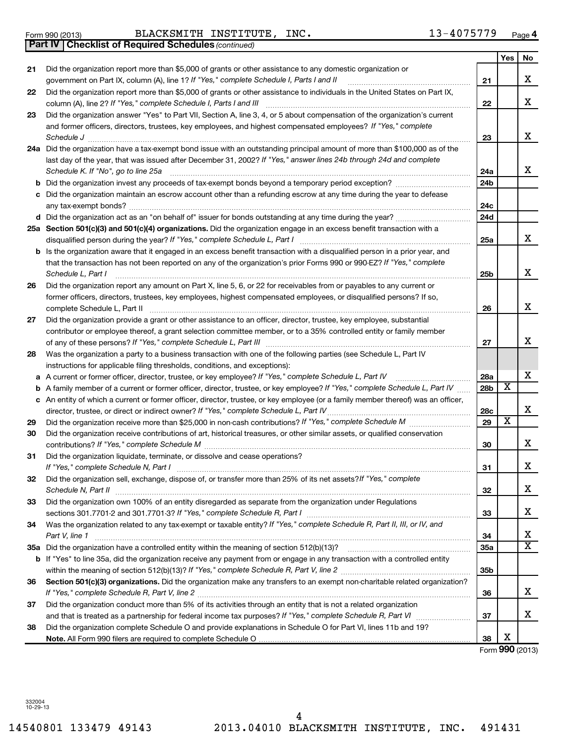Form 990 (2013) BLACKSMITH INSTITUTE, INC. 13-4075779

**Part IV Checklist of Required Schedules** *(continued)*

| | | | Yes | No |
|---|---|---|---|---|
| 21 | Did the organization report more than $5,000 of grants or other assistance to any domestic organization or government on Part IX, column (A), line 1? *If "Yes," complete Schedule I, Parts I and II* | 21 | | X |
| 22 | Did the organization report more than $5,000 of grants or other assistance to individuals in the United States on Part IX, column (A), line 2? *If "Yes," complete Schedule I, Parts I and III* | 22 | | X |
| 23 | Did the organization answer "Yes" to Part VII, Section A, line 3, 4, or 5 about compensation of the organization's current and former officers, directors, trustees, key employees, and highest compensated employees? *If "Yes," complete Schedule J* | 23 | | X |
| 24a | Did the organization have a tax-exempt bond issue with an outstanding principal amount of more than $100,000 as of the last day of the year, that was issued after December 31, 2002? *If "Yes," answer lines 24b through 24d and complete Schedule K. If "No", go to line 25a* | 24a | | X |
| b | Did the organization invest any proceeds of tax-exempt bonds beyond a temporary period exception? | 24b | | |
| c | Did the organization maintain an escrow account other than a refunding escrow at any time during the year to defease any tax-exempt bonds? | 24c | | |
| d | Did the organization act as an "on behalf of" issuer for bonds outstanding at any time during the year? | 24d | | |
| 25a | **Section 501(c)(3) and 501(c)(4) organizations.** Did the organization engage in an excess benefit transaction with a disqualified person during the year? *If "Yes," complete Schedule L, Part I* | 25a | | X |
| b | Is the organization aware that it engaged in an excess benefit transaction with a disqualified person in a prior year, and that the transaction has not been reported on any of the organization's prior Forms 990 or 990-EZ? *If "Yes," complete Schedule L, Part I* | 25b | | X |
| 26 | Did the organization report any amount on Part X, line 5, 6, or 22 for receivables from or payables to any current or former officers, directors, trustees, key employees, highest compensated employees, or disqualified persons? If so, complete Schedule L, Part II | 26 | | X |
| 27 | Did the organization provide a grant or other assistance to an officer, director, trustee, key employee, substantial contributor or employee thereof, a grant selection committee member, or to a 35% controlled entity or family member of any of these persons? *If "Yes," complete Schedule L, Part III* | 27 | | X |
| 28 | Was the organization a party to a business transaction with one of the following parties (see Schedule L, Part IV instructions for applicable filing thresholds, conditions, and exceptions): | | | |
| a | A current or former officer, director, trustee, or key employee? *If "Yes," complete Schedule L, Part IV* | 28a | | X |
| b | A family member of a current or former officer, director, trustee, or key employee? *If "Yes," complete Schedule L, Part IV* | 28b | X | |
| c | An entity of which a current or former officer, director, trustee, or key employee (or a family member thereof) was an officer, director, trustee, or direct or indirect owner? *If "Yes," complete Schedule L, Part IV* | 28c | | X |
| 29 | Did the organization receive more than $25,000 in non-cash contributions? *If "Yes," complete Schedule M* | 29 | X | |
| 30 | Did the organization receive contributions of art, historical treasures, or other similar assets, or qualified conservation contributions? *If "Yes," complete Schedule M* | 30 | | X |
| 31 | Did the organization liquidate, terminate, or dissolve and cease operations? *If "Yes," complete Schedule N, Part I* | 31 | | X |
| 32 | Did the organization sell, exchange, dispose of, or transfer more than 25% of its net assets? *If "Yes," complete Schedule N, Part II* | 32 | | X |
| 33 | Did the organization own 100% of an entity disregarded as separate from the organization under Regulations sections 301.7701-2 and 301.7701-3? *If "Yes," complete Schedule R, Part I* | 33 | | X |
| 34 | Was the organization related to any tax-exempt or taxable entity? *If "Yes," complete Schedule R, Part II, III, or IV, and Part V, line 1* | 34 | | X |
| 35a | Did the organization have a controlled entity within the meaning of section 512(b)(13)? | 35a | | X |
| b | If "Yes" to line 35a, did the organization receive any payment from or engage in any transaction with a controlled entity within the meaning of section 512(b)(13)? *If "Yes," complete Schedule R, Part V, line 2* | 35b | | |
| 36 | **Section 501(c)(3) organizations.** Did the organization make any transfers to an exempt non-charitable related organization? *If "Yes," complete Schedule R, Part V, line 2* | 36 | | X |
| 37 | Did the organization conduct more than 5% of its activities through an entity that is not a related organization and that is treated as a partnership for federal income tax purposes? *If "Yes," complete Schedule R, Part VI* | 37 | | X |
| 38 | Did the organization complete Schedule O and provide explanations in Schedule O for Part VI, lines 11b and 19? **Note.** All Form 990 filers are required to complete Schedule O | 38 | X | |

Form **990** (2013)

332004 10-29-13

14540801 133479 49143 2013.04010 BLACKSMITH INSTITUTE, INC. 491431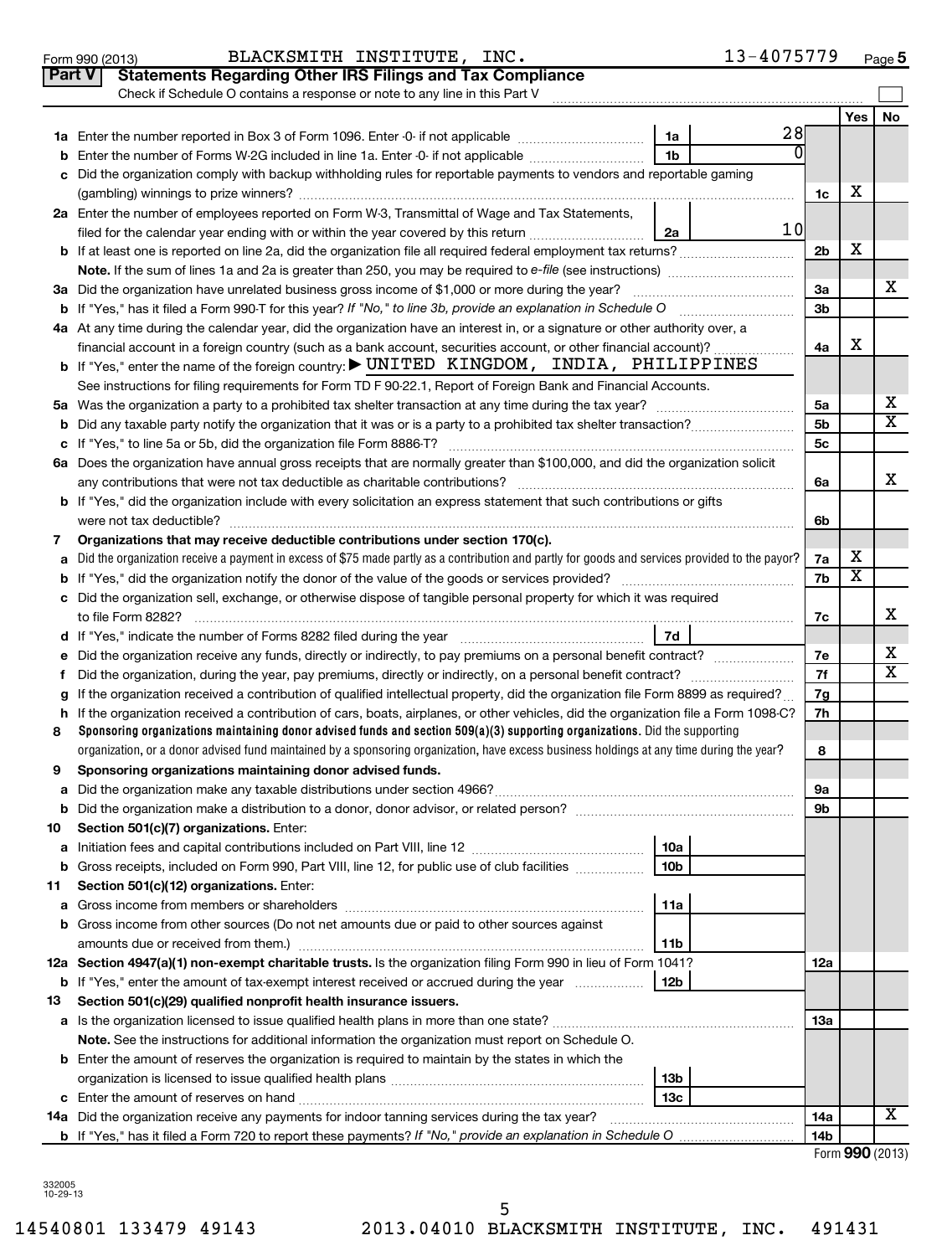Form 990 (2013) BLACKSMITH INSTITUTE, INC. 13-4075779 Page 5

## Part V Statements Regarding Other IRS Filings and Tax Compliance

Check if Schedule O contains a response or note to any line in this Part V

| | | | | | Yes | No |
|---|---|---|---|---|---|---|
| 1a | Enter the number reported in Box 3 of Form 1096. Enter -0- if not applicable | 1a | 28 | | | |
| b | Enter the number of Forms W-2G included in line 1a. Enter -0- if not applicable | 1b | 0 | | | |
| c | Did the organization comply with backup withholding rules for reportable payments to vendors and reportable gaming (gambling) winnings to prize winners? | | | 1c | X | |
| 2a | Enter the number of employees reported on Form W-3, Transmittal of Wage and Tax Statements, filed for the calendar year ending with or within the year covered by this return | 2a | 10 | | | |
| b | If at least one is reported on line 2a, did the organization file all required federal employment tax returns? | | | 2b | X | |
| | **Note.** If the sum of lines 1a and 2a is greater than 250, you may be required to e-file (see instructions) | | | | | |
| 3a | Did the organization have unrelated business gross income of $1,000 or more during the year? | | | 3a | | X |
| b | If "Yes," has it filed a Form 990-T for this year? *If "No," to line 3b, provide an explanation in Schedule O* | | | 3b | | |
| 4a | At any time during the calendar year, did the organization have an interest in, or a signature or other authority over, a financial account in a foreign country (such as a bank account, securities account, or other financial account)? | | | 4a | X | |
| b | If "Yes," enter the name of the foreign country: ▶ UNITED KINGDOM, INDIA, PHILIPPINES | | | | | |
| | See instructions for filing requirements for Form TD F 90-22.1, Report of Foreign Bank and Financial Accounts. | | | | | |
| 5a | Was the organization a party to a prohibited tax shelter transaction at any time during the tax year? | | | 5a | | X |
| b | Did any taxable party notify the organization that it was or is a party to a prohibited tax shelter transaction? | | | 5b | | X |
| c | If "Yes," to line 5a or 5b, did the organization file Form 8886-T? | | | 5c | | |
| 6a | Does the organization have annual gross receipts that are normally greater than $100,000, and did the organization solicit any contributions that were not tax deductible as charitable contributions? | | | 6a | | X |
| b | If "Yes," did the organization include with every solicitation an express statement that such contributions or gifts were not tax deductible? | | | 6b | | |
| 7 | **Organizations that may receive deductible contributions under section 170(c).** | | | | | |
| a | Did the organization receive a payment in excess of $75 made partly as a contribution and partly for goods and services provided to the payor? | | | 7a | X | |
| b | If "Yes," did the organization notify the donor of the value of the goods or services provided? | | | 7b | X | |
| c | Did the organization sell, exchange, or otherwise dispose of tangible personal property for which it was required to file Form 8282? | | | 7c | | X |
| d | If "Yes," indicate the number of Forms 8282 filed during the year | 7d | | | | |
| e | Did the organization receive any funds, directly or indirectly, to pay premiums on a personal benefit contract? | | | 7e | | X |
| f | Did the organization, during the year, pay premiums, directly or indirectly, on a personal benefit contract? | | | 7f | | X |
| g | If the organization received a contribution of qualified intellectual property, did the organization file Form 8899 as required? | | | 7g | | |
| h | If the organization received a contribution of cars, boats, airplanes, or other vehicles, did the organization file a Form 1098-C? | | | 7h | | |
| 8 | **Sponsoring organizations maintaining donor advised funds and section 509(a)(3) supporting organizations.** Did the supporting organization, or a donor advised fund maintained by a sponsoring organization, have excess business holdings at any time during the year? | | | 8 | | |
| 9 | **Sponsoring organizations maintaining donor advised funds.** | | | | | |
| a | Did the organization make any taxable distributions under section 4966? | | | 9a | | |
| b | Did the organization make a distribution to a donor, donor advisor, or related person? | | | 9b | | |
| 10 | **Section 501(c)(7) organizations.** Enter: | | | | | |
| a | Initiation fees and capital contributions included on Part VIII, line 12 | 10a | | | | |
| b | Gross receipts, included on Form 990, Part VIII, line 12, for public use of club facilities | 10b | | | | |
| 11 | **Section 501(c)(12) organizations.** Enter: | | | | | |
| a | Gross income from members or shareholders | 11a | | | | |
| b | Gross income from other sources (Do not net amounts due or paid to other sources against amounts due or received from them.) | 11b | | | | |
| 12a | **Section 4947(a)(1) non-exempt charitable trusts.** Is the organization filing Form 990 in lieu of Form 1041? | | | 12a | | |
| b | If "Yes," enter the amount of tax-exempt interest received or accrued during the year | 12b | | | | |
| 13 | **Section 501(c)(29) qualified nonprofit health insurance issuers.** | | | | | |
| a | Is the organization licensed to issue qualified health plans in more than one state? | | | 13a | | |
| | **Note.** See the instructions for additional information the organization must report on Schedule O. | | | | | |
| b | Enter the amount of reserves the organization is required to maintain by the states in which the organization is licensed to issue qualified health plans | 13b | | | | |
| c | Enter the amount of reserves on hand | 13c | | | | |
| 14a | Did the organization receive any payments for indoor tanning services during the tax year? | | | 14a | | X |
| b | If "Yes," has it filed a Form 720 to report these payments? *If "No," provide an explanation in Schedule O* | | | 14b | | |

Form **990** (2013)

332005 10-29-13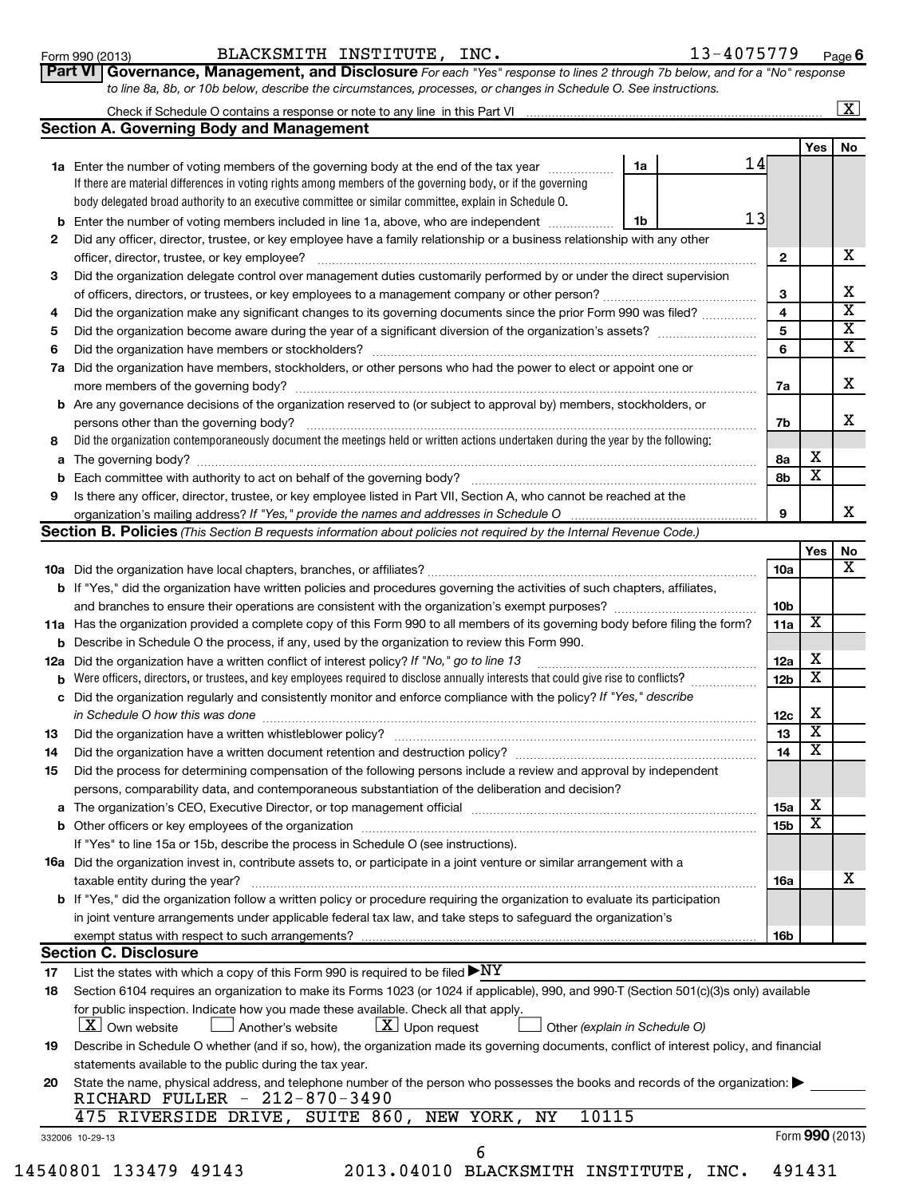Form 990 (2013) BLACKSMITH INSTITUTE, INC. 13-4075779 Page 6

**Part VI Governance, Management, and Disclosure** *For each "Yes" response to lines 2 through 7b below, and for a "No" response to line 8a, 8b, or 10b below, describe the circumstances, processes, or changes in Schedule O. See instructions.*

Check if Schedule O contains a response or note to any line in this Part VI [X]

## Section A. Governing Body and Management

| | | | Yes | No |
|---|---|---|---|---|
| 1a | Enter the number of voting members of the governing body at the end of the tax year — 1a: 14. If there are material differences in voting rights among members of the governing body, or if the governing body delegated broad authority to an executive committee or similar committee, explain in Schedule O. | | | |
| b | Enter the number of voting members included in line 1a, above, who are independent — 1b: 13 | | | |
| 2 | Did any officer, director, trustee, or key employee have a family relationship or a business relationship with any other officer, director, trustee, or key employee? | 2 | | X |
| 3 | Did the organization delegate control over management duties customarily performed by or under the direct supervision of officers, directors, or trustees, or key employees to a management company or other person? | 3 | | X |
| 4 | Did the organization make any significant changes to its governing documents since the prior Form 990 was filed? | 4 | | X |
| 5 | Did the organization become aware during the year of a significant diversion of the organization's assets? | 5 | | X |
| 6 | Did the organization have members or stockholders? | 6 | | X |
| 7a | Did the organization have members, stockholders, or other persons who had the power to elect or appoint one or more members of the governing body? | 7a | | X |
| b | Are any governance decisions of the organization reserved to (or subject to approval by) members, stockholders, or persons other than the governing body? | 7b | | X |
| 8 | Did the organization contemporaneously document the meetings held or written actions undertaken during the year by the following: | | | |
| a | The governing body? | 8a | X | |
| b | Each committee with authority to act on behalf of the governing body? | 8b | X | |
| 9 | Is there any officer, director, trustee, or key employee listed in Part VII, Section A, who cannot be reached at the organization's mailing address? *If "Yes," provide the names and addresses in Schedule O* | 9 | | X |

## Section B. Policies *(This Section B requests information about policies not required by the Internal Revenue Code.)*

| | | | Yes | No |
|---|---|---|---|---|
| 10a | Did the organization have local chapters, branches, or affiliates? | 10a | | X |
| b | If "Yes," did the organization have written policies and procedures governing the activities of such chapters, affiliates, and branches to ensure their operations are consistent with the organization's exempt purposes? | 10b | | |
| 11a | Has the organization provided a complete copy of this Form 990 to all members of its governing body before filing the form? | 11a | X | |
| b | Describe in Schedule O the process, if any, used by the organization to review this Form 990. | | | |
| 12a | Did the organization have a written conflict of interest policy? *If "No," go to line 13* | 12a | X | |
| b | Were officers, directors, or trustees, and key employees required to disclose annually interests that could give rise to conflicts? | 12b | X | |
| c | Did the organization regularly and consistently monitor and enforce compliance with the policy? *If "Yes," describe in Schedule O how this was done* | 12c | X | |
| 13 | Did the organization have a written whistleblower policy? | 13 | X | |
| 14 | Did the organization have a written document retention and destruction policy? | 14 | X | |
| 15 | Did the process for determining compensation of the following persons include a review and approval by independent persons, comparability data, and contemporaneous substantiation of the deliberation and decision? | | | |
| a | The organization's CEO, Executive Director, or top management official | 15a | X | |
| b | Other officers or key employees of the organization | 15b | X | |
| | If "Yes" to line 15a or 15b, describe the process in Schedule O (see instructions). | | | |
| 16a | Did the organization invest in, contribute assets to, or participate in a joint venture or similar arrangement with a taxable entity during the year? | 16a | | X |
| b | If "Yes," did the organization follow a written policy or procedure requiring the organization to evaluate its participation in joint venture arrangements under applicable federal tax law, and take steps to safeguard the organization's exempt status with respect to such arrangements? | 16b | | |

## Section C. Disclosure

17 List the states with which a copy of this Form 990 is required to be filed ▶ NY

18 Section 6104 requires an organization to make its Forms 1023 (or 1024 if applicable), 990, and 990-T (Section 501(c)(3)s only) available for public inspection. Indicate how you made these available. Check all that apply.

[X] Own website [ ] Another's website [X] Upon request [ ] Other *(explain in Schedule O)*

19 Describe in Schedule O whether (and if so, how), the organization made its governing documents, conflict of interest policy, and financial statements available to the public during the tax year.

20 State the name, physical address, and telephone number of the person who possesses the books and records of the organization: ▶

RICHARD FULLER - 212-870-3490
475 RIVERSIDE DRIVE, SUITE 860, NEW YORK, NY 10115

332006 10-29-13 Form **990** (2013)

14540801 133479 49143 2013.04010 BLACKSMITH INSTITUTE, INC. 491431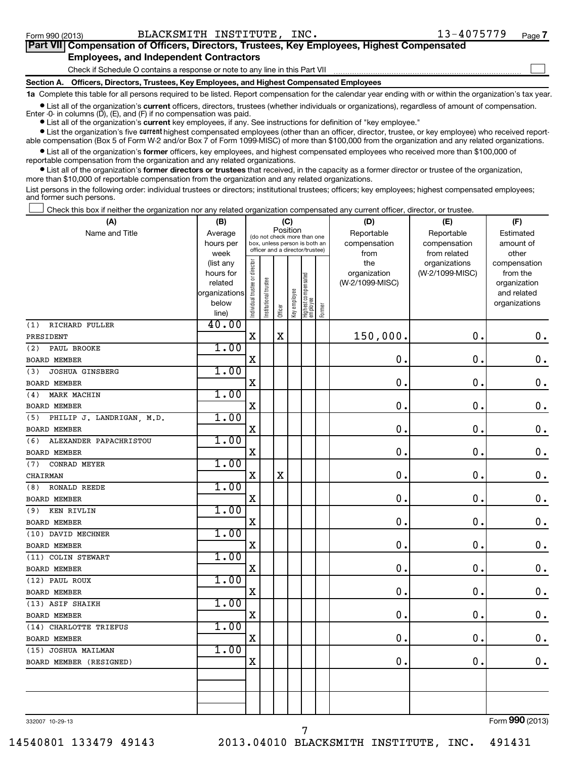Form 990 (2013) BLACKSMITH INSTITUTE, INC. 13-4075779 Page 7

## Part VII Compensation of Officers, Directors, Trustees, Key Employees, Highest Compensated Employees, and Independent Contractors

Check if Schedule O contains a response or note to any line in this Part VII ☐

### Section A. Officers, Directors, Trustees, Key Employees, and Highest Compensated Employees

**1a** Complete this table for all persons required to be listed. Report compensation for the calendar year ending with or within the organization's tax year.

- List all of the organization's **current** officers, directors, trustees (whether individuals or organizations), regardless of amount of compensation. Enter -0- in columns (D), (E), and (F) if no compensation was paid.
- List all of the organization's **current** key employees, if any. See instructions for definition of "key employee."
- List the organization's five **current** highest compensated employees (other than an officer, director, trustee, or key employee) who received reportable compensation (Box 5 of Form W-2 and/or Box 7 of Form 1099-MISC) of more than $100,000 from the organization and any related organizations.
- List all of the organization's **former** officers, key employees, and highest compensated employees who received more than $100,000 of reportable compensation from the organization and any related organizations.
- List all of the organization's **former directors or trustees** that received, in the capacity as a former director or trustee of the organization, more than $10,000 of reportable compensation from the organization and any related organizations.

List persons in the following order: individual trustees or directors; institutional trustees; officers; key employees; highest compensated employees; and former such persons.

☐ Check this box if neither the organization nor any related organization compensated any current officer, director, or trustee.

| (A) Name and Title | (B) Average hours per week (list any hours for related organizations below line) | (C) Position: Individual trustee or director | Institutional trustee | Officer | Key employee | Highest compensated employee | Former | (D) Reportable compensation from the organization (W-2/1099-MISC) | (E) Reportable compensation from related organizations (W-2/1099-MISC) | (F) Estimated amount of other compensation from the organization and related organizations |
|---|---|---|---|---|---|---|---|---|---|---|
| (1) RICHARD FULLER<br>PRESIDENT | 40.00 | X | | X | | | | 150,000. | 0. | 0. |
| (2) PAUL BROOKE<br>BOARD MEMBER | 1.00 | X | | | | | | 0. | 0. | 0. |
| (3) JOSHUA GINSBERG<br>BOARD MEMBER | 1.00 | X | | | | | | 0. | 0. | 0. |
| (4) MARK MACHIN<br>BOARD MEMBER | 1.00 | X | | | | | | 0. | 0. | 0. |
| (5) PHILIP J. LANDRIGAN, M.D.<br>BOARD MEMBER | 1.00 | X | | | | | | 0. | 0. | 0. |
| (6) ALEXANDER PAPACHRISTOU<br>BOARD MEMBER | 1.00 | X | | | | | | 0. | 0. | 0. |
| (7) CONRAD MEYER<br>CHAIRMAN | 1.00 | X | | X | | | | 0. | 0. | 0. |
| (8) RONALD REEDE<br>BOARD MEMBER | 1.00 | X | | | | | | 0. | 0. | 0. |
| (9) KEN RIVLIN<br>BOARD MEMBER | 1.00 | X | | | | | | 0. | 0. | 0. |
| (10) DAVID MECHNER<br>BOARD MEMBER | 1.00 | X | | | | | | 0. | 0. | 0. |
| (11) COLIN STEWART<br>BOARD MEMBER | 1.00 | X | | | | | | 0. | 0. | 0. |
| (12) PAUL ROUX<br>BOARD MEMBER | 1.00 | X | | | | | | 0. | 0. | 0. |
| (13) ASIF SHAIKH<br>BOARD MEMBER | 1.00 | X | | | | | | 0. | 0. | 0. |
| (14) CHARLOTTE TRIEFUS<br>BOARD MEMBER | 1.00 | X | | | | | | 0. | 0. | 0. |
| (15) JOSHUA MAILMAN<br>BOARD MEMBER (RESIGNED) | 1.00 | X | | | | | | 0. | 0. | 0. |

332007 10-29-13 Form 990 (2013)

14540801 133479 49143 2013.04010 BLACKSMITH INSTITUTE, INC. 491431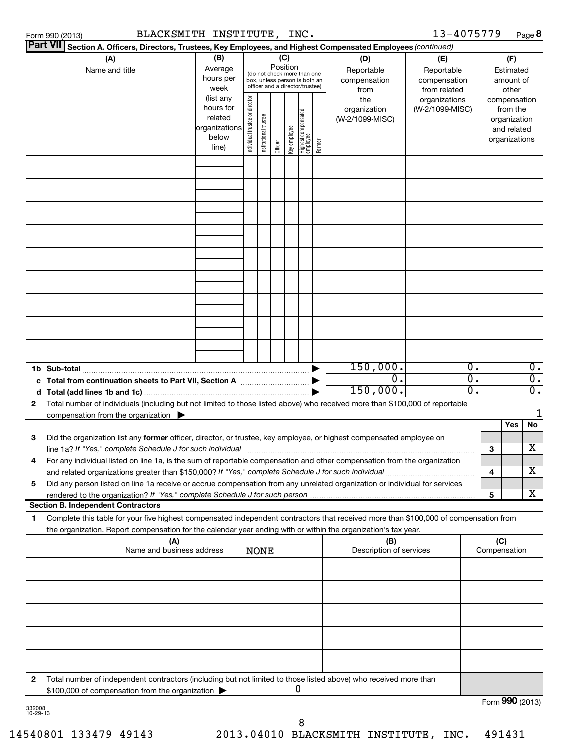Form 990 (2013) BLACKSMITH INSTITUTE, INC. 13-4075779 Page 8

**Part VII Section A. Officers, Directors, Trustees, Key Employees, and Highest Compensated Employees** *(continued)*

| (A) Name and title | (B) Average hours per week (list any hours for related organizations below line) | (C) Position (do not check more than one box, unless person is both an officer and a director/trustee): Individual trustee or director | Institutional trustee | Officer | Key employee | Highest compensated employee | Former | (D) Reportable compensation from the organization (W-2/1099-MISC) | (E) Reportable compensation from related organizations (W-2/1099-MISC) | (F) Estimated amount of other compensation from the organization and related organizations |
|---|---|---|---|---|---|---|---|---|---|---|
| | | | | | | | | | | |
| | | | | | | | | | | |
| | | | | | | | | | | |
| | | | | | | | | | | |
| | | | | | | | | | | |
| | | | | | | | | | | |
| | | | | | | | | | | |
| | | | | | | | | | | |
| | | | | | | | | | | |
| **1b Sub-total** | | | | | | | | 150,000. | 0. | 0. |
| **c Total from continuation sheets to Part VII, Section A** | | | | | | | | 0. | 0. | 0. |
| **d Total (add lines 1b and 1c)** | | | | | | | | 150,000. | 0. | 0. |

**2** Total number of individuals (including but not limited to those listed above) who received more than $100,000 of reportable compensation from the organization ▶ 1

| | | | Yes | No |
|---|---|---|---|---|
| **3** | Did the organization list any **former** officer, director, or trustee, key employee, or highest compensated employee on line 1a? *If "Yes," complete Schedule J for such individual* | 3 | | X |
| **4** | For any individual listed on line 1a, is the sum of reportable compensation and other compensation from the organization and related organizations greater than $150,000? *If "Yes," complete Schedule J for such individual* | 4 | | X |
| **5** | Did any person listed on line 1a receive or accrue compensation from any unrelated organization or individual for services rendered to the organization? *If "Yes," complete Schedule J for such person* | 5 | | X |

**Section B. Independent Contractors**

**1** Complete this table for your five highest compensated independent contractors that received more than $100,000 of compensation from the organization. Report compensation for the calendar year ending with or within the organization's tax year.

| (A) Name and business address NONE | (B) Description of services | (C) Compensation |
|---|---|---|
| | | |
| | | |
| | | |
| | | |
| | | |

**2** Total number of independent contractors (including but not limited to those listed above) who received more than $100,000 of compensation from the organization ▶ 0

Form **990** (2013)

332008 10-29-13

14540801 133479 49143 2013.04010 BLACKSMITH INSTITUTE, INC. 491431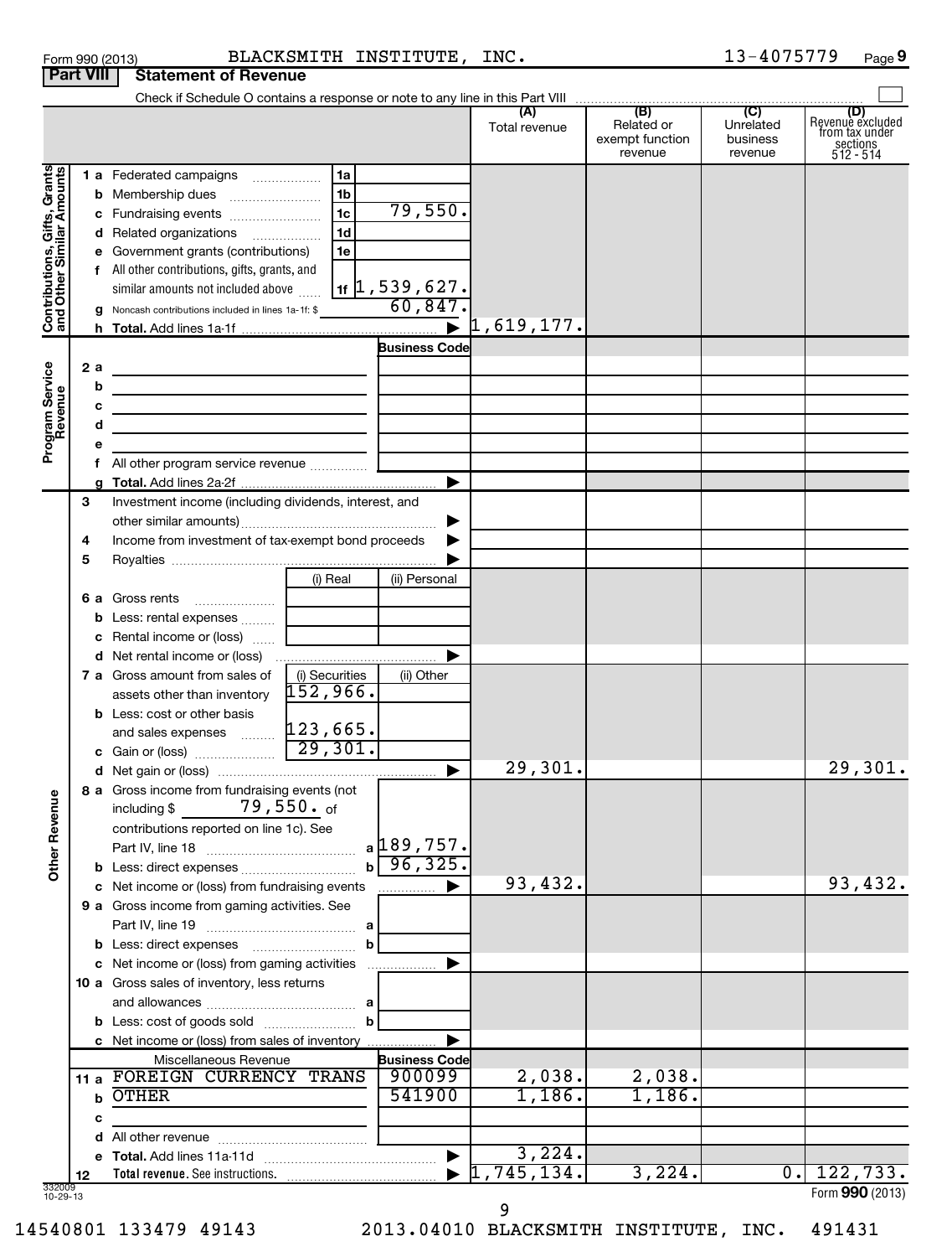Form 990 (2013) BLACKSMITH INSTITUTE, INC. 13-4075779 Page **9**

**Part VIII Statement of Revenue**

Check if Schedule O contains a response or note to any line in this Part VIII ☐

| | | | | (A) Total revenue | (B) Related or exempt function revenue | (C) Unrelated business revenue | (D) Revenue excluded from tax under sections 512 - 514 |
|---|---|---|---|---|---|---|---|
| **Contributions, Gifts, Grants and Other Similar Amounts** | 1 a Federated campaigns | 1a | | | | | |
| | b Membership dues | 1b | | | | | |
| | c Fundraising events | 1c | 79,550. | | | | |
| | d Related organizations | 1d | | | | | |
| | e Government grants (contributions) | 1e | | | | | |
| | f All other contributions, gifts, grants, and similar amounts not included above | 1f | 1,539,627. | | | | |
| | g Noncash contributions included in lines 1a-1f: $ | | 60,847. | | | | |
| | h **Total.** Add lines 1a-1f | | ▶ | 1,619,177. | | | |
| **Program Service Revenue** | | | Business Code | | | | |
| | 2 a | | | | | | |
| | b | | | | | | |
| | c | | | | | | |
| | d | | | | | | |
| | e | | | | | | |
| | f All other program service revenue | | | | | | |
| | g **Total.** Add lines 2a-2f | | ▶ | | | | |
| | 3 Investment income (including dividends, interest, and other similar amounts) | | ▶ | | | | |
| | 4 Income from investment of tax-exempt bond proceeds | | ▶ | | | | |
| | 5 Royalties | | ▶ | | | | |
| | | (i) Real | (ii) Personal | | | | |
| | 6 a Gross rents | | | | | | |
| | b Less: rental expenses | | | | | | |
| | c Rental income or (loss) | | | | | | |
| | d Net rental income or (loss) | | ▶ | | | | |
| | 7 a Gross amount from sales of assets other than inventory | (i) Securities 152,966. | (ii) Other | | | | |
| | b Less: cost or other basis and sales expenses | 123,665. | | | | | |
| | c Gain or (loss) | 29,301. | | | | | |
| | d Net gain or (loss) | | ▶ | 29,301. | | | 29,301. |
| **Other Revenue** | 8 a Gross income from fundraising events (not including $ 79,550. of contributions reported on line 1c). See Part IV, line 18 | a | 189,757. | | | | |
| | b Less: direct expenses | b | 96,325. | | | | |
| | c Net income or (loss) from fundraising events | | ▶ | 93,432. | | | 93,432. |
| | 9 a Gross income from gaming activities. See Part IV, line 19 | a | | | | | |
| | b Less: direct expenses | b | | | | | |
| | c Net income or (loss) from gaming activities | | ▶ | | | | |
| | 10 a Gross sales of inventory, less returns and allowances | a | | | | | |
| | b Less: cost of goods sold | b | | | | | |
| | c Net income or (loss) from sales of inventory | | ▶ | | | | |
| | Miscellaneous Revenue | | Business Code | | | | |
| | 11 a FOREIGN CURRENCY TRANS | | 900099 | 2,038. | 2,038. | | |
| | b OTHER | | 541900 | 1,186. | 1,186. | | |
| | c | | | | | | |
| | d All other revenue | | | | | | |
| | e **Total.** Add lines 11a-11d | | ▶ | 3,224. | | | |
| | 12 **Total revenue.** See instructions. | | ▶ | 1,745,134. | 3,224. | 0. | 122,733. |

332009 10-29-13

Form **990** (2013)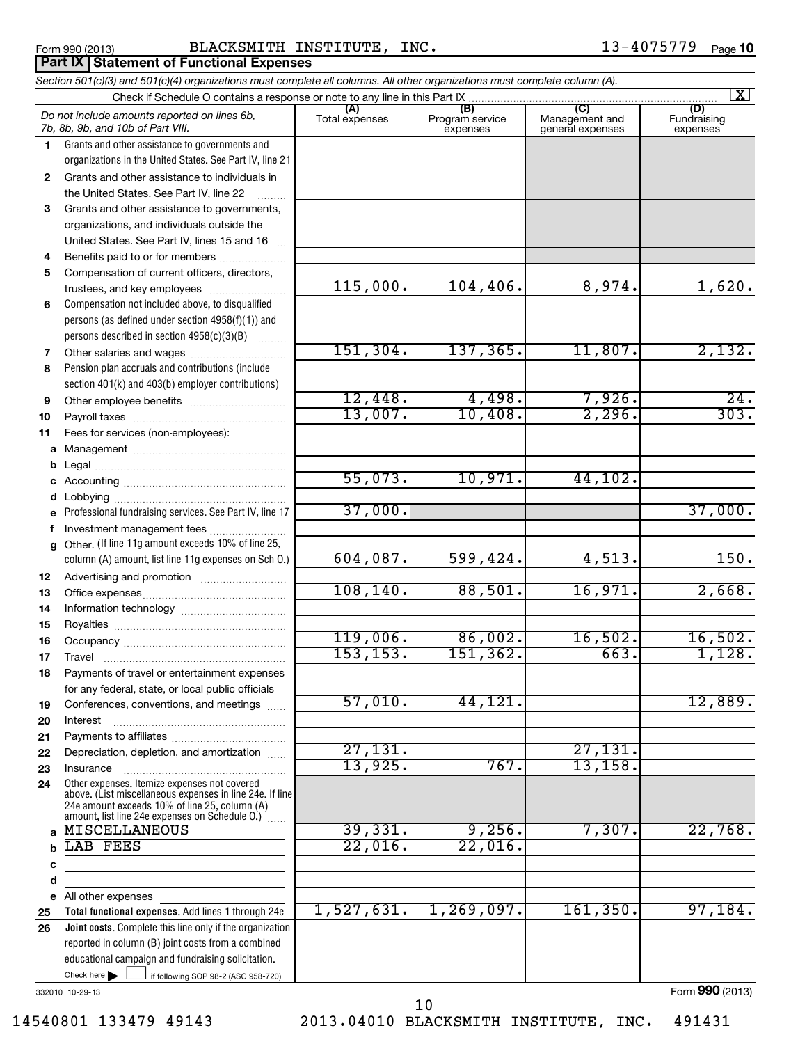Form 990 (2013) BLACKSMITH INSTITUTE, INC. 13-4075779 Page 10

## Part IX | Statement of Functional Expenses

*Section 501(c)(3) and 501(c)(4) organizations must complete all columns. All other organizations must complete column (A).*

Check if Schedule O contains a response or note to any line in this Part IX ..... [X]

| | *Do not include amounts reported on lines 6b, 7b, 8b, 9b, and 10b of Part VIII.* | (A) Total expenses | (B) Program service expenses | (C) Management and general expenses | (D) Fundraising expenses |
|---|---|---|---|---|---|
| 1 | Grants and other assistance to governments and organizations in the United States. See Part IV, line 21 | | | | |
| 2 | Grants and other assistance to individuals in the United States. See Part IV, line 22 | | | | |
| 3 | Grants and other assistance to governments, organizations, and individuals outside the United States. See Part IV, lines 15 and 16 | | | | |
| 4 | Benefits paid to or for members | | | | |
| 5 | Compensation of current officers, directors, trustees, and key employees | 115,000. | 104,406. | 8,974. | 1,620. |
| 6 | Compensation not included above, to disqualified persons (as defined under section 4958(f)(1)) and persons described in section 4958(c)(3)(B) | | | | |
| 7 | Other salaries and wages | 151,304. | 137,365. | 11,807. | 2,132. |
| 8 | Pension plan accruals and contributions (include section 401(k) and 403(b) employer contributions) | | | | |
| 9 | Other employee benefits | 12,448. | 4,498. | 7,926. | 24. |
| 10 | Payroll taxes | 13,007. | 10,408. | 2,296. | 303. |
| 11 | Fees for services (non-employees): | | | | |
| a | Management | | | | |
| b | Legal | | | | |
| c | Accounting | 55,073. | 10,971. | 44,102. | |
| d | Lobbying | | | | |
| e | Professional fundraising services. See Part IV, line 17 | 37,000. | | | 37,000. |
| f | Investment management fees | | | | |
| g | Other. (If line 11g amount exceeds 10% of line 25, column (A) amount, list line 11g expenses on Sch O.) | 604,087. | 599,424. | 4,513. | 150. |
| 12 | Advertising and promotion | | | | |
| 13 | Office expenses | 108,140. | 88,501. | 16,971. | 2,668. |
| 14 | Information technology | | | | |
| 15 | Royalties | | | | |
| 16 | Occupancy | 119,006. | 86,002. | 16,502. | 16,502. |
| 17 | Travel | 153,153. | 151,362. | 663. | 1,128. |
| 18 | Payments of travel or entertainment expenses for any federal, state, or local public officials | | | | |
| 19 | Conferences, conventions, and meetings | 57,010. | 44,121. | | 12,889. |
| 20 | Interest | | | | |
| 21 | Payments to affiliates | | | | |
| 22 | Depreciation, depletion, and amortization | 27,131. | | 27,131. | |
| 23 | Insurance | 13,925. | 767. | 13,158. | |
| 24 | Other expenses. Itemize expenses not covered above. (List miscellaneous expenses in line 24e. If line 24e amount exceeds 10% of line 25, column (A) amount, list line 24e expenses on Schedule O.) | | | | |
| a | MISCELLANEOUS | 39,331. | 9,256. | 7,307. | 22,768. |
| b | LAB FEES | 22,016. | 22,016. | | |
| c | | | | | |
| d | | | | | |
| e | All other expenses | | | | |
| 25 | **Total functional expenses.** Add lines 1 through 24e | 1,527,631. | 1,269,097. | 161,350. | 97,184. |
| 26 | **Joint costs.** Complete this line only if the organization reported in column (B) joint costs from a combined educational campaign and fundraising solicitation. Check here [ ] if following SOP 98-2 (ASC 958-720) | | | | |

332010 10-29-13 Form **990** (2013)

14540801 133479 49143 2013.04010 BLACKSMITH INSTITUTE, INC. 491431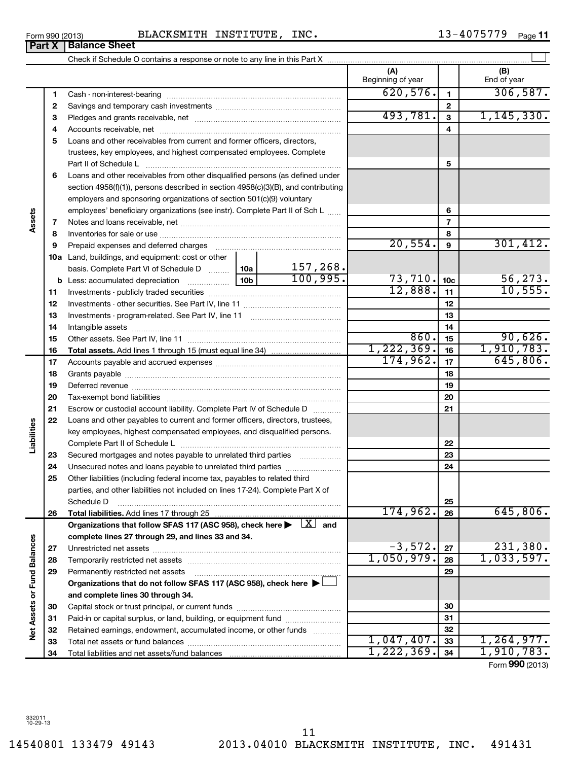Form 990 (2013) BLACKSMITH INSTITUTE, INC. 13-4075779

## Part X Balance Sheet

Check if Schedule O contains a response or note to any line in this Part X ☐

| | | | | (A) Beginning of year | | (B) End of year |
|---|---|---|---|---|---|---|
| **Assets** | 1 | Cash - non-interest-bearing | | 620,576. | 1 | 306,587. |
| | 2 | Savings and temporary cash investments | | | 2 | |
| | 3 | Pledges and grants receivable, net | | 493,781. | 3 | 1,145,330. |
| | 4 | Accounts receivable, net | | | 4 | |
| | 5 | Loans and other receivables from current and former officers, directors, trustees, key employees, and highest compensated employees. Complete Part II of Schedule L | | | 5 | |
| | 6 | Loans and other receivables from other disqualified persons (as defined under section 4958(f)(1)), persons described in section 4958(c)(3)(B), and contributing employers and sponsoring organizations of section 501(c)(9) voluntary employees' beneficiary organizations (see instr). Complete Part II of Sch L | | | 6 | |
| | 7 | Notes and loans receivable, net | | | 7 | |
| | 8 | Inventories for sale or use | | | 8 | |
| | 9 | Prepaid expenses and deferred charges | | 20,554. | 9 | 301,412. |
| | 10a | Land, buildings, and equipment: cost or other basis. Complete Part VI of Schedule D | 10a 157,268. | | | |
| | b | Less: accumulated depreciation | 10b 100,995. | 73,710. | 10c | 56,273. |
| | 11 | Investments - publicly traded securities | | 12,888. | 11 | 10,555. |
| | 12 | Investments - other securities. See Part IV, line 11 | | | 12 | |
| | 13 | Investments - program-related. See Part IV, line 11 | | | 13 | |
| | 14 | Intangible assets | | | 14 | |
| | 15 | Other assets. See Part IV, line 11 | | 860. | 15 | 90,626. |
| | 16 | **Total assets.** Add lines 1 through 15 (must equal line 34) | | 1,222,369. | 16 | 1,910,783. |
| **Liabilities** | 17 | Accounts payable and accrued expenses | | 174,962. | 17 | 645,806. |
| | 18 | Grants payable | | | 18 | |
| | 19 | Deferred revenue | | | 19 | |
| | 20 | Tax-exempt bond liabilities | | | 20 | |
| | 21 | Escrow or custodial account liability. Complete Part IV of Schedule D | | | 21 | |
| | 22 | Loans and other payables to current and former officers, directors, trustees, key employees, highest compensated employees, and disqualified persons. Complete Part II of Schedule L | | | 22 | |
| | 23 | Secured mortgages and notes payable to unrelated third parties | | | 23 | |
| | 24 | Unsecured notes and loans payable to unrelated third parties | | | 24 | |
| | 25 | Other liabilities (including federal income tax, payables to related third parties, and other liabilities not included on lines 17-24). Complete Part X of Schedule D | | | 25 | |
| | 26 | **Total liabilities.** Add lines 17 through 25 | | 174,962. | 26 | 645,806. |
| **Net Assets or Fund Balances** | | **Organizations that follow SFAS 117 (ASC 958), check here ▶ ☒ and complete lines 27 through 29, and lines 33 and 34.** | | | | |
| | 27 | Unrestricted net assets | | -3,572. | 27 | 231,380. |
| | 28 | Temporarily restricted net assets | | 1,050,979. | 28 | 1,033,597. |
| | 29 | Permanently restricted net assets | | | 29 | |
| | | **Organizations that do not follow SFAS 117 (ASC 958), check here ▶ ☐ and complete lines 30 through 34.** | | | | |
| | 30 | Capital stock or trust principal, or current funds | | | 30 | |
| | 31 | Paid-in or capital surplus, or land, building, or equipment fund | | | 31 | |
| | 32 | Retained earnings, endowment, accumulated income, or other funds | | | 32 | |
| | 33 | Total net assets or fund balances | | 1,047,407. | 33 | 1,264,977. |
| | 34 | Total liabilities and net assets/fund balances | | 1,222,369. | 34 | 1,910,783. |

Form **990** (2013)

332011 10-29-13

14540801 133479 49143 2013.04010 BLACKSMITH INSTITUTE, INC. 491431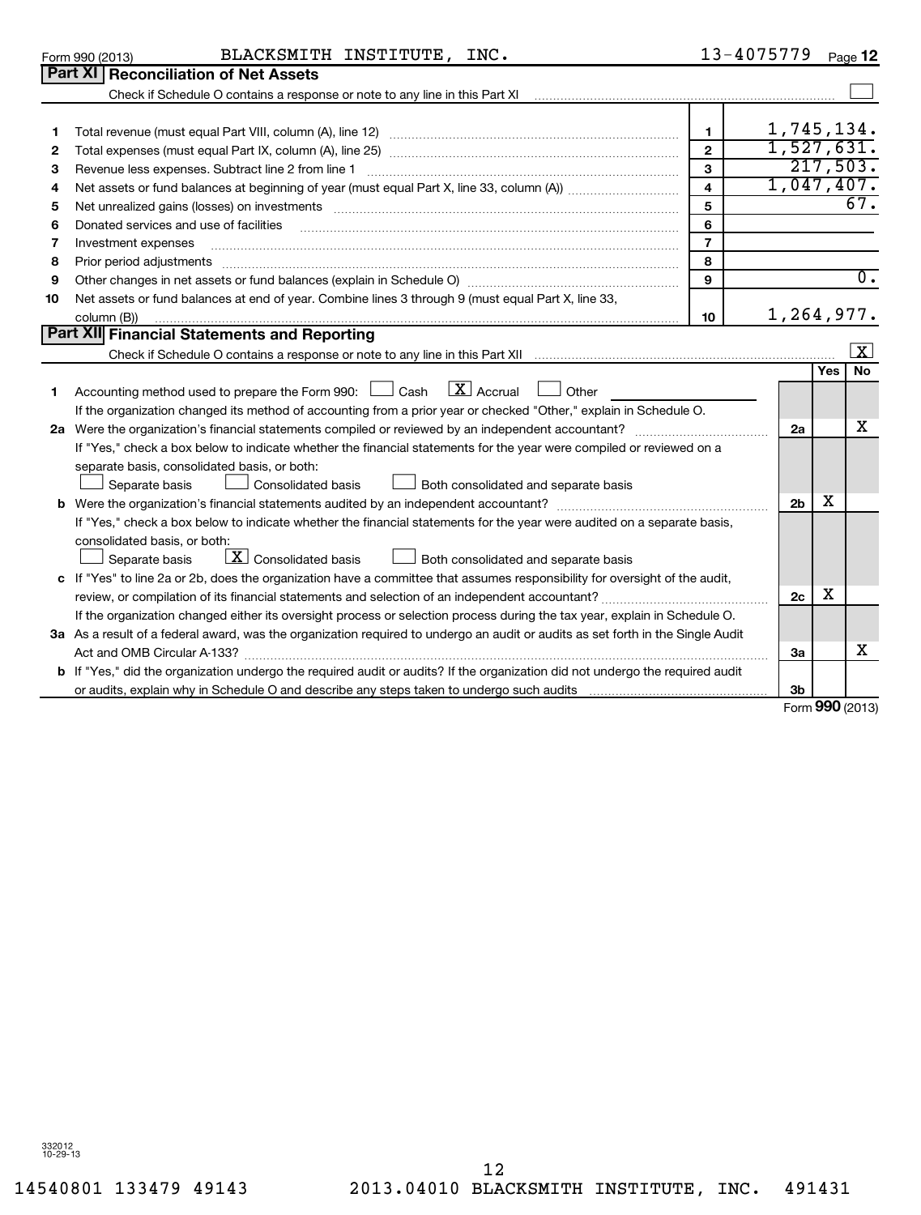Form 990 (2013) BLACKSMITH INSTITUTE, INC. 13-4075779 Page 12

## Part XI Reconciliation of Net Assets

Check if Schedule O contains a response or note to any line in this Part XI ☐

| | | | |
|---|---|---|---|
| 1 | Total revenue (must equal Part VIII, column (A), line 12) | 1 | 1,745,134. |
| 2 | Total expenses (must equal Part IX, column (A), line 25) | 2 | 1,527,631. |
| 3 | Revenue less expenses. Subtract line 2 from line 1 | 3 | 217,503. |
| 4 | Net assets or fund balances at beginning of year (must equal Part X, line 33, column (A)) | 4 | 1,047,407. |
| 5 | Net unrealized gains (losses) on investments | 5 | 67. |
| 6 | Donated services and use of facilities | 6 | |
| 7 | Investment expenses | 7 | |
| 8 | Prior period adjustments | 8 | |
| 9 | Other changes in net assets or fund balances (explain in Schedule O) | 9 | 0. |
| 10 | Net assets or fund balances at end of year. Combine lines 3 through 9 (must equal Part X, line 33, column (B)) | 10 | 1,264,977. |

## Part XII Financial Statements and Reporting

Check if Schedule O contains a response or note to any line in this Part XII ☒

| | | | Yes | No |
|---|---|---|---|---|
| 1 | Accounting method used to prepare the Form 990: ☐ Cash ☒ Accrual ☐ Other<br>If the organization changed its method of accounting from a prior year or checked "Other," explain in Schedule O. | | | |
| 2a | Were the organization's financial statements compiled or reviewed by an independent accountant?<br>If "Yes," check a box below to indicate whether the financial statements for the year were compiled or reviewed on a separate basis, consolidated basis, or both:<br>☐ Separate basis ☐ Consolidated basis ☐ Both consolidated and separate basis | 2a | | X |
| b | Were the organization's financial statements audited by an independent accountant?<br>If "Yes," check a box below to indicate whether the financial statements for the year were audited on a separate basis, consolidated basis, or both:<br>☐ Separate basis ☒ Consolidated basis ☐ Both consolidated and separate basis | 2b | X | |
| c | If "Yes" to line 2a or 2b, does the organization have a committee that assumes responsibility for oversight of the audit, review, or compilation of its financial statements and selection of an independent accountant?<br>If the organization changed either its oversight process or selection process during the tax year, explain in Schedule O. | 2c | X | |
| 3a | As a result of a federal award, was the organization required to undergo an audit or audits as set forth in the Single Audit Act and OMB Circular A-133? | 3a | | X |
| b | If "Yes," did the organization undergo the required audit or audits? If the organization did not undergo the required audit or audits, explain why in Schedule O and describe any steps taken to undergo such audits | 3b | | |

Form 990 (2013)

332012 10-29-13

14540801 133479 49143 2013.04010 BLACKSMITH INSTITUTE, INC. 491431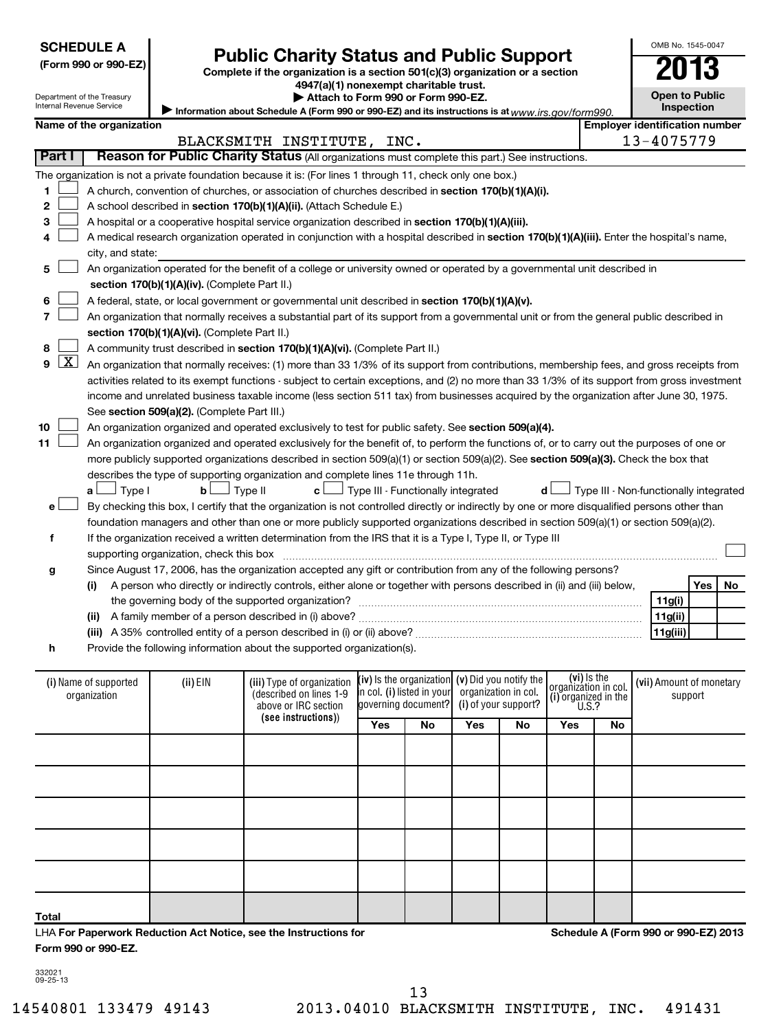**SCHEDULE A**
**(Form 990 or 990-EZ)**

Department of the Treasury
Internal Revenue Service

# Public Charity Status and Public Support

**Complete if the organization is a section 501(c)(3) organization or a section 4947(a)(1) nonexempt charitable trust.**
**▶ Attach to Form 990 or Form 990-EZ.**
▶ Information about Schedule A (Form 990 or 990-EZ) and its instructions is at www.irs.gov/form990.

OMB No. 1545-0047
**2013**
**Open to Public Inspection**

**Name of the organization:** BLACKSMITH INSTITUTE, INC.
**Employer identification number:** 13-4075779

## Part I Reason for Public Charity Status (All organizations must complete this part.) See instructions.

The organization is not a private foundation because it is: (For lines 1 through 11, check only one box.)

1. ☐ A church, convention of churches, or association of churches described in **section 170(b)(1)(A)(i).**
2. ☐ A school described in **section 170(b)(1)(A)(ii).** (Attach Schedule E.)
3. ☐ A hospital or a cooperative hospital service organization described in **section 170(b)(1)(A)(iii).**
4. ☐ A medical research organization operated in conjunction with a hospital described in **section 170(b)(1)(A)(iii).** Enter the hospital's name, city, and state:
5. ☐ An organization operated for the benefit of a college or university owned or operated by a governmental unit described in **section 170(b)(1)(A)(iv).** (Complete Part II.)
6. ☐ A federal, state, or local government or governmental unit described in **section 170(b)(1)(A)(v).**
7. ☐ An organization that normally receives a substantial part of its support from a governmental unit or from the general public described in **section 170(b)(1)(A)(vi).** (Complete Part II.)
8. ☐ A community trust described in **section 170(b)(1)(A)(vi).** (Complete Part II.)
9. ☒ An organization that normally receives: (1) more than 33 1/3% of its support from contributions, membership fees, and gross receipts from activities related to its exempt functions - subject to certain exceptions, and (2) no more than 33 1/3% of its support from gross investment income and unrelated business taxable income (less section 511 tax) from businesses acquired by the organization after June 30, 1975. See **section 509(a)(2).** (Complete Part III.)
10. ☐ An organization organized and operated exclusively to test for public safety. See **section 509(a)(4).**
11. ☐ An organization organized and operated exclusively for the benefit of, to perform the functions of, or to carry out the purposes of one or more publicly supported organizations described in section 509(a)(1) or section 509(a)(2). See **section 509(a)(3).** Check the box that describes the type of supporting organization and complete lines 11e through 11h.
   - **a** ☐ Type I **b** ☐ Type II **c** ☐ Type III - Functionally integrated **d** ☐ Type III - Non-functionally integrated
   - **e** ☐ By checking this box, I certify that the organization is not controlled directly or indirectly by one or more disqualified persons other than foundation managers and other than one or more publicly supported organizations described in section 509(a)(1) or section 509(a)(2).
   - **f** If the organization received a written determination from the IRS that it is a Type I, Type II, or Type III supporting organization, check this box ☐
   - **g** Since August 17, 2006, has the organization accepted any gift or contribution from any of the following persons?

| | | Yes | No |
|---|---|---|---|
| **(i)** A person who directly or indirectly controls, either alone or together with persons described in (ii) and (iii) below, the governing body of the supported organization? | 11g(i) | | |
| **(ii)** A family member of a person described in (i) above? | 11g(ii) | | |
| **(iii)** A 35% controlled entity of a person described in (i) or (ii) above? | 11g(iii) | | |

   - **h** Provide the following information about the supported organization(s).

| (i) Name of supported organization | (ii) EIN | (iii) Type of organization (described on lines 1-9 above or IRC section (see instructions)) | (iv) Is the organization in col. (i) listed in your governing document? | | (v) Did you notify the organization in col. (i) of your support? | | (vi) Is the organization in col. (i) organized in the U.S.? | | (vii) Amount of monetary support |
|---|---|---|---|---|---|---|---|---|---|
| | | | Yes | No | Yes | No | Yes | No | |
| | | | | | | | | | |
| | | | | | | | | | |
| | | | | | | | | | |
| | | | | | | | | | |
| | | | | | | | | | |
| **Total** | | | | | | | | | |

LHA **For Paperwork Reduction Act Notice, see the Instructions for Form 990 or 990-EZ.**

**Schedule A (Form 990 or 990-EZ) 2013**

332021
09-25-13

14540801 133479 49143 2013.04010 BLACKSMITH INSTITUTE, INC. 491431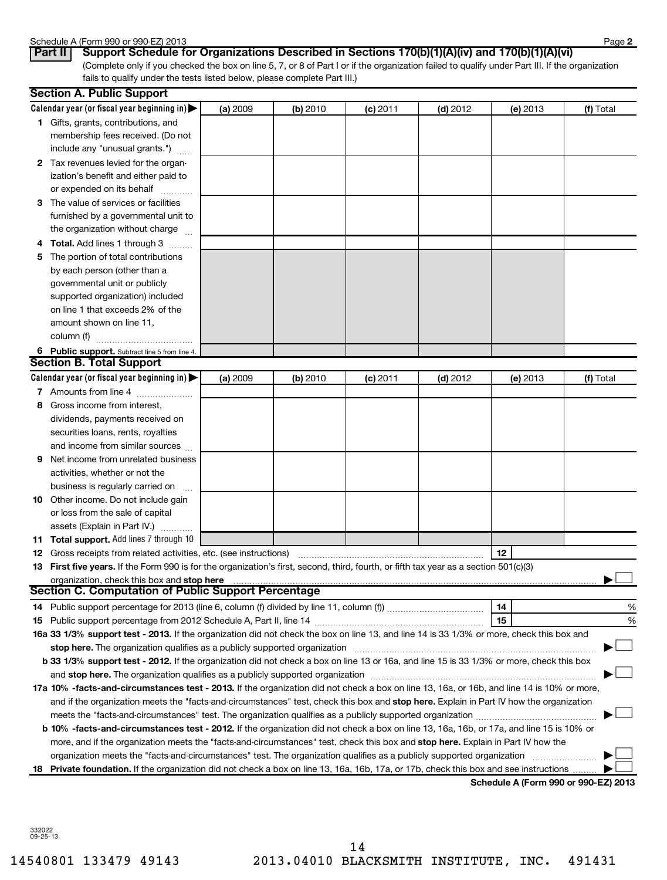Schedule A (Form 990 or 990-EZ) 2013

## Part II Support Schedule for Organizations Described in Sections 170(b)(1)(A)(iv) and 170(b)(1)(A)(vi)

(Complete only if you checked the box on line 5, 7, or 8 of Part I or if the organization failed to qualify under Part III. If the organization fails to qualify under the tests listed below, please complete Part III.)

### Section A. Public Support

| Calendar year (or fiscal year beginning in) ▶ | (a) 2009 | (b) 2010 | (c) 2011 | (d) 2012 | (e) 2013 | (f) Total |
|---|---|---|---|---|---|---|
| 1 Gifts, grants, contributions, and membership fees received. (Do not include any "unusual grants.") | | | | | | |
| 2 Tax revenues levied for the organization's benefit and either paid to or expended on its behalf | | | | | | |
| 3 The value of services or facilities furnished by a governmental unit to the organization without charge | | | | | | |
| 4 **Total.** Add lines 1 through 3 | | | | | | |
| 5 The portion of total contributions by each person (other than a governmental unit or publicly supported organization) included on line 1 that exceeds 2% of the amount shown on line 11, column (f) | | | | | | |
| 6 **Public support.** Subtract line 5 from line 4. | | | | | | |

### Section B. Total Support

| Calendar year (or fiscal year beginning in) ▶ | (a) 2009 | (b) 2010 | (c) 2011 | (d) 2012 | (e) 2013 | (f) Total |
|---|---|---|---|---|---|---|
| 7 Amounts from line 4 | | | | | | |
| 8 Gross income from interest, dividends, payments received on securities loans, rents, royalties and income from similar sources | | | | | | |
| 9 Net income from unrelated business activities, whether or not the business is regularly carried on | | | | | | |
| 10 Other income. Do not include gain or loss from the sale of capital assets (Explain in Part IV.) | | | | | | |
| 11 **Total support.** Add lines 7 through 10 | | | | | | |

12 Gross receipts from related activities, etc. (see instructions) | 12 |

13 **First five years.** If the Form 990 is for the organization's first, second, third, fourth, or fifth tax year as a section 501(c)(3) organization, check this box and **stop here** ▶ ☐

### Section C. Computation of Public Support Percentage

14 Public support percentage for 2013 (line 6, column (f) divided by line 11, column (f)) | 14 | %

15 Public support percentage from 2012 Schedule A, Part II, line 14 | 15 | %

**16a 33 1/3% support test - 2013.** If the organization did not check the box on line 13, and line 14 is 33 1/3% or more, check this box and **stop here.** The organization qualifies as a publicly supported organization ▶ ☐

**b 33 1/3% support test - 2012.** If the organization did not check a box on line 13 or 16a, and line 15 is 33 1/3% or more, check this box and **stop here.** The organization qualifies as a publicly supported organization ▶ ☐

**17a 10% -facts-and-circumstances test - 2013.** If the organization did not check a box on line 13, 16a, or 16b, and line 14 is 10% or more, and if the organization meets the "facts-and-circumstances" test, check this box and **stop here.** Explain in Part IV how the organization meets the "facts-and-circumstances" test. The organization qualifies as a publicly supported organization ▶ ☐

**b 10% -facts-and-circumstances test - 2012.** If the organization did not check a box on line 13, 16a, 16b, or 17a, and line 15 is 10% or more, and if the organization meets the "facts-and-circumstances" test, check this box and **stop here.** Explain in Part IV how the organization meets the "facts-and-circumstances" test. The organization qualifies as a publicly supported organization ▶ ☐

**18 Private foundation.** If the organization did not check a box on line 13, 16a, 16b, 17a, or 17b, check this box and see instructions ▶ ☐

**Schedule A (Form 990 or 990-EZ) 2013**

332022 09-25-13

14540801 133479 49143 2013.04010 BLACKSMITH INSTITUTE, INC. 491431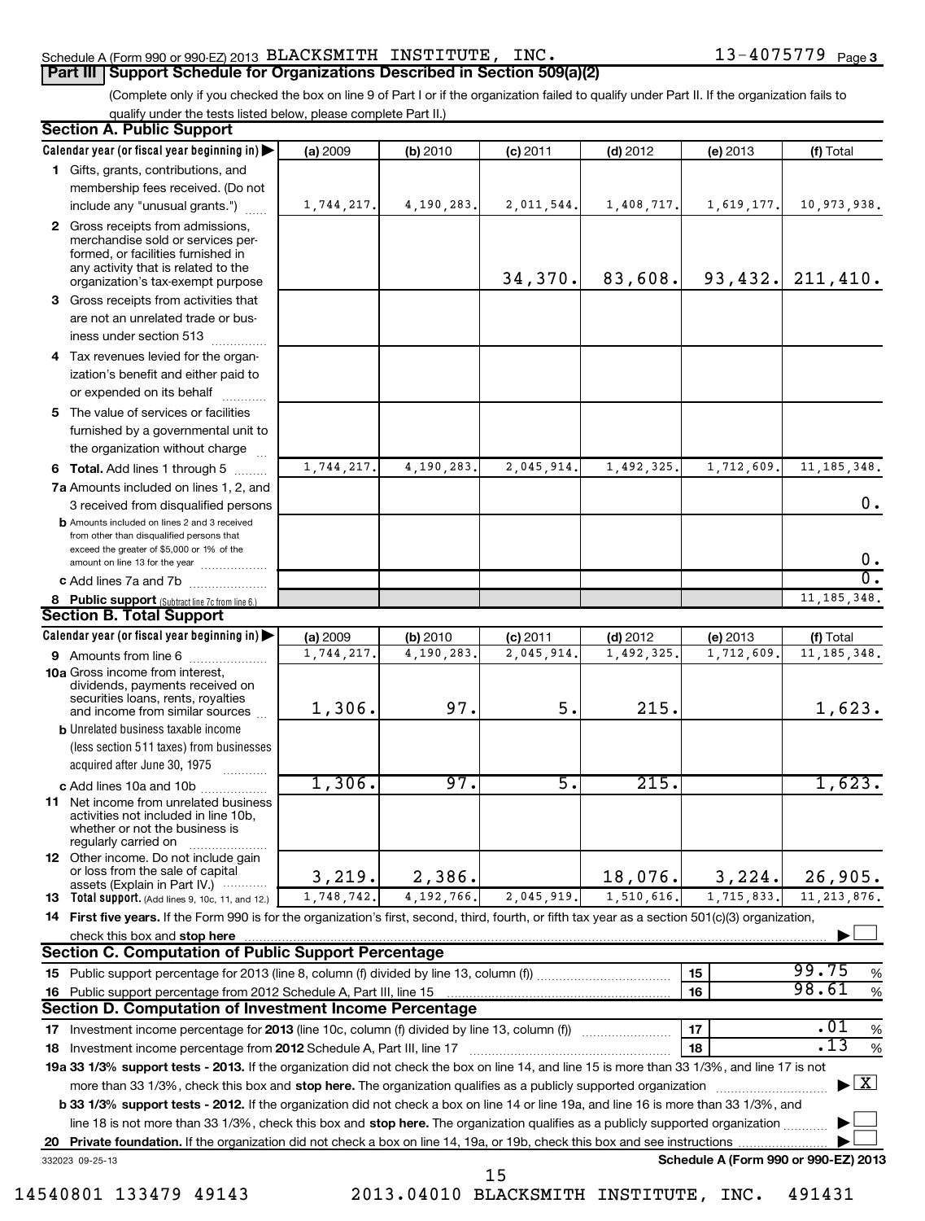Schedule A (Form 990 or 990-EZ) 2013 BLACKSMITH INSTITUTE, INC. 13-4075779 Page 3

## Part III Support Schedule for Organizations Described in Section 509(a)(2)

(Complete only if you checked the box on line 9 of Part I or if the organization failed to qualify under Part II. If the organization fails to qualify under the tests listed below, please complete Part II.)

### Section A. Public Support

| Calendar year (or fiscal year beginning in) ▶ | (a) 2009 | (b) 2010 | (c) 2011 | (d) 2012 | (e) 2013 | (f) Total |
|---|---|---|---|---|---|---|
| 1 Gifts, grants, contributions, and membership fees received. (Do not include any "unusual grants.") | 1,744,217. | 4,190,283. | 2,011,544. | 1,408,717. | 1,619,177. | 10,973,938. |
| 2 Gross receipts from admissions, merchandise sold or services performed, or facilities furnished in any activity that is related to the organization's tax-exempt purpose | | | 34,370. | 83,608. | 93,432. | 211,410. |
| 3 Gross receipts from activities that are not an unrelated trade or business under section 513 | | | | | | |
| 4 Tax revenues levied for the organization's benefit and either paid to or expended on its behalf | | | | | | |
| 5 The value of services or facilities furnished by a governmental unit to the organization without charge | | | | | | |
| 6 Total. Add lines 1 through 5 | 1,744,217. | 4,190,283. | 2,045,914. | 1,492,325. | 1,712,609. | 11,185,348. |
| 7a Amounts included on lines 1, 2, and 3 received from disqualified persons | | | | | | 0. |
| b Amounts included on lines 2 and 3 received from other than disqualified persons that exceed the greater of $5,000 or 1% of the amount on line 13 for the year | | | | | | 0. |
| c Add lines 7a and 7b | | | | | | 0. |
| 8 Public support (Subtract line 7c from line 6.) | | | | | | 11,185,348. |

### Section B. Total Support

| Calendar year (or fiscal year beginning in) ▶ | (a) 2009 | (b) 2010 | (c) 2011 | (d) 2012 | (e) 2013 | (f) Total |
|---|---|---|---|---|---|---|
| 9 Amounts from line 6 | 1,744,217. | 4,190,283. | 2,045,914. | 1,492,325. | 1,712,609. | 11,185,348. |
| 10a Gross income from interest, dividends, payments received on securities loans, rents, royalties and income from similar sources | 1,306. | 97. | 5. | 215. | | 1,623. |
| b Unrelated business taxable income (less section 511 taxes) from businesses acquired after June 30, 1975 | | | | | | |
| c Add lines 10a and 10b | 1,306. | 97. | 5. | 215. | | 1,623. |
| 11 Net income from unrelated business activities not included in line 10b, whether or not the business is regularly carried on | | | | | | |
| 12 Other income. Do not include gain or loss from the sale of capital assets (Explain in Part IV.) | 3,219. | 2,386. | | 18,076. | 3,224. | 26,905. |
| 13 Total support. (Add lines 9, 10c, 11, and 12.) | 1,748,742. | 4,192,766. | 2,045,919. | 1,510,616. | 1,715,833. | 11,213,876. |

14 First five years. If the Form 990 is for the organization's first, second, third, fourth, or fifth tax year as a section 501(c)(3) organization, check this box and stop here ▶ ☐

### Section C. Computation of Public Support Percentage

| | | | |
|---|---|---|---|
| 15 Public support percentage for 2013 (line 8, column (f) divided by line 13, column (f)) | 15 | 99.75 | % |
| 16 Public support percentage from 2012 Schedule A, Part III, line 15 | 16 | 98.61 | % |

### Section D. Computation of Investment Income Percentage

| | | | |
|---|---|---|---|
| 17 Investment income percentage for 2013 (line 10c, column (f) divided by line 13, column (f)) | 17 | .01 | % |
| 18 Investment income percentage from 2012 Schedule A, Part III, line 17 | 18 | .13 | % |

19a 33 1/3% support tests - 2013. If the organization did not check the box on line 14, and line 15 is more than 33 1/3%, and line 17 is not more than 33 1/3%, check this box and stop here. The organization qualifies as a publicly supported organization ▶ ☒

b 33 1/3% support tests - 2012. If the organization did not check a box on line 14 or line 19a, and line 16 is more than 33 1/3%, and line 18 is not more than 33 1/3%, check this box and stop here. The organization qualifies as a publicly supported organization ▶ ☐

20 Private foundation. If the organization did not check a box on line 14, 19a, or 19b, check this box and see instructions ▶ ☐

332023 09-25-13 Schedule A (Form 990 or 990-EZ) 2013

14540801 133479 49143 2013.04010 BLACKSMITH INSTITUTE, INC. 491431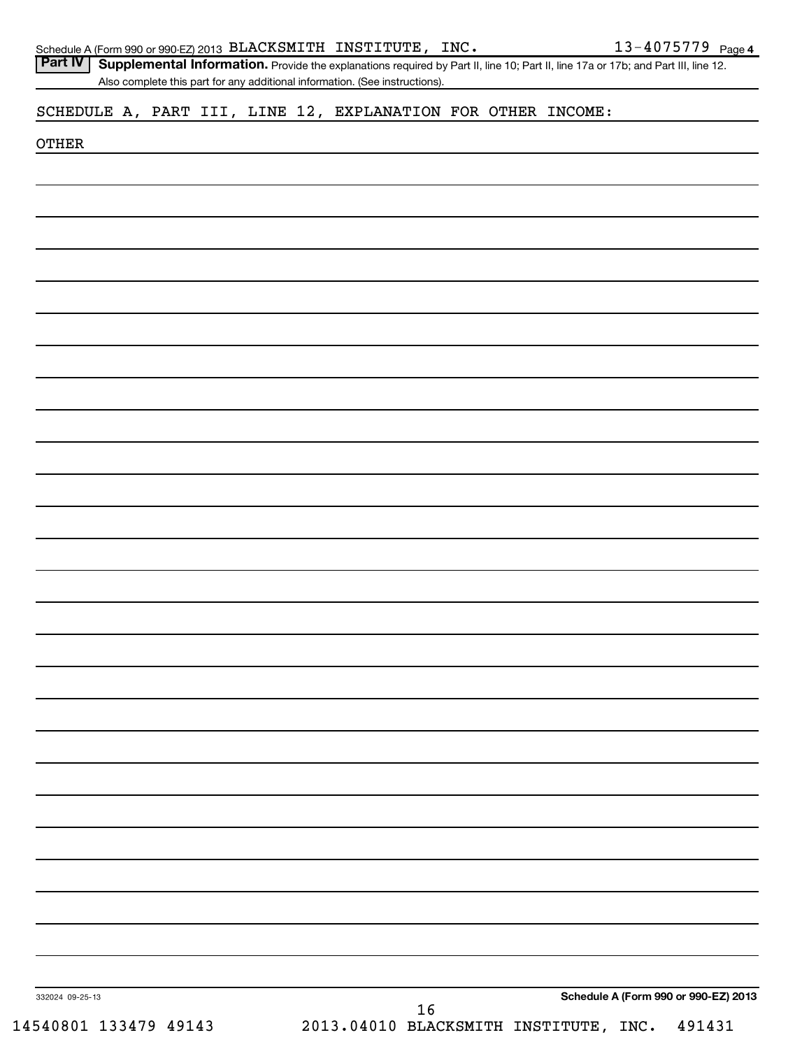Schedule A (Form 990 or 990-EZ) 2013 BLACKSMITH INSTITUTE, INC. 13-4075779 Page 4

**Part IV** **Supplemental Information.** Provide the explanations required by Part II, line 10; Part II, line 17a or 17b; and Part III, line 12. Also complete this part for any additional information. (See instructions).

SCHEDULE A, PART III, LINE 12, EXPLANATION FOR OTHER INCOME:

OTHER

332024 09-25-13

**Schedule A (Form 990 or 990-EZ) 2013**

14540801 133479 49143 2013.04010 BLACKSMITH INSTITUTE, INC. 491431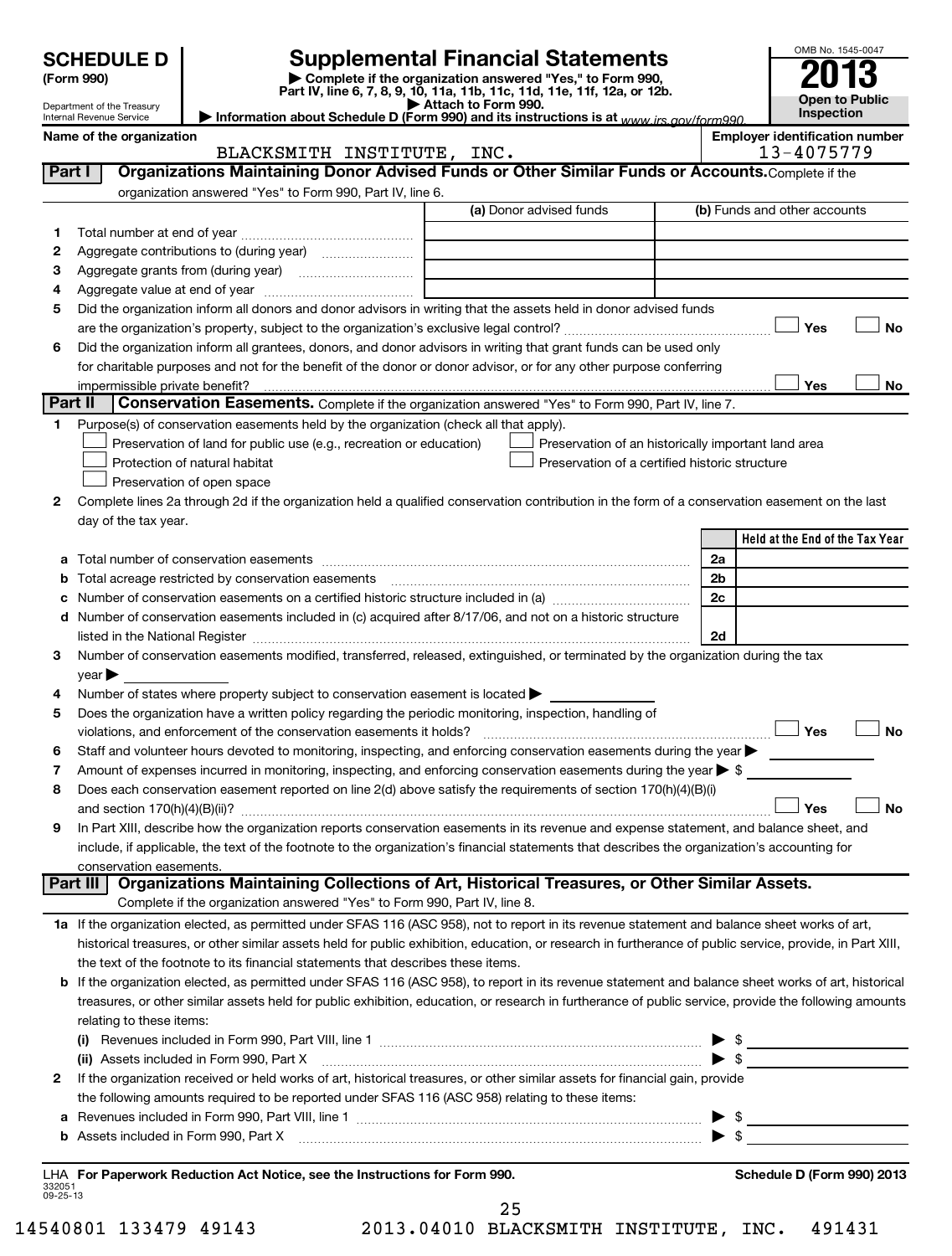**SCHEDULE D (Form 990)**

Department of the Treasury
Internal Revenue Service

# Supplemental Financial Statements

▶ Complete if the organization answered "Yes," to Form 990, Part IV, line 6, 7, 8, 9, 10, 11a, 11b, 11c, 11d, 11e, 11f, 12a, or 12b.
▶ Attach to Form 990.
▶ Information about Schedule D (Form 990) and its instructions is at www.irs.gov/form990.

OMB No. 1545-0047
**2013**
**Open to Public Inspection**

**Name of the organization:** BLACKSMITH INSTITUTE, INC.
**Employer identification number:** 13-4075779

## Part I Organizations Maintaining Donor Advised Funds or Other Similar Funds or Accounts.

Complete if the organization answered "Yes" to Form 990, Part IV, line 6.

| | | (a) Donor advised funds | (b) Funds and other accounts |
|---|---|---|---|
| 1 | Total number at end of year | | |
| 2 | Aggregate contributions to (during year) | | |
| 3 | Aggregate grants from (during year) | | |
| 4 | Aggregate value at end of year | | |

5 Did the organization inform all donors and donor advisors in writing that the assets held in donor advised funds are the organization's property, subject to the organization's exclusive legal control? ☐ Yes ☐ No

6 Did the organization inform all grantees, donors, and donor advisors in writing that grant funds can be used only for charitable purposes and not for the benefit of the donor or donor advisor, or for any other purpose conferring impermissible private benefit? ☐ Yes ☐ No

## Part II Conservation Easements.

Complete if the organization answered "Yes" to Form 990, Part IV, line 7.

1 Purpose(s) of conservation easements held by the organization (check all that apply).

- ☐ Preservation of land for public use (e.g., recreation or education)
- ☐ Protection of natural habitat
- ☐ Preservation of open space
- ☐ Preservation of an historically important land area
- ☐ Preservation of a certified historic structure

2 Complete lines 2a through 2d if the organization held a qualified conservation contribution in the form of a conservation easement on the last day of the tax year.

| | | | Held at the End of the Tax Year |
|---|---|---|---|
| a | Total number of conservation easements | 2a | |
| b | Total acreage restricted by conservation easements | 2b | |
| c | Number of conservation easements on a certified historic structure included in (a) | 2c | |
| d | Number of conservation easements included in (c) acquired after 8/17/06, and not on a historic structure listed in the National Register | 2d | |

3 Number of conservation easements modified, transferred, released, extinguished, or terminated by the organization during the tax year ▶

4 Number of states where property subject to conservation easement is located ▶

5 Does the organization have a written policy regarding the periodic monitoring, inspection, handling of violations, and enforcement of the conservation easements it holds? ☐ Yes ☐ No

6 Staff and volunteer hours devoted to monitoring, inspecting, and enforcing conservation easements during the year ▶

7 Amount of expenses incurred in monitoring, inspecting, and enforcing conservation easements during the year ▶ $

8 Does each conservation easement reported on line 2(d) above satisfy the requirements of section 170(h)(4)(B)(i) and section 170(h)(4)(B)(ii)? ☐ Yes ☐ No

9 In Part XIII, describe how the organization reports conservation easements in its revenue and expense statement, and balance sheet, and include, if applicable, the text of the footnote to the organization's financial statements that describes the organization's accounting for conservation easements.

## Part III Organizations Maintaining Collections of Art, Historical Treasures, or Other Similar Assets.

Complete if the organization answered "Yes" to Form 990, Part IV, line 8.

1a If the organization elected, as permitted under SFAS 116 (ASC 958), not to report in its revenue statement and balance sheet works of art, historical treasures, or other similar assets held for public exhibition, education, or research in furtherance of public service, provide, in Part XIII, the text of the footnote to its financial statements that describes these items.

b If the organization elected, as permitted under SFAS 116 (ASC 958), to report in its revenue statement and balance sheet works of art, historical treasures, or other similar assets held for public exhibition, education, or research in furtherance of public service, provide the following amounts relating to these items:

(i) Revenues included in Form 990, Part VIII, line 1 ▶ $

(ii) Assets included in Form 990, Part X ▶ $

2 If the organization received or held works of art, historical treasures, or other similar assets for financial gain, provide the following amounts required to be reported under SFAS 116 (ASC 958) relating to these items:

a Revenues included in Form 990, Part VIII, line 1 ▶ $

b Assets included in Form 990, Part X ▶ $

LHA **For Paperwork Reduction Act Notice, see the Instructions for Form 990.**

**Schedule D (Form 990) 2013**

332051
09-25-13

14540801 133479 49143 2013.04010 BLACKSMITH INSTITUTE, INC. 491431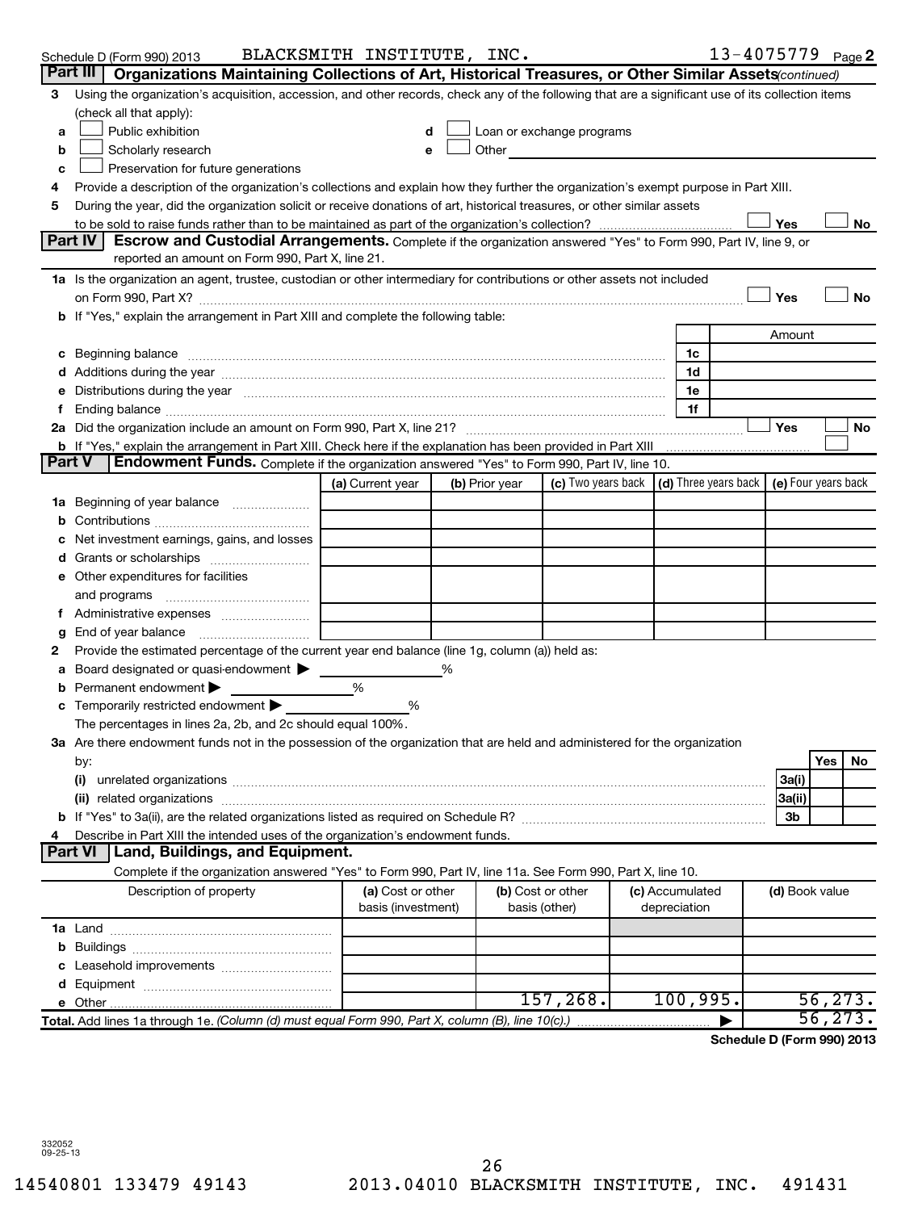Schedule D (Form 990) 2013 BLACKSMITH INSTITUTE, INC. 13-4075779 Page 2

## Part III Organizations Maintaining Collections of Art, Historical Treasures, or Other Similar Assets *(continued)*

3 Using the organization's acquisition, accession, and other records, check any of the following that are a significant use of its collection items (check all that apply):

a ☐ Public exhibition
b ☐ Scholarly research
c ☐ Preservation for future generations
d ☐ Loan or exchange programs
e ☐ Other

4 Provide a description of the organization's collections and explain how they further the organization's exempt purpose in Part XIII.

5 During the year, did the organization solicit or receive donations of art, historical treasures, or other similar assets to be sold to raise funds rather than to be maintained as part of the organization's collection? ☐ Yes ☐ No

## Part IV Escrow and Custodial Arrangements.

Complete if the organization answered "Yes" to Form 990, Part IV, line 9, or reported an amount on Form 990, Part X, line 21.

1a Is the organization an agent, trustee, custodian or other intermediary for contributions or other assets not included on Form 990, Part X? ☐ Yes ☐ No

b If "Yes," explain the arrangement in Part XIII and complete the following table:

| | | Amount |
|---|---|---|
| c Beginning balance | 1c | |
| d Additions during the year | 1d | |
| e Distributions during the year | 1e | |
| f Ending balance | 1f | |

2a Did the organization include an amount on Form 990, Part X, line 21? ☐ Yes ☐ No

b If "Yes," explain the arrangement in Part XIII. Check here if the explanation has been provided in Part XIII ☐

## Part V Endowment Funds.

Complete if the organization answered "Yes" to Form 990, Part IV, line 10.

| | (a) Current year | (b) Prior year | (c) Two years back | (d) Three years back | (e) Four years back |
|---|---|---|---|---|---|
| 1a Beginning of year balance | | | | | |
| b Contributions | | | | | |
| c Net investment earnings, gains, and losses | | | | | |
| d Grants or scholarships | | | | | |
| e Other expenditures for facilities and programs | | | | | |
| f Administrative expenses | | | | | |
| g End of year balance | | | | | |

2 Provide the estimated percentage of the current year end balance (line 1g, column (a)) held as:

a Board designated or quasi-endowment ▶ ______ %
b Permanent endowment ▶ ______ %
c Temporarily restricted endowment ▶ ______ %

The percentages in lines 2a, 2b, and 2c should equal 100%.

3a Are there endowment funds not in the possession of the organization that are held and administered for the organization by:

| | | Yes | No |
|---|---|---|---|
| (i) unrelated organizations | 3a(i) | | |
| (ii) related organizations | 3a(ii) | | |
| b If "Yes" to 3a(ii), are the related organizations listed as required on Schedule R? | 3b | | |

4 Describe in Part XIII the intended uses of the organization's endowment funds.

## Part VI Land, Buildings, and Equipment.

Complete if the organization answered "Yes" to Form 990, Part IV, line 11a. See Form 990, Part X, line 10.

| Description of property | (a) Cost or other basis (investment) | (b) Cost or other basis (other) | (c) Accumulated depreciation | (d) Book value |
|---|---|---|---|---|
| 1a Land | | | | |
| b Buildings | | | | |
| c Leasehold improvements | | | | |
| d Equipment | | | | |
| e Other | | 157,268. | 100,995. | 56,273. |
| **Total.** Add lines 1a through 1e. *(Column (d) must equal Form 990, Part X, column (B), line 10(c).)* | | | ▶ | 56,273. |

**Schedule D (Form 990) 2013**

332052 09-25-13

14540801 133479 49143 2013.04010 BLACKSMITH INSTITUTE, INC. 491431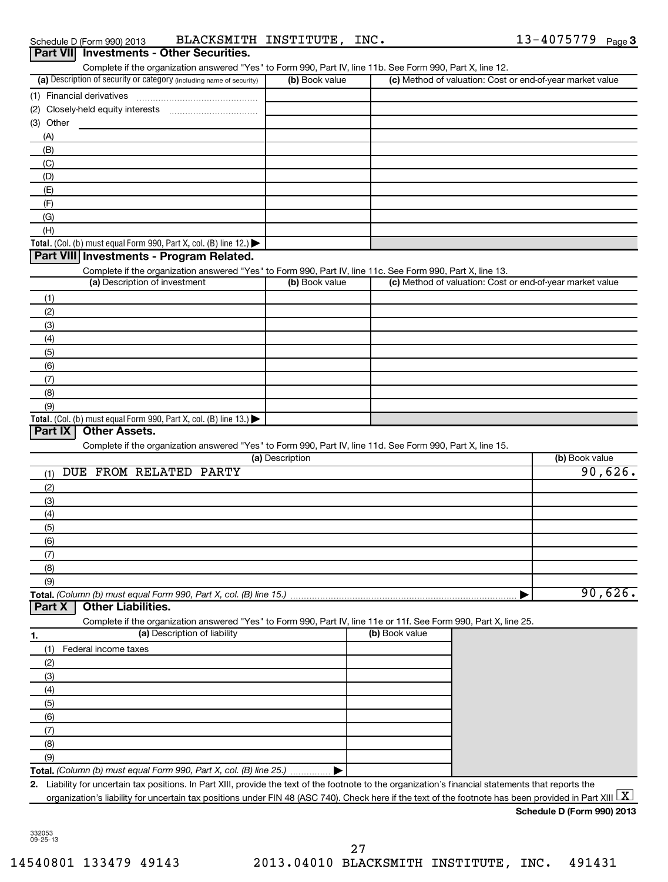Schedule D (Form 990) 2013 BLACKSMITH INSTITUTE, INC. 13-4075779 Page 3

## Part VII Investments - Other Securities.

Complete if the organization answered "Yes" to Form 990, Part IV, line 11b. See Form 990, Part X, line 12.

| (a) Description of security or category (including name of security) | (b) Book value | (c) Method of valuation: Cost or end-of-year market value |
|---|---|---|
| (1) Financial derivatives | | |
| (2) Closely-held equity interests | | |
| (3) Other | | |
| (A) | | |
| (B) | | |
| (C) | | |
| (D) | | |
| (E) | | |
| (F) | | |
| (G) | | |
| (H) | | |
| **Total.** (Col. (b) must equal Form 990, Part X, col. (B) line 12.) | | |

## Part VIII Investments - Program Related.

Complete if the organization answered "Yes" to Form 990, Part IV, line 11c. See Form 990, Part X, line 13.

| (a) Description of investment | (b) Book value | (c) Method of valuation: Cost or end-of-year market value |
|---|---|---|
| (1) | | |
| (2) | | |
| (3) | | |
| (4) | | |
| (5) | | |
| (6) | | |
| (7) | | |
| (8) | | |
| (9) | | |
| **Total.** (Col. (b) must equal Form 990, Part X, col. (B) line 13.) | | |

## Part IX Other Assets.

Complete if the organization answered "Yes" to Form 990, Part IV, line 11d. See Form 990, Part X, line 15.

| (a) Description | (b) Book value |
|---|---|
| (1) DUE FROM RELATED PARTY | 90,626. |
| (2) | |
| (3) | |
| (4) | |
| (5) | |
| (6) | |
| (7) | |
| (8) | |
| (9) | |
| **Total.** *(Column (b) must equal Form 990, Part X, col. (B) line 15.)* | 90,626. |

## Part X Other Liabilities.

Complete if the organization answered "Yes" to Form 990, Part IV, line 11e or 11f. See Form 990, Part X, line 25.

| 1. (a) Description of liability | (b) Book value |
|---|---|
| (1) Federal income taxes | |
| (2) | |
| (3) | |
| (4) | |
| (5) | |
| (6) | |
| (7) | |
| (8) | |
| (9) | |
| **Total.** *(Column (b) must equal Form 990, Part X, col. (B) line 25.)* | |

2. Liability for uncertain tax positions. In Part XIII, provide the text of the footnote to the organization's financial statements that reports the organization's liability for uncertain tax positions under FIN 48 (ASC 740). Check here if the text of the footnote has been provided in Part XIII [X]

**Schedule D (Form 990) 2013**

332053 09-25-13

14540801 133479 49143 2013.04010 BLACKSMITH INSTITUTE, INC. 491431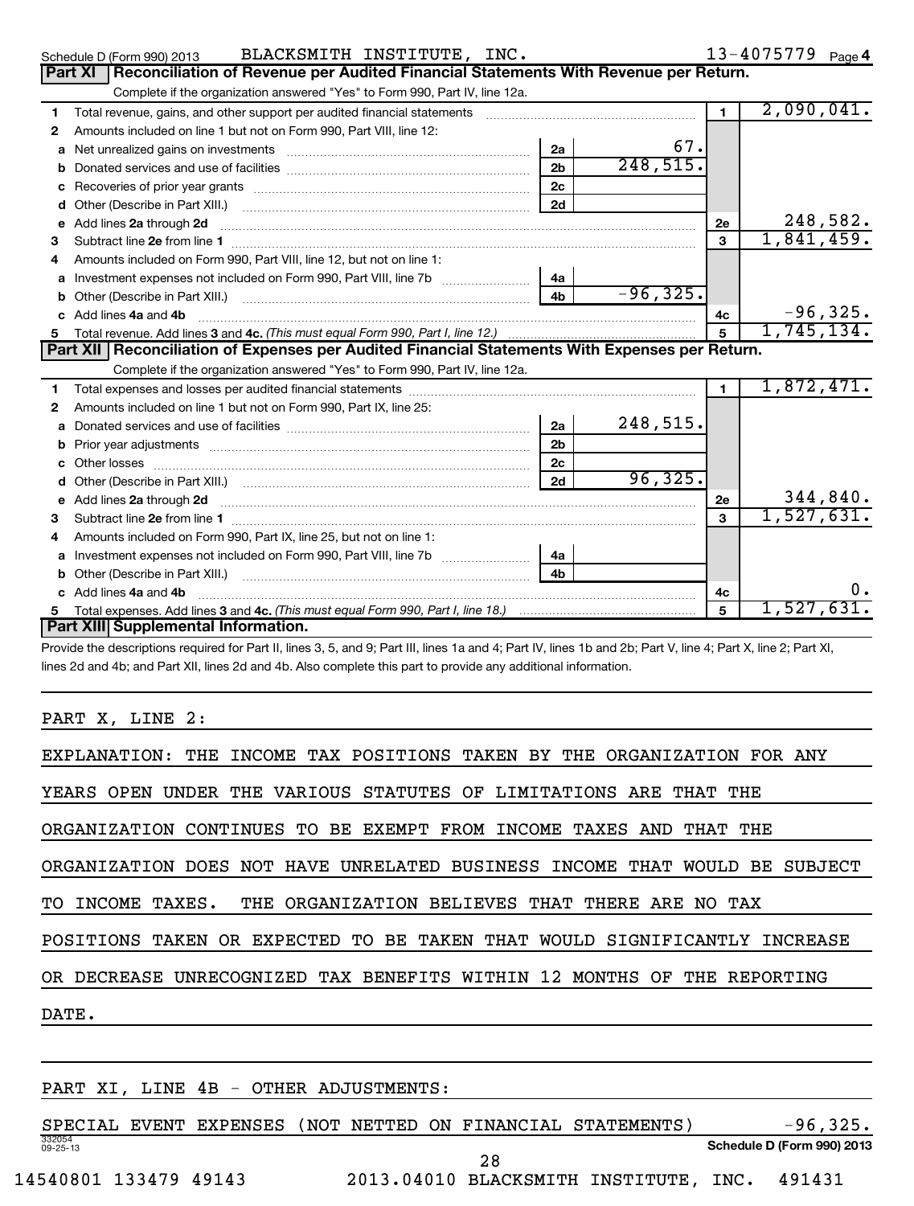Schedule D (Form 990) 2013 BLACKSMITH INSTITUTE, INC. 13-4075779 Page 4

## Part XI Reconciliation of Revenue per Audited Financial Statements With Revenue per Return.

Complete if the organization answered "Yes" to Form 990, Part IV, line 12a.

| | | | | | |
|---|---|---|---|---|---|
| 1 | Total revenue, gains, and other support per audited financial statements | | | 1 | 2,090,041. |
| 2 | Amounts included on line 1 but not on Form 990, Part VIII, line 12: | | | | |
| a | Net unrealized gains on investments | 2a | 67. | | |
| b | Donated services and use of facilities | 2b | 248,515. | | |
| c | Recoveries of prior year grants | 2c | | | |
| d | Other (Describe in Part XIII.) | 2d | | | |
| e | Add lines 2a through 2d | | | 2e | 248,582. |
| 3 | Subtract line 2e from line 1 | | | 3 | 1,841,459. |
| 4 | Amounts included on Form 990, Part VIII, line 12, but not on line 1: | | | | |
| a | Investment expenses not included on Form 990, Part VIII, line 7b | 4a | | | |
| b | Other (Describe in Part XIII.) | 4b | -96,325. | | |
| c | Add lines 4a and 4b | | | 4c | -96,325. |
| 5 | Total revenue. Add lines 3 and 4c. *(This must equal Form 990, Part I, line 12.)* | | | 5 | 1,745,134. |

## Part XII Reconciliation of Expenses per Audited Financial Statements With Expenses per Return.

Complete if the organization answered "Yes" to Form 990, Part IV, line 12a.

| | | | | | |
|---|---|---|---|---|---|
| 1 | Total expenses and losses per audited financial statements | | | 1 | 1,872,471. |
| 2 | Amounts included on line 1 but not on Form 990, Part IX, line 25: | | | | |
| a | Donated services and use of facilities | 2a | 248,515. | | |
| b | Prior year adjustments | 2b | | | |
| c | Other losses | 2c | | | |
| d | Other (Describe in Part XIII.) | 2d | 96,325. | | |
| e | Add lines 2a through 2d | | | 2e | 344,840. |
| 3 | Subtract line 2e from line 1 | | | 3 | 1,527,631. |
| 4 | Amounts included on Form 990, Part IX, line 25, but not on line 1: | | | | |
| a | Investment expenses not included on Form 990, Part VIII, line 7b | 4a | | | |
| b | Other (Describe in Part XIII.) | 4b | | | |
| c | Add lines 4a and 4b | | | 4c | 0. |
| 5 | Total expenses. Add lines 3 and 4c. *(This must equal Form 990, Part I, line 18.)* | | | 5 | 1,527,631. |

## Part XIII Supplemental Information.

Provide the descriptions required for Part II, lines 3, 5, and 9; Part III, lines 1a and 4; Part IV, lines 1b and 2b; Part V, line 4; Part X, line 2; Part XI, lines 2d and 4b; and Part XII, lines 2d and 4b. Also complete this part to provide any additional information.

PART X, LINE 2:

EXPLANATION: THE INCOME TAX POSITIONS TAKEN BY THE ORGANIZATION FOR ANY YEARS OPEN UNDER THE VARIOUS STATUTES OF LIMITATIONS ARE THAT THE ORGANIZATION CONTINUES TO BE EXEMPT FROM INCOME TAXES AND THAT THE ORGANIZATION DOES NOT HAVE UNRELATED BUSINESS INCOME THAT WOULD BE SUBJECT TO INCOME TAXES. THE ORGANIZATION BELIEVES THAT THERE ARE NO TAX POSITIONS TAKEN OR EXPECTED TO BE TAKEN THAT WOULD SIGNIFICANTLY INCREASE OR DECREASE UNRECOGNIZED TAX BENEFITS WITHIN 12 MONTHS OF THE REPORTING DATE.

PART XI, LINE 4B - OTHER ADJUSTMENTS:

SPECIAL EVENT EXPENSES (NOT NETTED ON FINANCIAL STATEMENTS) -96,325.

332054 09-25-13

Schedule D (Form 990) 2013

14540801 133479 49143 2013.04010 BLACKSMITH INSTITUTE, INC. 491431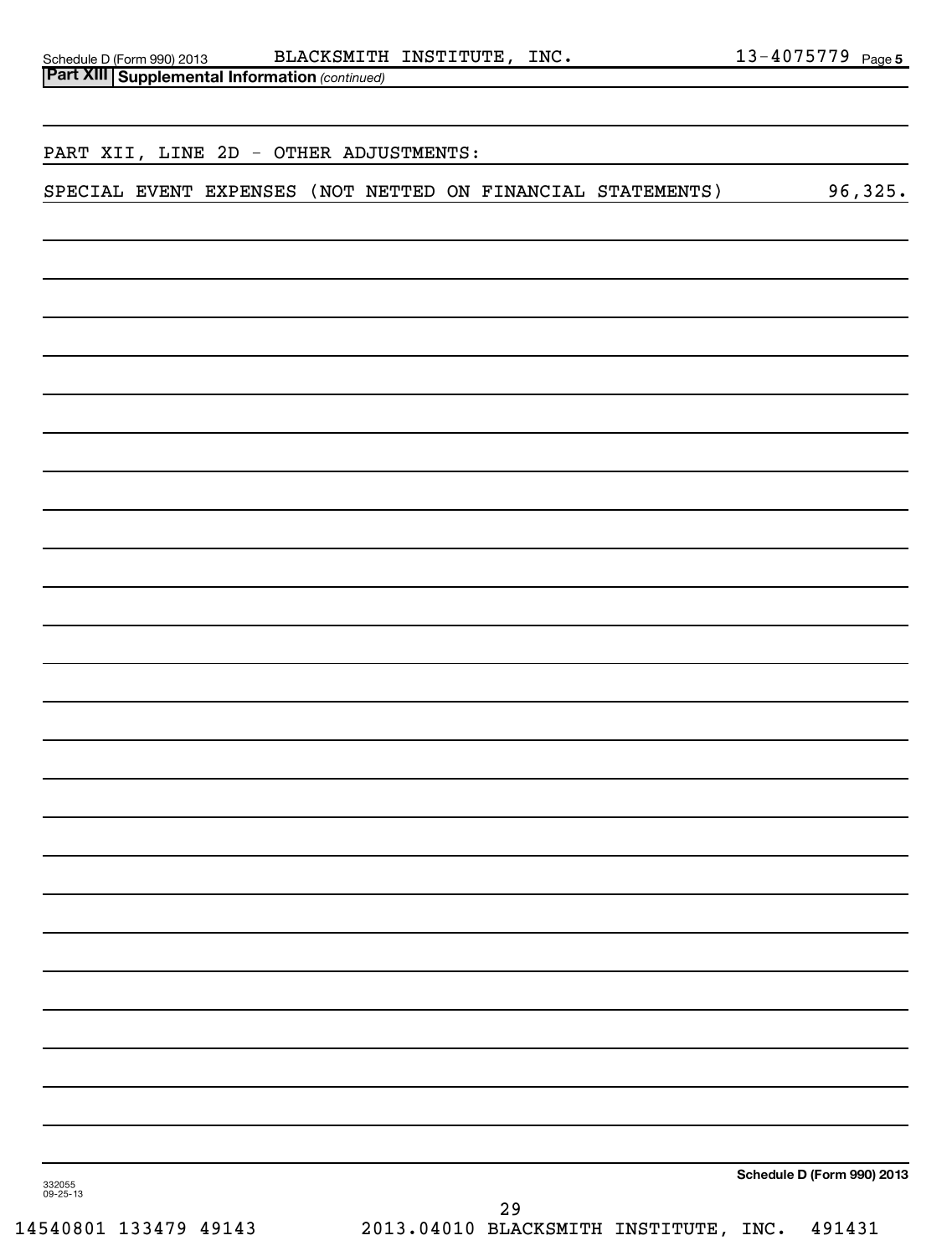**Part XIII** **Supplemental Information** *(continued)*

PART XII, LINE 2D - OTHER ADJUSTMENTS:

| | |
|---|---|
| SPECIAL EVENT EXPENSES (NOT NETTED ON FINANCIAL STATEMENTS) | 96,325. |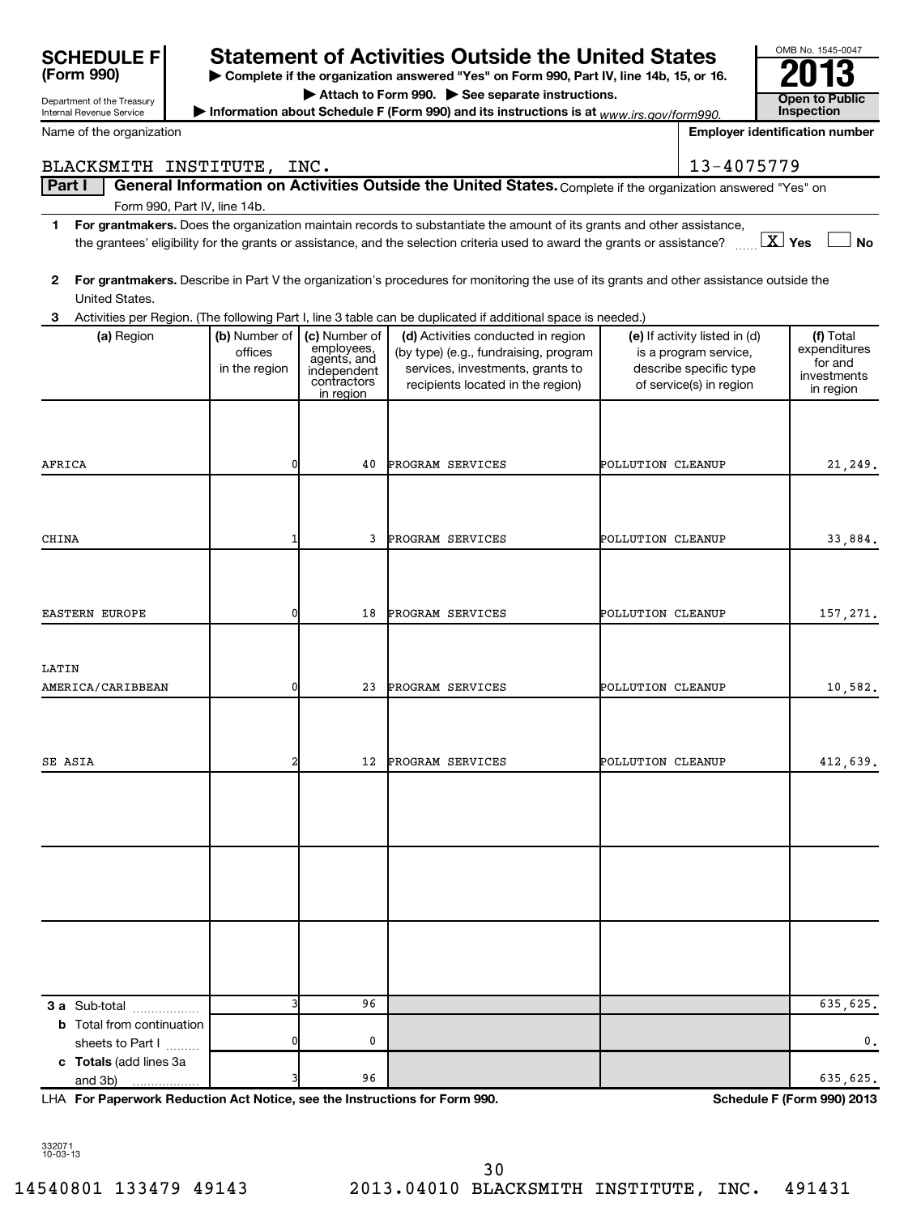# SCHEDULE F (Form 990)

Department of the Treasury
Internal Revenue Service

## Statement of Activities Outside the United States

▶ Complete if the organization answered "Yes" on Form 990, Part IV, line 14b, 15, or 16.
▶ Attach to Form 990. ▶ See separate instructions.
▶ Information about Schedule F (Form 990) and its instructions is at www.irs.gov/form990.

OMB No. 1545-0047
**2013**
**Open to Public Inspection**

Name of the organization: BLACKSMITH INSTITUTE, INC.

Employer identification number: 13-4075779

**Part I** **General Information on Activities Outside the United States.** Complete if the organization answered "Yes" on Form 990, Part IV, line 14b.

1 **For grantmakers.** Does the organization maintain records to substantiate the amount of its grants and other assistance, the grantees' eligibility for the grants or assistance, and the selection criteria used to award the grants or assistance? [X] Yes [ ] No

2 **For grantmakers.** Describe in Part V the organization's procedures for monitoring the use of its grants and other assistance outside the United States.

3 Activities per Region. (The following Part I, line 3 table can be duplicated if additional space is needed.)

| (a) Region | (b) Number of offices in the region | (c) Number of employees, agents, and independent contractors in region | (d) Activities conducted in region (by type) (e.g., fundraising, program services, investments, grants to recipients located in the region) | (e) If activity listed in (d) is a program service, describe specific type of service(s) in region | (f) Total expenditures for and investments in region |
|---|---|---|---|---|---|
| AFRICA | 0 | 40 | PROGRAM SERVICES | POLLUTION CLEANUP | 21,249. |
| CHINA | 1 | 3 | PROGRAM SERVICES | POLLUTION CLEANUP | 33,884. |
| EASTERN EUROPE | 0 | 18 | PROGRAM SERVICES | POLLUTION CLEANUP | 157,271. |
| LATIN AMERICA/CARIBBEAN | 0 | 23 | PROGRAM SERVICES | POLLUTION CLEANUP | 10,582. |
| SE ASIA | 2 | 12 | PROGRAM SERVICES | POLLUTION CLEANUP | 412,639. |
| | | | | | |
| | | | | | |
| | | | | | |
| **3 a** Sub-total | 3 | 96 | | | 635,625. |
| **b** Total from continuation sheets to Part I | 0 | 0 | | | 0. |
| **c Totals** (add lines 3a and 3b) | 3 | 96 | | | 635,625. |

LHA **For Paperwork Reduction Act Notice, see the Instructions for Form 990.** **Schedule F (Form 990) 2013**

332071 10-03-13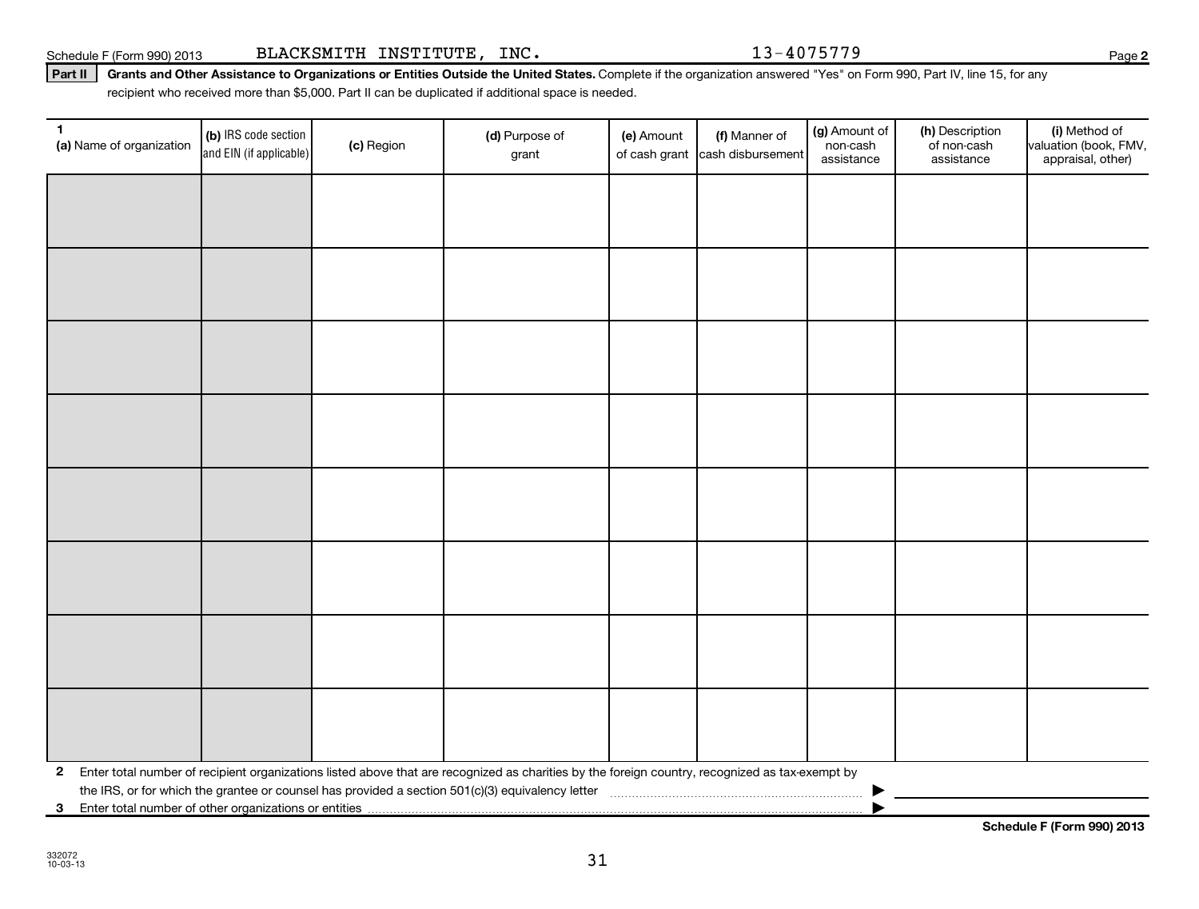Schedule F (Form 990) 2013 BLACKSMITH INSTITUTE, INC. 13-4075779

**Part II** **Grants and Other Assistance to Organizations or Entities Outside the United States.** Complete if the organization answered "Yes" on Form 990, Part IV, line 15, for any recipient who received more than $5,000. Part II can be duplicated if additional space is needed.

| 1 (a) Name of organization | (b) IRS code section and EIN (if applicable) | (c) Region | (d) Purpose of grant | (e) Amount of cash grant | (f) Manner of cash disbursement | (g) Amount of non-cash assistance | (h) Description of non-cash assistance | (i) Method of valuation (book, FMV, appraisal, other) |
|---|---|---|---|---|---|---|---|---|
| | | | | | | | | |
| | | | | | | | | |
| | | | | | | | | |
| | | | | | | | | |
| | | | | | | | | |
| | | | | | | | | |
| | | | | | | | | |
| | | | | | | | | |

**2** Enter total number of recipient organizations listed above that are recognized as charities by the foreign country, recognized as tax-exempt by the IRS, or for which the grantee or counsel has provided a section 501(c)(3) equivalency letter ▶

**3** Enter total number of other organizations or entities ▶

**Schedule F (Form 990) 2013**

332072
10-03-13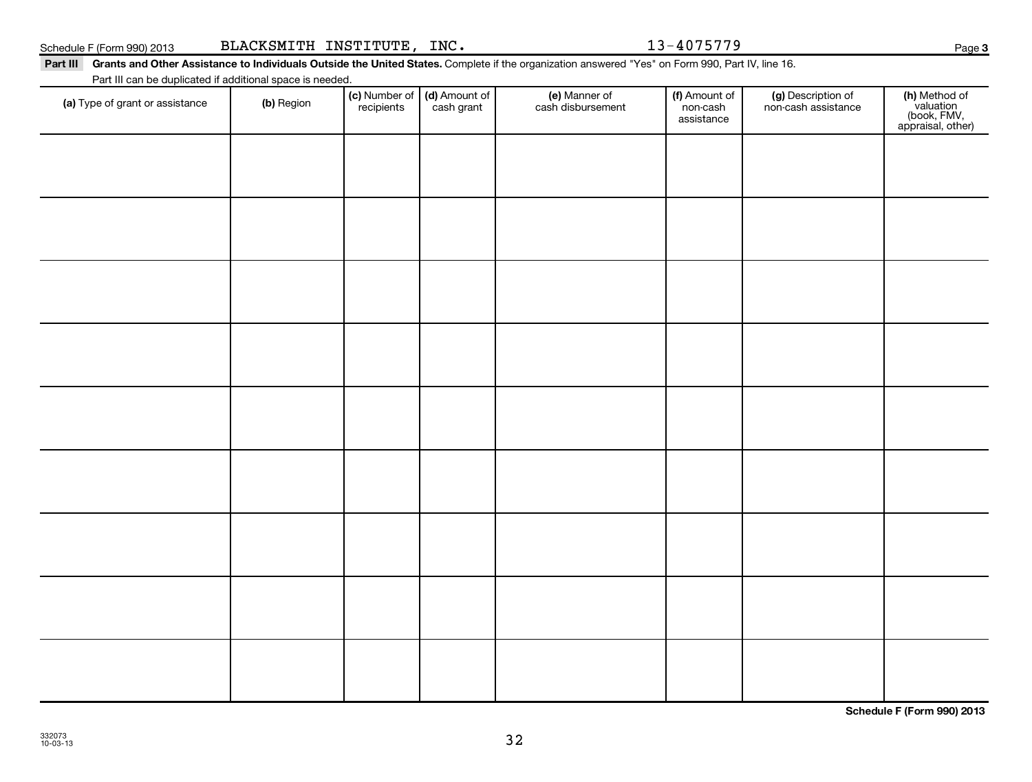Schedule F (Form 990) 2013 BLACKSMITH INSTITUTE, INC. 13-4075779 Page 3

**Part III Grants and Other Assistance to Individuals Outside the United States.** Complete if the organization answered "Yes" on Form 990, Part IV, line 16.

Part III can be duplicated if additional space is needed.

| (a) Type of grant or assistance | (b) Region | (c) Number of recipients | (d) Amount of cash grant | (e) Manner of cash disbursement | (f) Amount of non-cash assistance | (g) Description of non-cash assistance | (h) Method of valuation (book, FMV, appraisal, other) |
|---|---|---|---|---|---|---|---|
| | | | | | | | |
| | | | | | | | |
| | | | | | | | |
| | | | | | | | |
| | | | | | | | |
| | | | | | | | |
| | | | | | | | |
| | | | | | | | |
| | | | | | | | |

**Schedule F (Form 990) 2013**

332073
10-03-13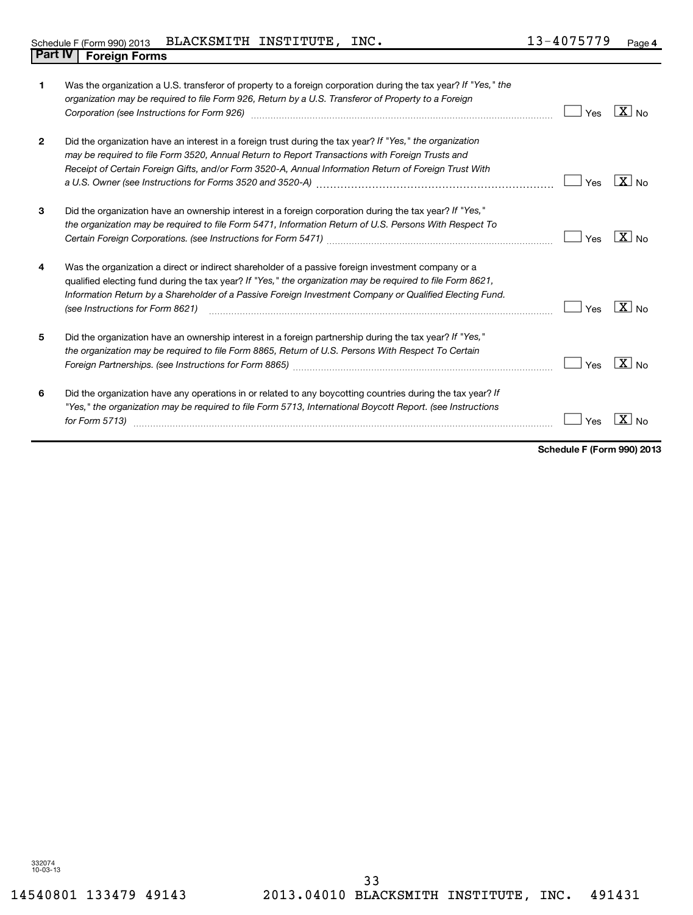Schedule F (Form 990) 2013 BLACKSMITH INSTITUTE, INC. 13-4075779 Page 4

## Part IV Foreign Forms

| | | Yes | No |
|---|---|---|---|
| 1 | Was the organization a U.S. transferor of property to a foreign corporation during the tax year? *If "Yes," the organization may be required to file Form 926, Return by a U.S. Transferor of Property to a Foreign Corporation (see Instructions for Form 926)* | | X |
| 2 | Did the organization have an interest in a foreign trust during the tax year? *If "Yes," the organization may be required to file Form 3520, Annual Return to Report Transactions with Foreign Trusts and Receipt of Certain Foreign Gifts, and/or Form 3520-A, Annual Information Return of Foreign Trust With a U.S. Owner (see Instructions for Forms 3520 and 3520-A)* | | X |
| 3 | Did the organization have an ownership interest in a foreign corporation during the tax year? *If "Yes," the organization may be required to file Form 5471, Information Return of U.S. Persons With Respect To Certain Foreign Corporations. (see Instructions for Form 5471)* | | X |
| 4 | Was the organization a direct or indirect shareholder of a passive foreign investment company or a qualified electing fund during the tax year? *If "Yes," the organization may be required to file Form 8621, Information Return by a Shareholder of a Passive Foreign Investment Company or Qualified Electing Fund. (see Instructions for Form 8621)* | | X |
| 5 | Did the organization have an ownership interest in a foreign partnership during the tax year? *If "Yes," the organization may be required to file Form 8865, Return of U.S. Persons With Respect To Certain Foreign Partnerships. (see Instructions for Form 8865)* | | X |
| 6 | Did the organization have any operations in or related to any boycotting countries during the tax year? *If "Yes," the organization may be required to file Form 5713, International Boycott Report. (see Instructions for Form 5713)* | | X |

**Schedule F (Form 990) 2013**

332074
10-03-13

14540801 133479 49143 2013.04010 BLACKSMITH INSTITUTE, INC. 491431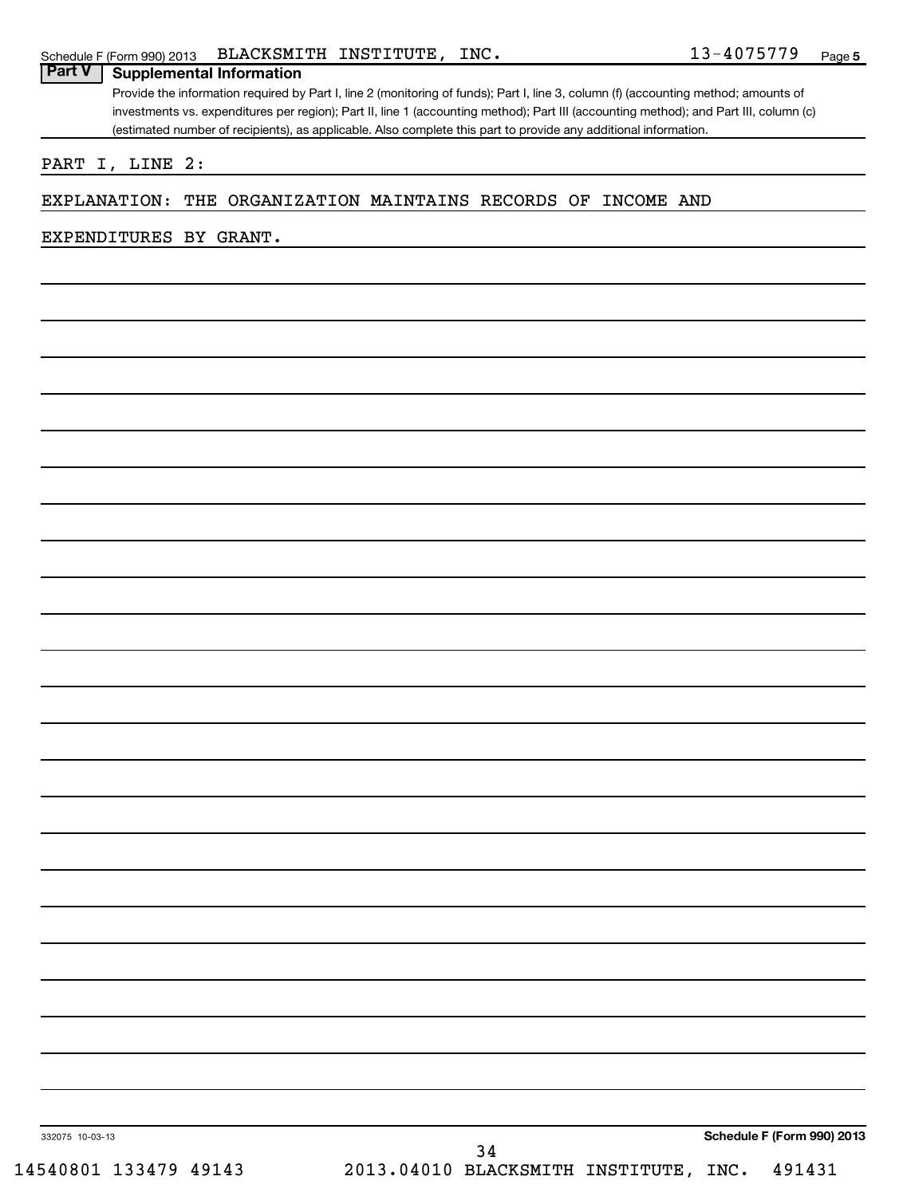## Part V Supplemental Information

Provide the information required by Part I, line 2 (monitoring of funds); Part I, line 3, column (f) (accounting method; amounts of investments vs. expenditures per region); Part II, line 1 (accounting method); Part III (accounting method); and Part III, column (c) (estimated number of recipients), as applicable. Also complete this part to provide any additional information.

PART I, LINE 2:

EXPLANATION: THE ORGANIZATION MAINTAINS RECORDS OF INCOME AND EXPENDITURES BY GRANT.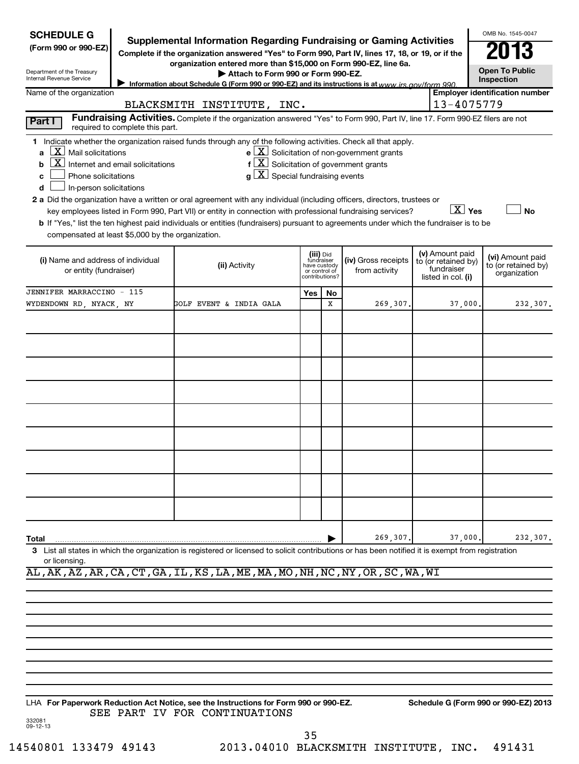**SCHEDULE G (Form 990 or 990-EZ)**

Department of the Treasury
Internal Revenue Service

# Supplemental Information Regarding Fundraising or Gaming Activities

**Complete if the organization answered "Yes" to Form 990, Part IV, lines 17, 18, or 19, or if the organization entered more than $15,000 on Form 990-EZ, line 6a.**

**▶ Attach to Form 990 or Form 990-EZ.**

**▶ Information about Schedule G (Form 990 or 990-EZ) and its instructions is at www.irs.gov/form 990.**

OMB No. 1545-0047

**2013**

**Open To Public Inspection**

Name of the organization: BLACKSMITH INSTITUTE, INC.

Employer identification number: 13-4075779

**Part I** **Fundraising Activities.** Complete if the organization answered "Yes" to Form 990, Part IV, line 17. Form 990-EZ filers are not required to complete this part.

1 Indicate whether the organization raised funds through any of the following activities. Check all that apply.

- a [X] Mail solicitations
- b [X] Internet and email solicitations
- c [ ] Phone solicitations
- d [ ] In-person solicitations
- e [X] Solicitation of non-government grants
- f [X] Solicitation of government grants
- g [X] Special fundraising events

2 a Did the organization have a written or oral agreement with any individual (including officers, directors, trustees or key employees listed in Form 990, Part VII) or entity in connection with professional fundraising services? [X] Yes [ ] No

b If "Yes," list the ten highest paid individuals or entities (fundraisers) pursuant to agreements under which the fundraiser is to be compensated at least $5,000 by the organization.

| (i) Name and address of individual or entity (fundraiser) | (ii) Activity | (iii) Did fundraiser have custody or control of contributions? Yes | No | (iv) Gross receipts from activity | (v) Amount paid to (or retained by) fundraiser listed in col. (i) | (vi) Amount paid to (or retained by) organization |
|---|---|---|---|---|---|---|
| JENNIFER MARRACCINO - 115 WYDENDOWN RD, NYACK, NY | GOLF EVENT & INDIA GALA | | X | 269,307. | 37,000. | 232,307. |
| | | | | | | |
| | | | | | | |
| | | | | | | |
| | | | | | | |
| | | | | | | |
| | | | | | | |
| | | | | | | |
| | | | | | | |
| | | | | | | |
| **Total** ▶ | | | | 269,307. | 37,000. | 232,307. |

3 List all states in which the organization is registered or licensed to solicit contributions or has been notified it is exempt from registration or licensing.

AL,AK,AZ,AR,CA,CT,GA,IL,KS,LA,ME,MA,MO,NH,NC,NY,OR,SC,WA,WI

LHA **For Paperwork Reduction Act Notice, see the Instructions for Form 990 or 990-EZ.** **Schedule G (Form 990 or 990-EZ) 2013**

SEE PART IV FOR CONTINUATIONS

332081
09-12-13

14540801 133479 49143 2013.04010 BLACKSMITH INSTITUTE, INC. 491431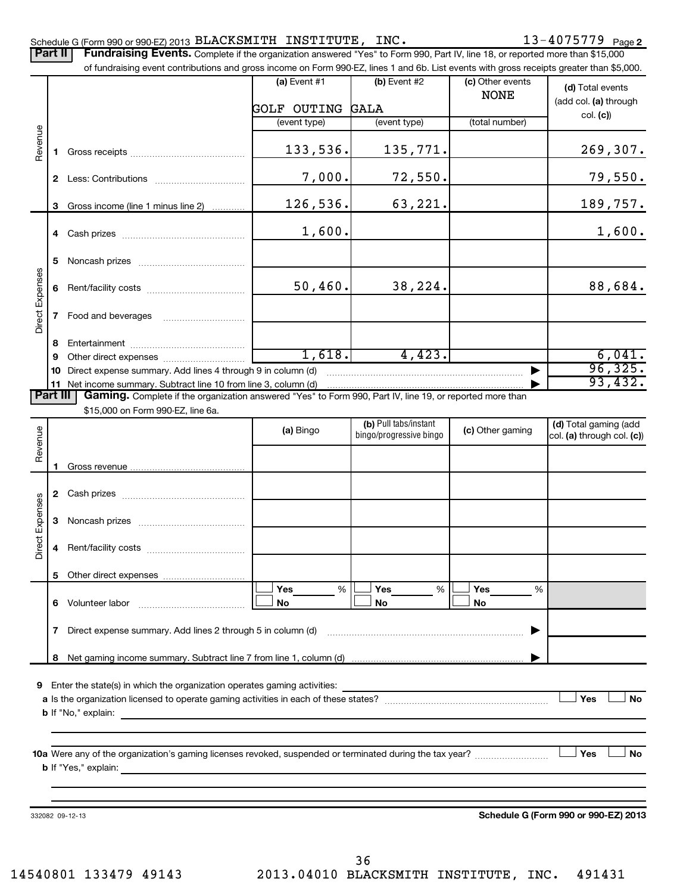Schedule G (Form 990 or 990-EZ) 2013 BLACKSMITH INSTITUTE, INC. 13-4075779 Page 2

**Part II** **Fundraising Events.** Complete if the organization answered "Yes" to Form 990, Part IV, line 18, or reported more than $15,000 of fundraising event contributions and gross income on Form 990-EZ, lines 1 and 6b. List events with gross receipts greater than $5,000.

| | | (a) Event #1 GOLF OUTING (event type) | (b) Event #2 GALA (event type) | (c) Other events NONE (total number) | (d) Total events (add col. (a) through col. (c)) |
|---|---|---|---|---|---|
| Revenue | 1 Gross receipts | 133,536. | 135,771. | | 269,307. |
| | 2 Less: Contributions | 7,000. | 72,550. | | 79,550. |
| | 3 Gross income (line 1 minus line 2) | 126,536. | 63,221. | | 189,757. |
| Direct Expenses | 4 Cash prizes | 1,600. | | | 1,600. |
| | 5 Noncash prizes | | | | |
| | 6 Rent/facility costs | 50,460. | 38,224. | | 88,684. |
| | 7 Food and beverages | | | | |
| | 8 Entertainment | | | | |
| | 9 Other direct expenses | 1,618. | 4,423. | | 6,041. |
| | 10 Direct expense summary. Add lines 4 through 9 in column (d) | | | ▶ | 96,325. |
| | 11 Net income summary. Subtract line 10 from line 3, column (d) | | | ▶ | 93,432. |

**Part III** **Gaming.** Complete if the organization answered "Yes" to Form 990, Part IV, line 19, or reported more than $15,000 on Form 990-EZ, line 6a.

| | | (a) Bingo | (b) Pull tabs/instant bingo/progressive bingo | (c) Other gaming | (d) Total gaming (add col. (a) through col. (c)) |
|---|---|---|---|---|---|
| Revenue | 1 Gross revenue | | | | |
| Direct Expenses | 2 Cash prizes | | | | |
| | 3 Noncash prizes | | | | |
| | 4 Rent/facility costs | | | | |
| | 5 Other direct expenses | | | | |
| | 6 Volunteer labor | ☐ Yes ___% ☐ No | ☐ Yes ___% ☐ No | ☐ Yes ___% ☐ No | |
| | 7 Direct expense summary. Add lines 2 through 5 in column (d) | | | ▶ | |
| | 8 Net gaming income summary. Subtract line 7 from line 1, column (d) | | | ▶ | |

9 Enter the state(s) in which the organization operates gaming activities:

a Is the organization licensed to operate gaming activities in each of these states? ☐ Yes ☐ No

b If "No," explain:

10a Were any of the organization's gaming licenses revoked, suspended or terminated during the tax year? ☐ Yes ☐ No

b If "Yes," explain:

332082 09-12-13 **Schedule G (Form 990 or 990-EZ) 2013**

14540801 133479 49143 2013.04010 BLACKSMITH INSTITUTE, INC. 491431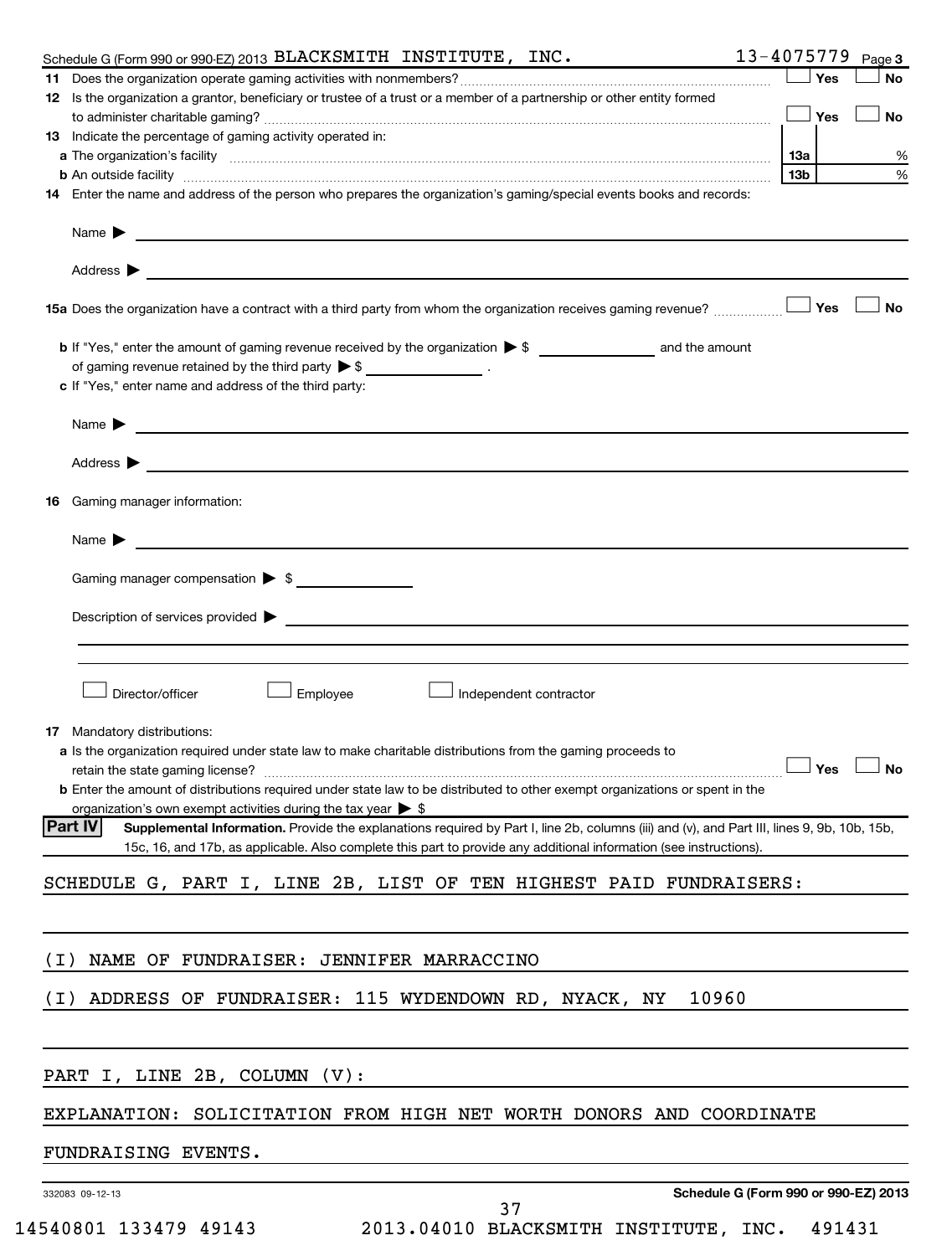Schedule G (Form 990 or 990-EZ) 2013 BLACKSMITH INSTITUTE, INC. 13-4075779 Page 3

11 Does the organization operate gaming activities with nonmembers? ☐ Yes ☐ No

12 Is the organization a grantor, beneficiary or trustee of a trust or a member of a partnership or other entity formed to administer charitable gaming? ☐ Yes ☐ No

13 Indicate the percentage of gaming activity operated in:

a The organization's facility 13a %

b An outside facility 13b %

14 Enter the name and address of the person who prepares the organization's gaming/special events books and records:

Name ▶

Address ▶

15a Does the organization have a contract with a third party from whom the organization receives gaming revenue? ☐ Yes ☐ No

b If "Yes," enter the amount of gaming revenue received by the organization ▶ $ ______ and the amount of gaming revenue retained by the third party ▶ $ ______ .

c If "Yes," enter name and address of the third party:

Name ▶

Address ▶

16 Gaming manager information:

Name ▶

Gaming manager compensation ▶ $

Description of services provided ▶

☐ Director/officer ☐ Employee ☐ Independent contractor

17 Mandatory distributions:

a Is the organization required under state law to make charitable distributions from the gaming proceeds to retain the state gaming license? ☐ Yes ☐ No

b Enter the amount of distributions required under state law to be distributed to other exempt organizations or spent in the organization's own exempt activities during the tax year ▶ $

**Part IV** **Supplemental Information.** Provide the explanations required by Part I, line 2b, columns (iii) and (v), and Part III, lines 9, 9b, 10b, 15b, 15c, 16, and 17b, as applicable. Also complete this part to provide any additional information (see instructions).

SCHEDULE G, PART I, LINE 2B, LIST OF TEN HIGHEST PAID FUNDRAISERS:

(I) NAME OF FUNDRAISER: JENNIFER MARRACCINO

(I) ADDRESS OF FUNDRAISER: 115 WYDENDOWN RD, NYACK, NY 10960

PART I, LINE 2B, COLUMN (V):

EXPLANATION: SOLICITATION FROM HIGH NET WORTH DONORS AND COORDINATE FUNDRAISING EVENTS.

Schedule G (Form 990 or 990-EZ) 2013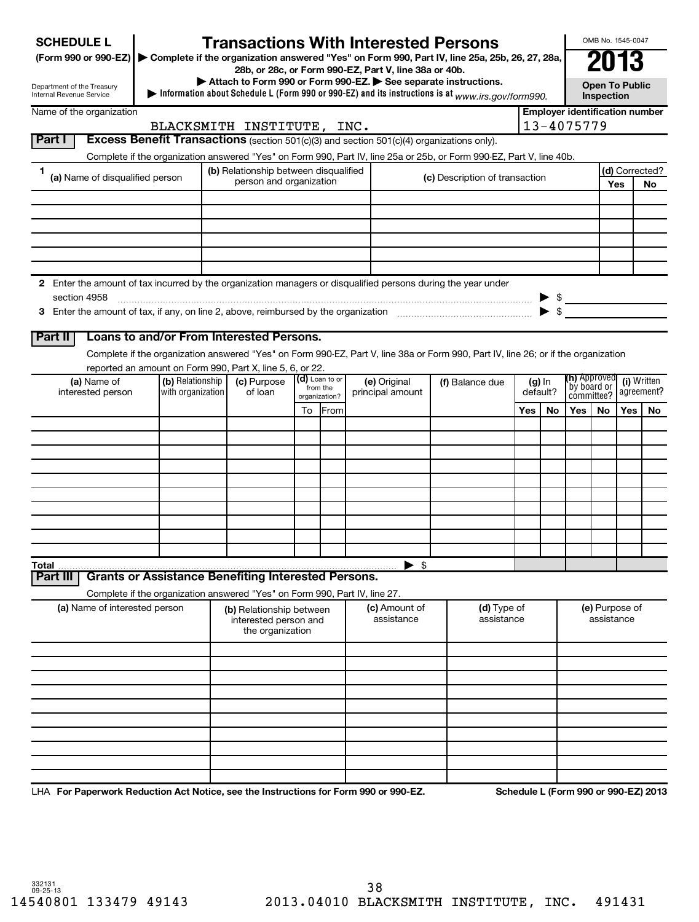**SCHEDULE L**
**(Form 990 or 990-EZ)**

Department of the Treasury
Internal Revenue Service

# Transactions With Interested Persons

▶ Complete if the organization answered "Yes" on Form 990, Part IV, line 25a, 25b, 26, 27, 28a, 28b, or 28c, or Form 990-EZ, Part V, line 38a or 40b.
▶ Attach to Form 990 or Form 990-EZ. ▶ See separate instructions.
▶ Information about Schedule L (Form 990 or 990-EZ) and its instructions is at *www.irs.gov/form990.*

OMB No. 1545-0047

**2013**

**Open To Public Inspection**

Name of the organization: BLACKSMITH INSTITUTE, INC.

Employer identification number: 13-4075779

## Part I — Excess Benefit Transactions (section 501(c)(3) and section 501(c)(4) organizations only).

Complete if the organization answered "Yes" on Form 990, Part IV, line 25a or 25b, or Form 990-EZ, Part V, line 40b.

| 1 (a) Name of disqualified person | (b) Relationship between disqualified person and organization | (c) Description of transaction | (d) Corrected? Yes | No |
|---|---|---|---|---|
| | | | | |
| | | | | |
| | | | | |
| | | | | |
| | | | | |
| | | | | |

**2** Enter the amount of tax incurred by the organization managers or disqualified persons during the year under section 4958 ▶ $

**3** Enter the amount of tax, if any, on line 2, above, reimbursed by the organization ▶ $

## Part II — Loans to and/or From Interested Persons.

Complete if the organization answered "Yes" on Form 990-EZ, Part V, line 38a or Form 990, Part IV, line 26; or if the organization reported an amount on Form 990, Part X, line 5, 6, or 22.

| (a) Name of interested person | (b) Relationship with organization | (c) Purpose of loan | (d) Loan to or from the organization? To | From | (e) Original principal amount | (f) Balance due | (g) In default? Yes | No | (h) Approved by board or committee? Yes | No | (i) Written agreement? Yes | No |
|---|---|---|---|---|---|---|---|---|---|---|---|---|
| | | | | | | | | | | | | |
| | | | | | | | | | | | | |
| | | | | | | | | | | | | |
| | | | | | | | | | | | | |
| | | | | | | | | | | | | |
| | | | | | | | | | | | | |
| | | | | | | | | | | | | |
| | | | | | | | | | | | | |
| | | | | | | | | | | | | |
| | | | | | | | | | | | | |
| **Total** | | | | | ▶ $ | | | | | | | |

## Part III — Grants or Assistance Benefiting Interested Persons.

Complete if the organization answered "Yes" on Form 990, Part IV, line 27.

| (a) Name of interested person | (b) Relationship between interested person and the organization | (c) Amount of assistance | (d) Type of assistance | (e) Purpose of assistance |
|---|---|---|---|---|
| | | | | |
| | | | | |
| | | | | |
| | | | | |
| | | | | |
| | | | | |
| | | | | |
| | | | | |
| | | | | |
| | | | | |

LHA **For Paperwork Reduction Act Notice, see the Instructions for Form 990 or 990-EZ.** **Schedule L (Form 990 or 990-EZ) 2013**

332131
09-25-13

14540801 133479 49143 2013.04010 BLACKSMITH INSTITUTE, INC. 491431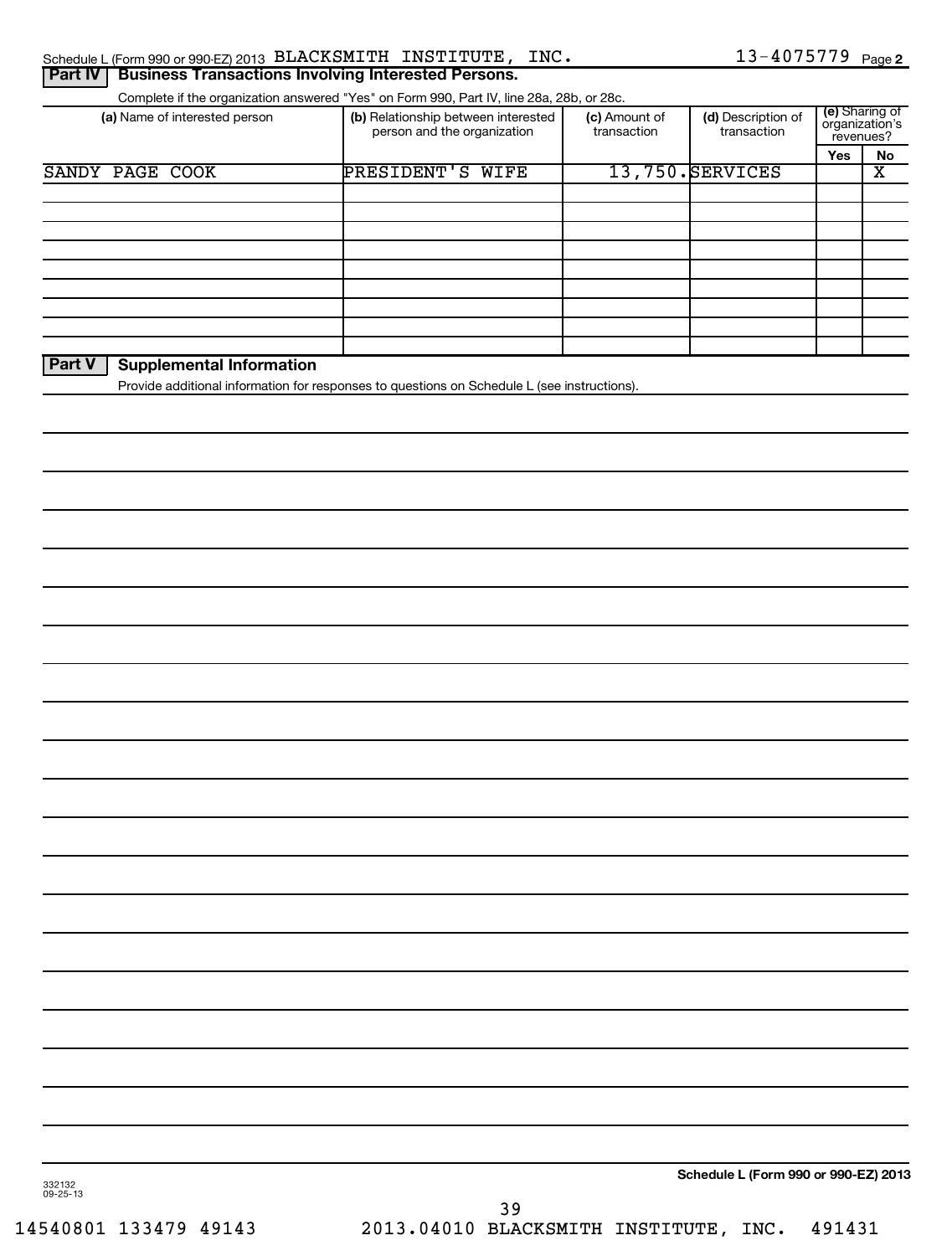Schedule L (Form 990 or 990-EZ) 2013 BLACKSMITH INSTITUTE, INC. 13-4075779 Page 2

## Part IV Business Transactions Involving Interested Persons.

Complete if the organization answered "Yes" on Form 990, Part IV, line 28a, 28b, or 28c.

| (a) Name of interested person | (b) Relationship between interested person and the organization | (c) Amount of transaction | (d) Description of transaction | (e) Sharing of organization's revenues? | |
|---|---|---|---|---|---|
| | | | | Yes | No |
| SANDY PAGE COOK | PRESIDENT'S WIFE | 13,750. | SERVICES | | X |
| | | | | | |
| | | | | | |
| | | | | | |
| | | | | | |
| | | | | | |
| | | | | | |
| | | | | | |
| | | | | | |

## Part V Supplemental Information

Provide additional information for responses to questions on Schedule L (see instructions).

Schedule L (Form 990 or 990-EZ) 2013

332132
09-25-13

14540801 133479 49143 2013.04010 BLACKSMITH INSTITUTE, INC. 491431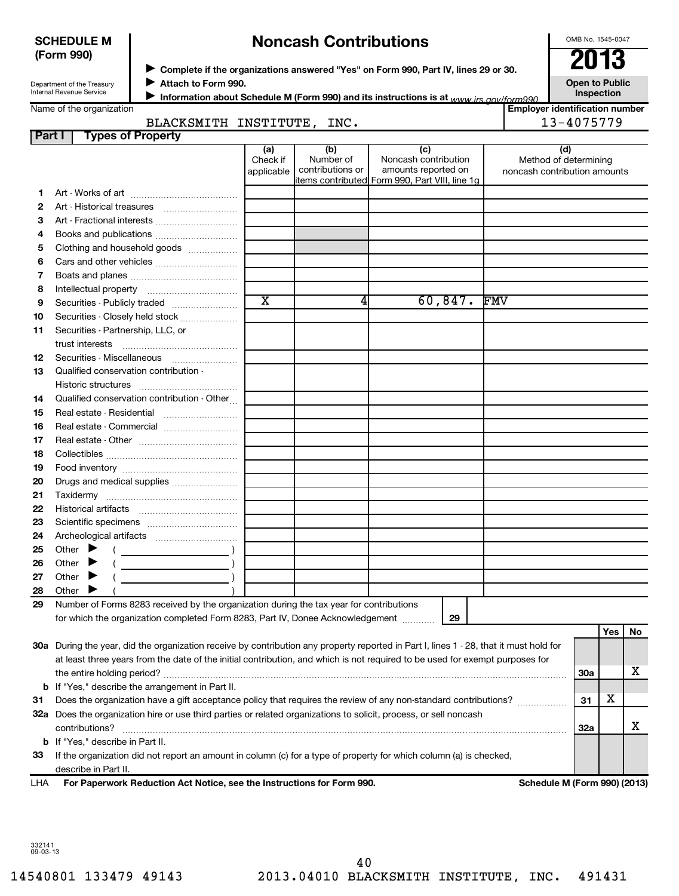**SCHEDULE M (Form 990)**

Department of the Treasury
Internal Revenue Service

# Noncash Contributions

▶ Complete if the organizations answered "Yes" on Form 990, Part IV, lines 29 or 30.
▶ Attach to Form 990.
▶ Information about Schedule M (Form 990) and its instructions is at www.irs.gov/form990.

OMB No. 1545-0047

**2013**

**Open to Public Inspection**

Name of the organization: BLACKSMITH INSTITUTE, INC.

Employer identification number: 13-4075779

## Part I Types of Property

| | | (a) Check if applicable | (b) Number of contributions or items contributed | (c) Noncash contribution amounts reported on Form 990, Part VIII, line 1g | (d) Method of determining noncash contribution amounts |
|---|---|---|---|---|---|
| 1 | Art - Works of art | | | | |
| 2 | Art - Historical treasures | | | | |
| 3 | Art - Fractional interests | | | | |
| 4 | Books and publications | | | | |
| 5 | Clothing and household goods | | | | |
| 6 | Cars and other vehicles | | | | |
| 7 | Boats and planes | | | | |
| 8 | Intellectual property | | | | |
| 9 | Securities - Publicly traded | X | 4 | 60,847. | FMV |
| 10 | Securities - Closely held stock | | | | |
| 11 | Securities - Partnership, LLC, or trust interests | | | | |
| 12 | Securities - Miscellaneous | | | | |
| 13 | Qualified conservation contribution - Historic structures | | | | |
| 14 | Qualified conservation contribution - Other | | | | |
| 15 | Real estate - Residential | | | | |
| 16 | Real estate - Commercial | | | | |
| 17 | Real estate - Other | | | | |
| 18 | Collectibles | | | | |
| 19 | Food inventory | | | | |
| 20 | Drugs and medical supplies | | | | |
| 21 | Taxidermy | | | | |
| 22 | Historical artifacts | | | | |
| 23 | Scientific specimens | | | | |
| 24 | Archeological artifacts | | | | |
| 25 | Other ▶ ( ) | | | | |
| 26 | Other ▶ ( ) | | | | |
| 27 | Other ▶ ( ) | | | | |
| 28 | Other ▶ ( ) | | | | |

29 Number of Forms 8283 received by the organization during the tax year for contributions for which the organization completed Form 8283, Part IV, Donee Acknowledgement ........ **29**

| | | | Yes | No |
|---|---|---|---|---|
| 30a | During the year, did the organization receive by contribution any property reported in Part I, lines 1 - 28, that it must hold for at least three years from the date of the initial contribution, and which is not required to be used for exempt purposes for the entire holding period? | 30a | | X |
| b | If "Yes," describe the arrangement in Part II. | | | |
| 31 | Does the organization have a gift acceptance policy that requires the review of any non-standard contributions? | 31 | X | |
| 32a | Does the organization hire or use third parties or related organizations to solicit, process, or sell noncash contributions? | 32a | | X |
| b | If "Yes," describe in Part II. | | | |
| 33 | If the organization did not report an amount in column (c) for a type of property for which column (a) is checked, describe in Part II. | | | |

LHA **For Paperwork Reduction Act Notice, see the Instructions for Form 990.** **Schedule M (Form 990) (2013)**

332141
09-03-13

14540801 133479 49143 2013.04010 BLACKSMITH INSTITUTE, INC. 491431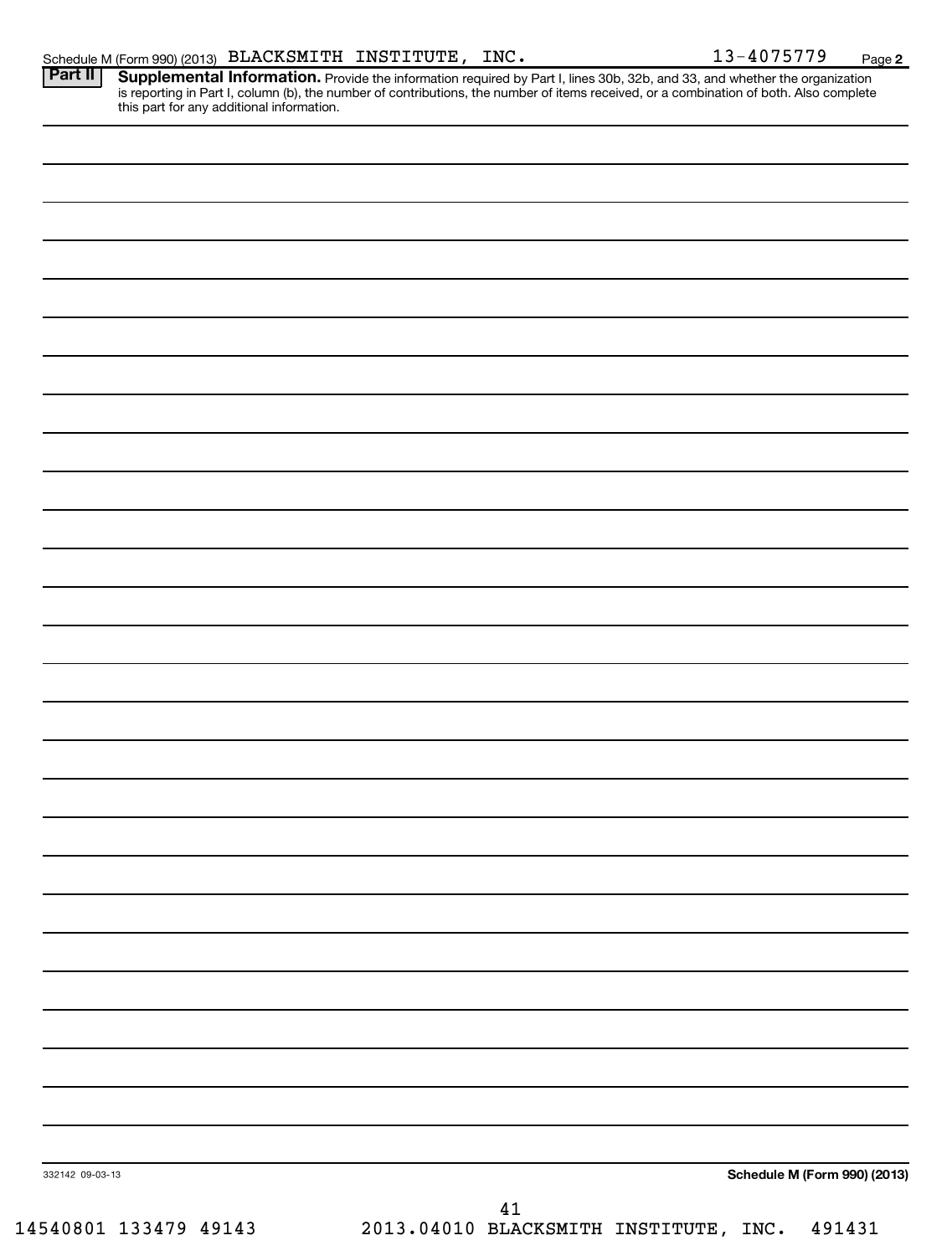Schedule M (Form 990) (2013) BLACKSMITH INSTITUTE, INC. 13-4075779 Page **2**

**Part II** **Supplemental Information.** Provide the information required by Part I, lines 30b, 32b, and 33, and whether the organization is reporting in Part I, column (b), the number of contributions, the number of items received, or a combination of both. Also complete this part for any additional information.

332142 09-03-13 **Schedule M (Form 990) (2013)**

14540801 133479 49143 2013.04010 BLACKSMITH INSTITUTE, INC. 491431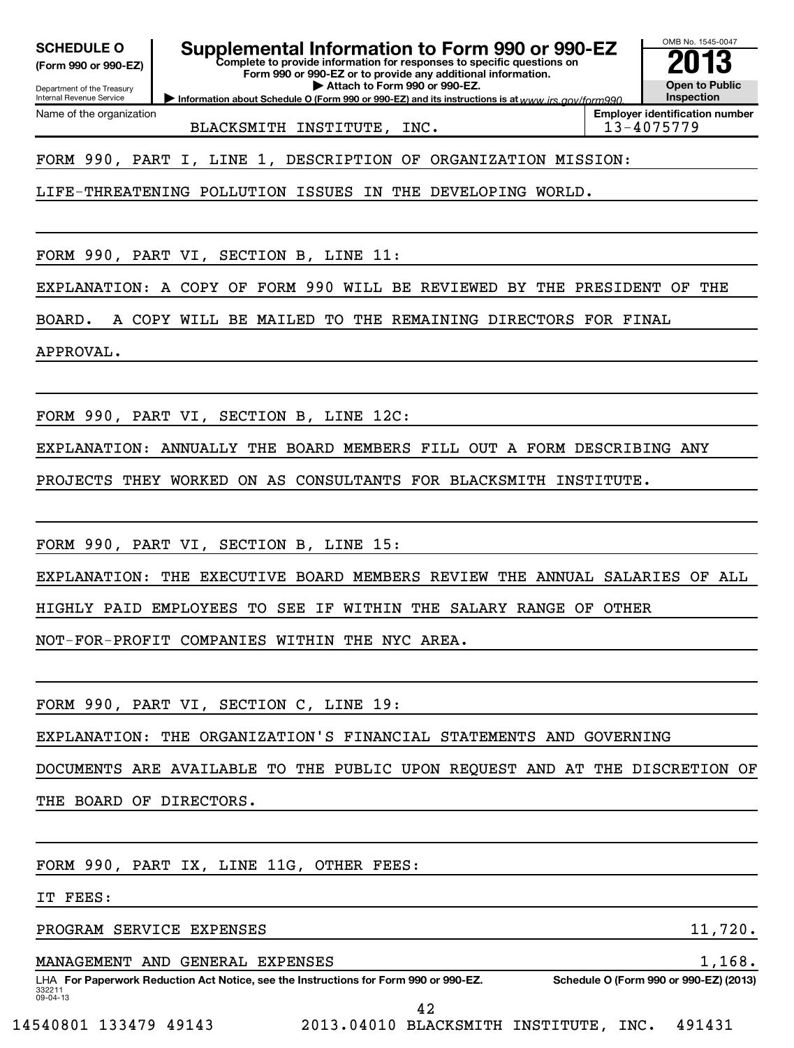**SCHEDULE O**
**(Form 990 or 990-EZ)**

Department of the Treasury
Internal Revenue Service

# Supplemental Information to Form 990 or 990-EZ

**Complete to provide information for responses to specific questions on Form 990 or 990-EZ or to provide any additional information.**
**▶ Attach to Form 990 or 990-EZ.**
**▶ Information about Schedule O (Form 990 or 990-EZ) and its instructions is at** *www.irs.gov/form990.*

OMB No. 1545-0047
**2013**
**Open to Public Inspection**

| Name of the organization | Employer identification number |
|---|---|
| BLACKSMITH INSTITUTE, INC. | 13-4075779 |

FORM 990, PART I, LINE 1, DESCRIPTION OF ORGANIZATION MISSION:

LIFE-THREATENING POLLUTION ISSUES IN THE DEVELOPING WORLD.

FORM 990, PART VI, SECTION B, LINE 11:

EXPLANATION: A COPY OF FORM 990 WILL BE REVIEWED BY THE PRESIDENT OF THE BOARD. A COPY WILL BE MAILED TO THE REMAINING DIRECTORS FOR FINAL APPROVAL.

FORM 990, PART VI, SECTION B, LINE 12C:

EXPLANATION: ANNUALLY THE BOARD MEMBERS FILL OUT A FORM DESCRIBING ANY PROJECTS THEY WORKED ON AS CONSULTANTS FOR BLACKSMITH INSTITUTE.

FORM 990, PART VI, SECTION B, LINE 15:

EXPLANATION: THE EXECUTIVE BOARD MEMBERS REVIEW THE ANNUAL SALARIES OF ALL HIGHLY PAID EMPLOYEES TO SEE IF WITHIN THE SALARY RANGE OF OTHER NOT-FOR-PROFIT COMPANIES WITHIN THE NYC AREA.

FORM 990, PART VI, SECTION C, LINE 19:

EXPLANATION: THE ORGANIZATION'S FINANCIAL STATEMENTS AND GOVERNING DOCUMENTS ARE AVAILABLE TO THE PUBLIC UPON REQUEST AND AT THE DISCRETION OF THE BOARD OF DIRECTORS.

FORM 990, PART IX, LINE 11G, OTHER FEES:

IT FEES:

| | |
|---|---|
| PROGRAM SERVICE EXPENSES | 11,720. |
| MANAGEMENT AND GENERAL EXPENSES | 1,168. |

LHA **For Paperwork Reduction Act Notice, see the Instructions for Form 990 or 990-EZ.** **Schedule O (Form 990 or 990-EZ) (2013)**
332211
09-04-13

14540801 133479 49143 2013.04010 BLACKSMITH INSTITUTE, INC. 491431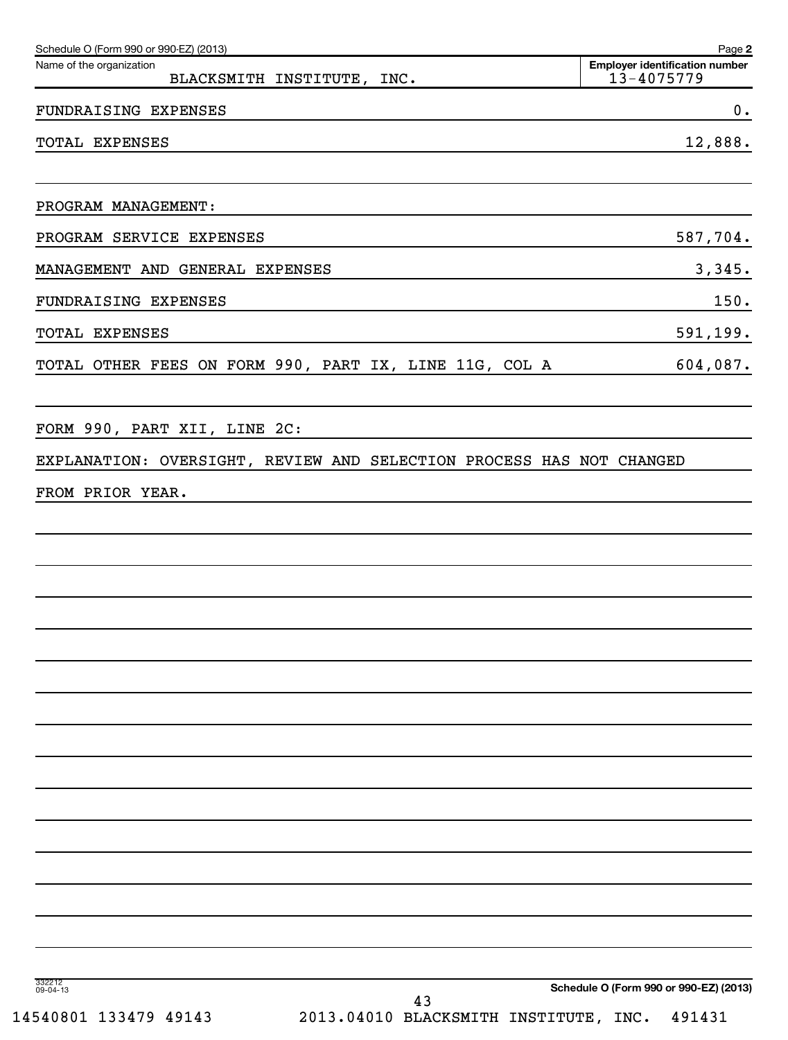Schedule O (Form 990 or 990-EZ) (2013) Page **2**

| Name of the organization | Employer identification number |
| --- | --- |
| BLACKSMITH INSTITUTE, INC. | 13-4075779 |

| | |
| --- | --- |
| FUNDRAISING EXPENSES | 0. |
| TOTAL EXPENSES | 12,888. |
| | |
| PROGRAM MANAGEMENT: | |
| PROGRAM SERVICE EXPENSES | 587,704. |
| MANAGEMENT AND GENERAL EXPENSES | 3,345. |
| FUNDRAISING EXPENSES | 150. |
| TOTAL EXPENSES | 591,199. |
| TOTAL OTHER FEES ON FORM 990, PART IX, LINE 11G, COL A | 604,087. |

FORM 990, PART XII, LINE 2C:

EXPLANATION: OVERSIGHT, REVIEW AND SELECTION PROCESS HAS NOT CHANGED FROM PRIOR YEAR.

332212 09-04-13

**Schedule O (Form 990 or 990-EZ) (2013)**

14540801 133479 49143 2013.04010 BLACKSMITH INSTITUTE, INC. 491431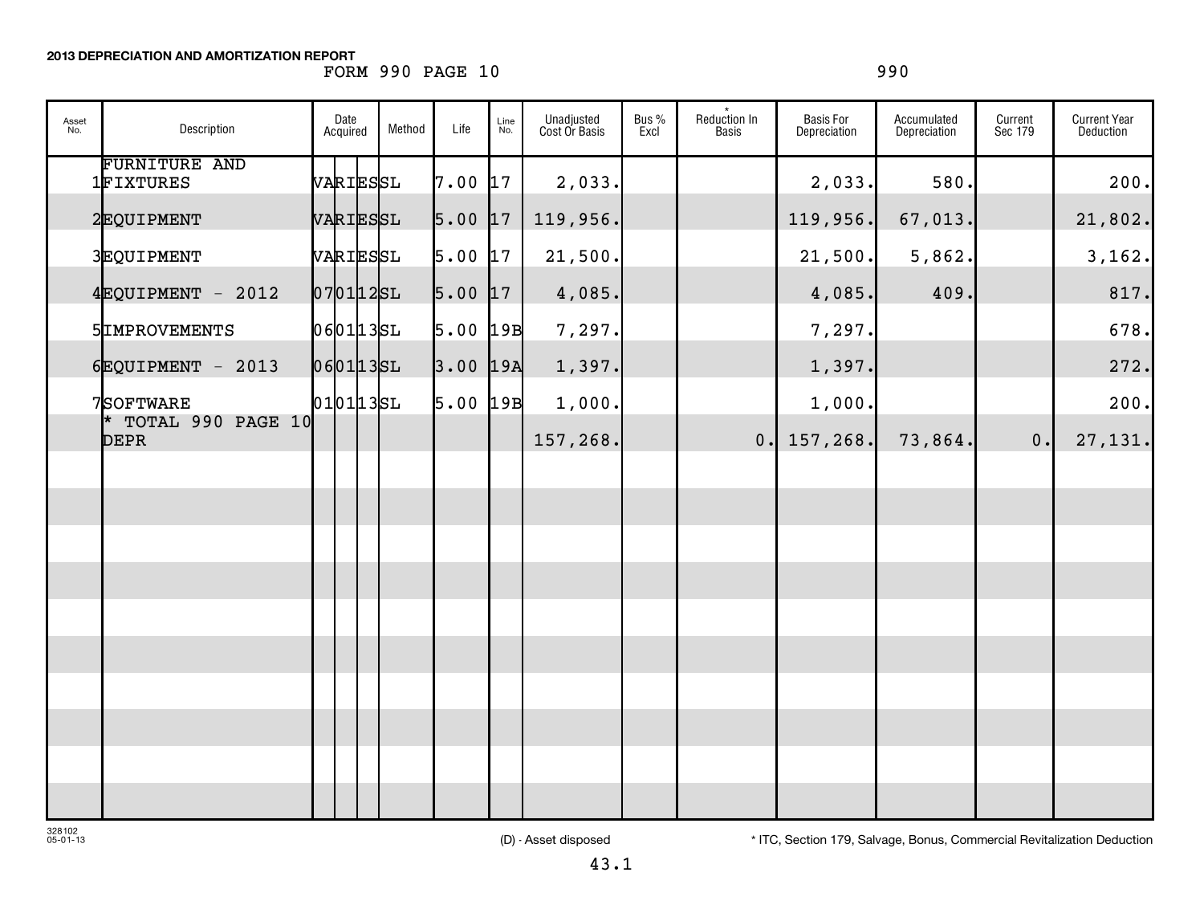**2013 DEPRECIATION AND AMORTIZATION REPORT**

FORM 990 PAGE 10 990

| Asset No. | Description | Date Acquired | Method | Life | Line No. | Unadjusted Cost Or Basis | Bus % Excl | * Reduction In Basis | Basis For Depreciation | Accumulated Depreciation | Current Sec 179 | Current Year Deduction |
|---|---|---|---|---|---|---|---|---|---|---|---|---|
| 1 | FURNITURE AND FIXTURES | VARIES | SL | 7.00 | 17 | 2,033. | | | 2,033. | 580. | | 200. |
| 2 | EQUIPMENT | VARIES | SL | 5.00 | 17 | 119,956. | | | 119,956. | 67,013. | | 21,802. |
| 3 | EQUIPMENT | VARIES | SL | 5.00 | 17 | 21,500. | | | 21,500. | 5,862. | | 3,162. |
| 4 | EQUIPMENT - 2012 | 070112 | SL | 5.00 | 17 | 4,085. | | | 4,085. | 409. | | 817. |
| 5 | IMPROVEMENTS | 060113 | SL | 5.00 | 19B | 7,297. | | | 7,297. | | | 678. |
| 6 | EQUIPMENT - 2013 | 060113 | SL | 3.00 | 19A | 1,397. | | | 1,397. | | | 272. |
| 7 | SOFTWARE | 010113 | SL | 5.00 | 19B | 1,000. | | | 1,000. | | | 200. |
| | * TOTAL 990 PAGE 10 DEPR | | | | | 157,268. | | 0. | 157,268. | 73,864. | 0. | 27,131. |

328102
05-01-13

(D) - Asset disposed

* ITC, Section 179, Salvage, Bonus, Commercial Revitalization Deduction

43.1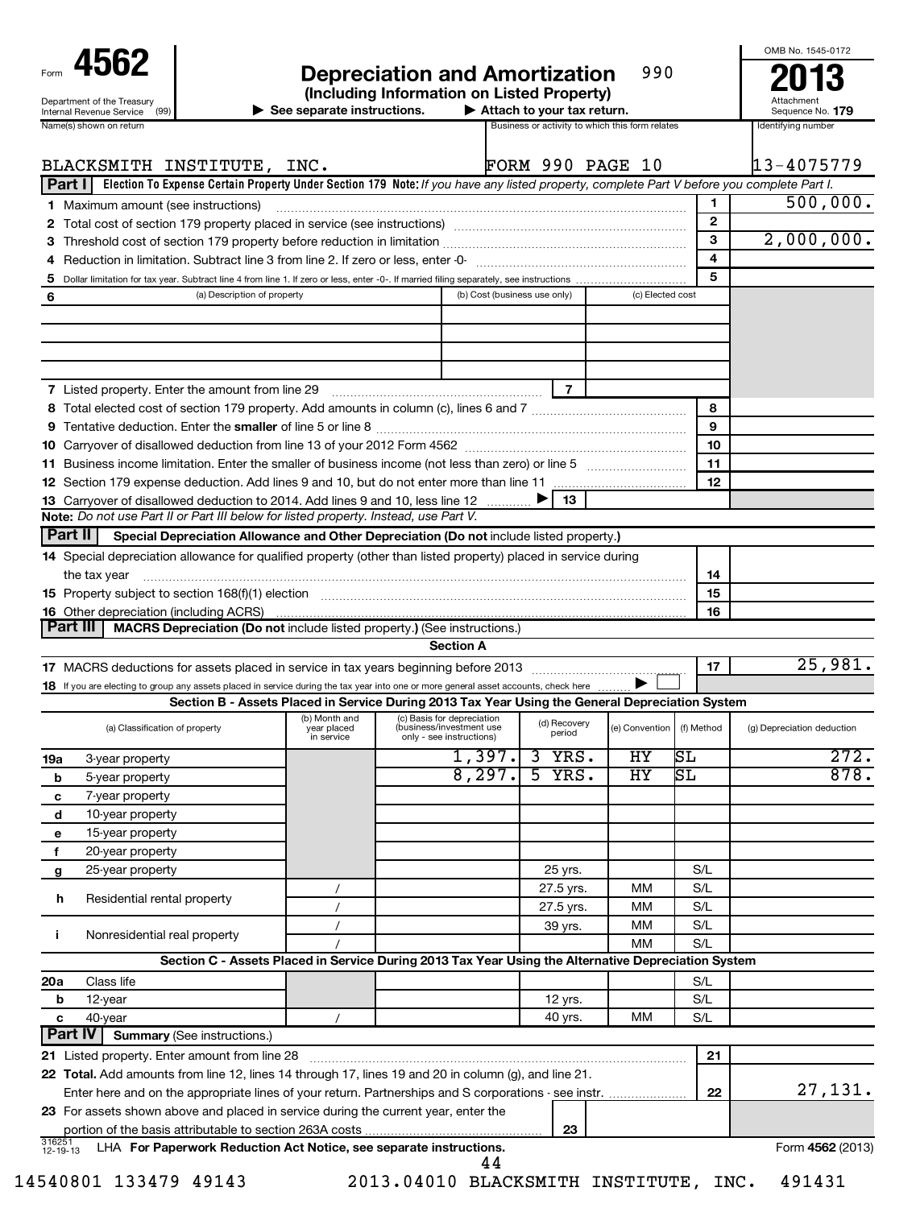Form **4562**

Department of the Treasury
Internal Revenue Service (99)

# Depreciation and Amortization

990

**(Including Information on Listed Property)**

▶ See separate instructions. ▶ Attach to your tax return.

OMB No. 1545-0172

**2013**

Attachment Sequence No. **179**

| Name(s) shown on return | Business or activity to which this form relates | Identifying number |
|---|---|---|
| BLACKSMITH INSTITUTE, INC. | FORM 990 PAGE 10 | 13-4075779 |

**Part I** **Election To Expense Certain Property Under Section 179** **Note:** *If you have any listed property, complete Part V before you complete Part I.*

| | | | |
|---|---|---|---|
| **1** | Maximum amount (see instructions) | 1 | 500,000. |
| **2** | Total cost of section 179 property placed in service (see instructions) | 2 | |
| **3** | Threshold cost of section 179 property before reduction in limitation | 3 | 2,000,000. |
| **4** | Reduction in limitation. Subtract line 3 from line 2. If zero or less, enter -0- | 4 | |
| **5** | Dollar limitation for tax year. Subtract line 4 from line 1. If zero or less, enter -0-. If married filing separately, see instructions | 5 | |

| **6** (a) Description of property | (b) Cost (business use only) | (c) Elected cost |
|---|---|---|
| | | |
| | | |
| | | |
| **7** Listed property. Enter the amount from line 29 | 7 | |

| | | | |
|---|---|---|---|
| **8** | Total elected cost of section 179 property. Add amounts in column (c), lines 6 and 7 | 8 | |
| **9** | Tentative deduction. Enter the **smaller** of line 5 or line 8 | 9 | |
| **10** | Carryover of disallowed deduction from line 13 of your 2012 Form 4562 | 10 | |
| **11** | Business income limitation. Enter the smaller of business income (not less than zero) or line 5 | 11 | |
| **12** | Section 179 expense deduction. Add lines 9 and 10, but do not enter more than line 11 | 12 | |
| **13** | Carryover of disallowed deduction to 2014. Add lines 9 and 10, less line 12 ▶ | 13 | |

**Note:** *Do not use Part II or Part III below for listed property. Instead, use Part V.*

**Part II** **Special Depreciation Allowance and Other Depreciation (Do not include listed property.)**

| | | | |
|---|---|---|---|
| **14** | Special depreciation allowance for qualified property (other than listed property) placed in service during the tax year | 14 | |
| **15** | Property subject to section 168(f)(1) election | 15 | |
| **16** | Other depreciation (including ACRS) | 16 | |

**Part III** **MACRS Depreciation (Do not include listed property.)** (See instructions.)

**Section A**

| | | | |
|---|---|---|---|
| **17** | MACRS deductions for assets placed in service in tax years beginning before 2013 | 17 | 25,981. |
| **18** | If you are electing to group any assets placed in service during the tax year into one or more general asset accounts, check here ▶ ☐ | | |

**Section B - Assets Placed in Service During 2013 Tax Year Using the General Depreciation System**

| (a) Classification of property | (b) Month and year placed in service | (c) Basis for depreciation (business/investment use only - see instructions) | (d) Recovery period | (e) Convention | (f) Method | (g) Depreciation deduction |
|---|---|---|---|---|---|---|
| **19a** 3-year property | | 1,397. | 3 YRS. | HY | SL | 272. |
| **b** 5-year property | | 8,297. | 5 YRS. | HY | SL | 878. |
| **c** 7-year property | | | | | | |
| **d** 10-year property | | | | | | |
| **e** 15-year property | | | | | | |
| **f** 20-year property | | | | | | |
| **g** 25-year property | | | 25 yrs. | | S/L | |
| **h** Residential rental property | / | | 27.5 yrs. | MM | S/L | |
| | / | | 27.5 yrs. | MM | S/L | |
| **i** Nonresidential real property | / | | 39 yrs. | MM | S/L | |
| | / | | | MM | S/L | |

**Section C - Assets Placed in Service During 2013 Tax Year Using the Alternative Depreciation System**

| (a) Classification of property | (b) Month and year placed in service | (c) Basis for depreciation | (d) Recovery period | (e) Convention | (f) Method | (g) Depreciation deduction |
|---|---|---|---|---|---|---|
| **20a** Class life | | | | | S/L | |
| **b** 12-year | | | 12 yrs. | | S/L | |
| **c** 40-year | / | | 40 yrs. | MM | S/L | |

**Part IV** **Summary** (See instructions.)

| | | | |
|---|---|---|---|
| **21** | Listed property. Enter amount from line 28 | 21 | |
| **22** | **Total.** Add amounts from line 12, lines 14 through 17, lines 19 and 20 in column (g), and line 21. Enter here and on the appropriate lines of your return. Partnerships and S corporations - see instr. | 22 | 27,131. |
| **23** | For assets shown above and placed in service during the current year, enter the portion of the basis attributable to section 263A costs | 23 | |

316251 12-19-13 LHA **For Paperwork Reduction Act Notice, see separate instructions.** Form **4562** (2013)

14540801 133479 49143 2013.04010 BLACKSMITH INSTITUTE, INC. 491431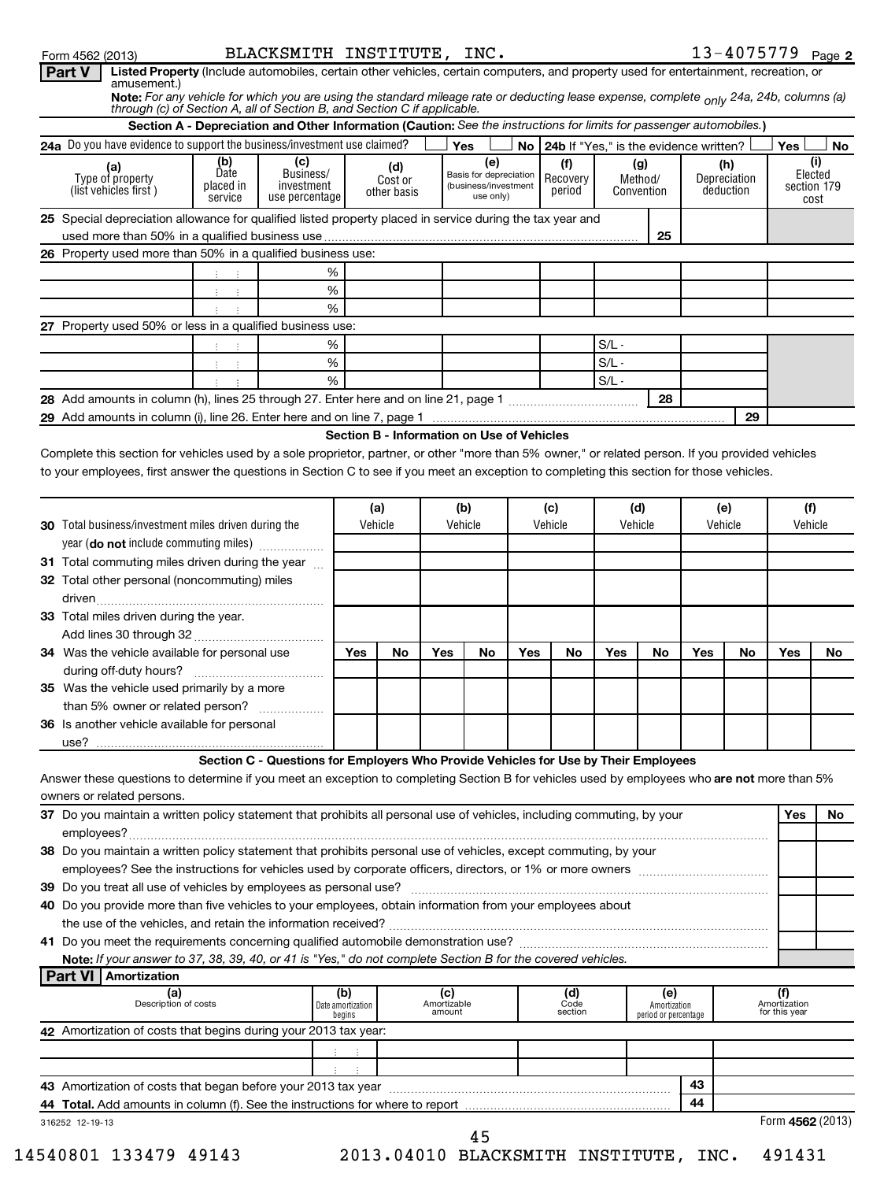Form 4562 (2013) BLACKSMITH INSTITUTE, INC. 13-4075779 Page 2

**Part V** **Listed Property** (Include automobiles, certain other vehicles, certain computers, and property used for entertainment, recreation, or amusement.)

**Note:** *For any vehicle for which you are using the standard mileage rate or deducting lease expense, complete only 24a, 24b, columns (a) through (c) of Section A, all of Section B, and Section C if applicable.*

**Section A - Depreciation and Other Information (Caution:** *See the instructions for limits for passenger automobiles.***)**

24a Do you have evidence to support the business/investment use claimed? Yes No **24b** If "Yes," is the evidence written? Yes No

| (a) Type of property (list vehicles first) | (b) Date placed in service | (c) Business/ investment use percentage | (d) Cost or other basis | (e) Basis for depreciation (business/investment use only) | (f) Recovery period | (g) Method/ Convention | (h) Depreciation deduction | (i) Elected section 179 cost |
|---|---|---|---|---|---|---|---|---|
| **25** Special depreciation allowance for qualified listed property placed in service during the tax year and used more than 50% in a qualified business use | | | | | | 25 | | |
| **26** Property used more than 50% in a qualified business use: | | | | | | | | |
| | | % | | | | | | |
| | | % | | | | | | |
| | | % | | | | | | |
| **27** Property used 50% or less in a qualified business use: | | | | | | | | |
| | | % | | | | S/L - | | |
| | | % | | | | S/L - | | |
| | | % | | | | S/L - | | |
| **28** Add amounts in column (h), lines 25 through 27. Enter here and on line 21, page 1 | | | | | | 28 | | |
| **29** Add amounts in column (i), line 26. Enter here and on line 7, page 1 | | | | | | | 29 | |

**Section B - Information on Use of Vehicles**

Complete this section for vehicles used by a sole proprietor, partner, or other "more than 5% owner," or related person. If you provided vehicles to your employees, first answer the questions in Section C to see if you meet an exception to completing this section for those vehicles.

| | (a) Vehicle | | (b) Vehicle | | (c) Vehicle | | (d) Vehicle | | (e) Vehicle | | (f) Vehicle | |
|---|---|---|---|---|---|---|---|---|---|---|---|---|
| **30** Total business/investment miles driven during the year (**do not** include commuting miles) | | | | | | | | | | | | |
| **31** Total commuting miles driven during the year | | | | | | | | | | | | |
| **32** Total other personal (noncommuting) miles driven | | | | | | | | | | | | |
| **33** Total miles driven during the year. Add lines 30 through 32 | | | | | | | | | | | | |
| | Yes | No | Yes | No | Yes | No | Yes | No | Yes | No | Yes | No |
| **34** Was the vehicle available for personal use during off-duty hours? | | | | | | | | | | | | |
| **35** Was the vehicle used primarily by a more than 5% owner or related person? | | | | | | | | | | | | |
| **36** Is another vehicle available for personal use? | | | | | | | | | | | | |

**Section C - Questions for Employers Who Provide Vehicles for Use by Their Employees**

Answer these questions to determine if you meet an exception to completing Section B for vehicles used by employees who **are not** more than 5% owners or related persons.

| | Yes | No |
|---|---|---|
| **37** Do you maintain a written policy statement that prohibits all personal use of vehicles, including commuting, by your employees? | | |
| **38** Do you maintain a written policy statement that prohibits personal use of vehicles, except commuting, by your employees? See the instructions for vehicles used by corporate officers, directors, or 1% or more owners | | |
| **39** Do you treat all use of vehicles by employees as personal use? | | |
| **40** Do you provide more than five vehicles to your employees, obtain information from your employees about the use of the vehicles, and retain the information received? | | |
| **41** Do you meet the requirements concerning qualified automobile demonstration use? | | |

**Note:** *If your answer to 37, 38, 39, 40, or 41 is "Yes," do not complete Section B for the covered vehicles.*

**Part VI** **Amortization**

| (a) Description of costs | (b) Date amortization begins | (c) Amortizable amount | (d) Code section | (e) Amortization period or percentage | (f) Amortization for this year |
|---|---|---|---|---|---|
| **42** Amortization of costs that begins during your 2013 tax year: | | | | | |
| | | | | | |
| | | | | | |
| **43** Amortization of costs that began before your 2013 tax year | | | | 43 | |
| **44** **Total.** Add amounts in column (f). See the instructions for where to report | | | | 44 | |

316252 12-19-13 Form **4562** (2013)

14540801 133479 49143 2013.04010 BLACKSMITH INSTITUTE, INC. 491431